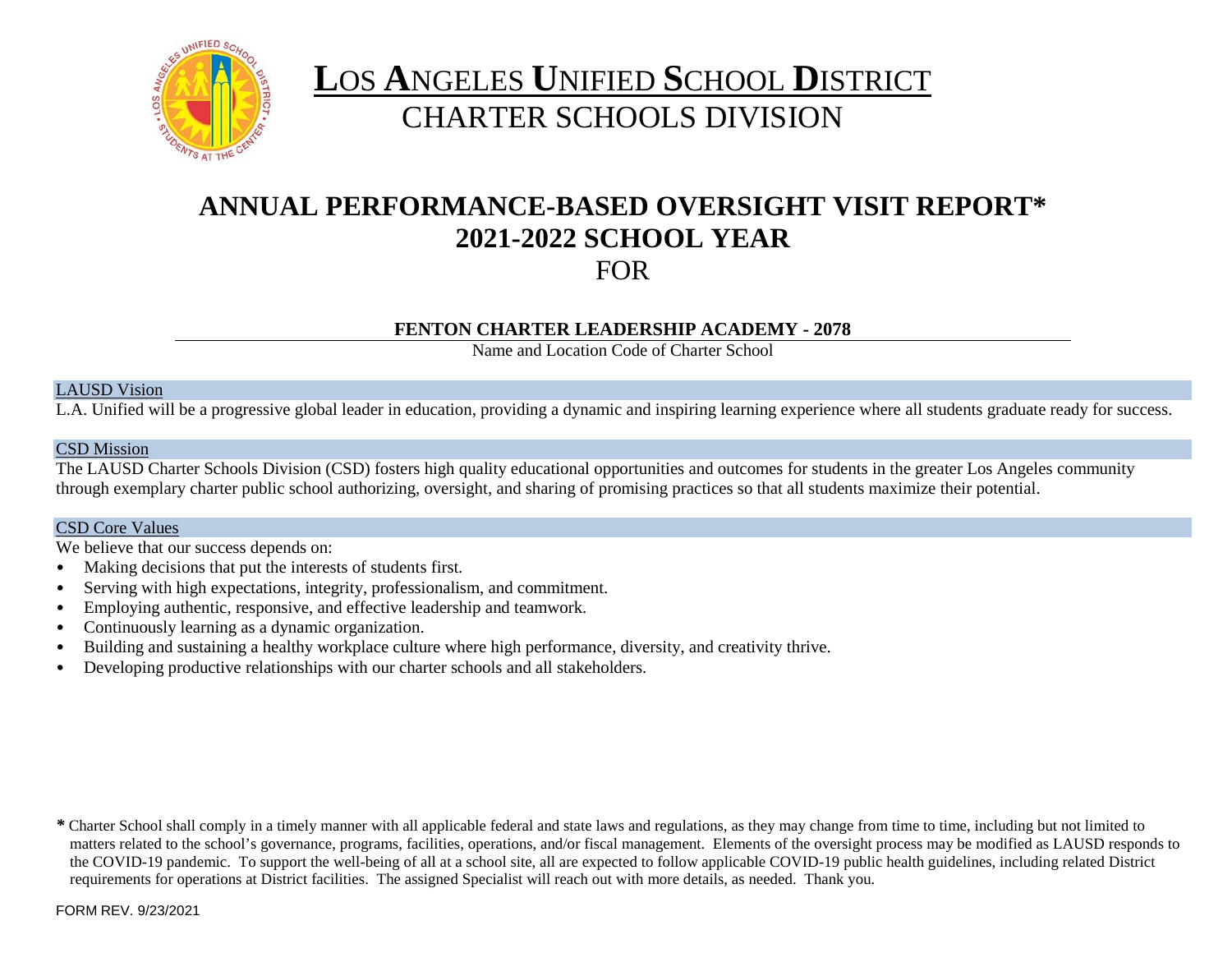# LOS ANGELES UNIFIED SCHOOL DISTRICT
## CHARTER SCHOOLS DIVISION

# ANNUAL PERFORMANCE-BASED OVERSIGHT VISIT REPORT*
# 2021-2022 SCHOOL YEAR
## FOR

**FENTON CHARTER LEADERSHIP ACADEMY - 2078**

Name and Location Code of Charter School

### LAUSD Vision

L.A. Unified will be a progressive global leader in education, providing a dynamic and inspiring learning experience where all students graduate ready for success.

### CSD Mission

The LAUSD Charter Schools Division (CSD) fosters high quality educational opportunities and outcomes for students in the greater Los Angeles community through exemplary charter public school authorizing, oversight, and sharing of promising practices so that all students maximize their potential.

### CSD Core Values

We believe that our success depends on:

- Making decisions that put the interests of students first.
- Serving with high expectations, integrity, professionalism, and commitment.
- Employing authentic, responsive, and effective leadership and teamwork.
- Continuously learning as a dynamic organization.
- Building and sustaining a healthy workplace culture where high performance, diversity, and creativity thrive.
- Developing productive relationships with our charter schools and all stakeholders.

*Charter School shall comply in a timely manner with all applicable federal and state laws and regulations, as they may change from time to time, including but not limited to matters related to the school's governance, programs, facilities, operations, and/or fiscal management. Elements of the oversight process may be modified as LAUSD responds to the COVID-19 pandemic. To support the well-being of all at a school site, all are expected to follow applicable COVID-19 public health guidelines, including related District requirements for operations at District facilities. The assigned Specialist will reach out with more details, as needed. Thank you.

FORM REV. 9/23/2021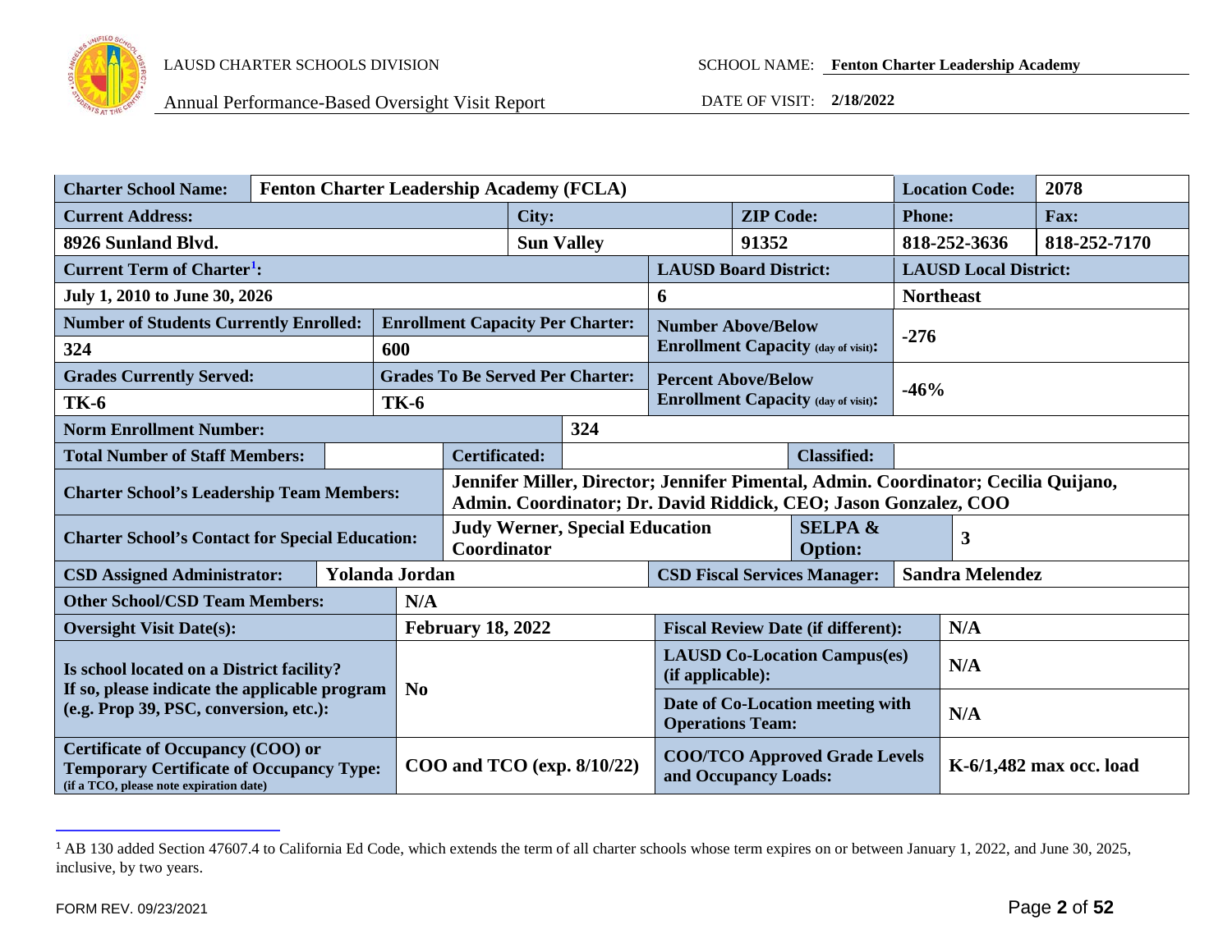| Charter School Name: | Fenton Charter Leadership Academy (FCLA) | | | Location Code: | 2078 |
|---|---|---|---|---|---|
| **Current Address:** | **City:** | **ZIP Code:** | | **Phone:** | **Fax:** |
| 8926 Sunland Blvd. | Sun Valley | 91352 | | 818-252-3636 | 818-252-7170 |
| **Current Term of Charter[1]:** | | **LAUSD Board District:** | | **LAUSD Local District:** | |
| July 1, 2010 to June 30, 2026 | | 6 | | Northeast | |
| **Number of Students Currently Enrolled:** | **Enrollment Capacity Per Charter:** | **Number Above/Below Enrollment Capacity (day of visit):** | | -276 | |
| 324 | 600 | | | | |
| **Grades Currently Served:** | **Grades To Be Served Per Charter:** | **Percent Above/Below Enrollment Capacity (day of visit):** | | -46% | |
| TK-6 | TK-6 | | | | |
| **Norm Enrollment Number:** | 324 | | | | |
| **Total Number of Staff Members:** | | **Certificated:** | | **Classified:** | |
| **Charter School's Leadership Team Members:** | Jennifer Miller, Director; Jennifer Pimental, Admin. Coordinator; Cecilia Quijano, Admin. Coordinator; Dr. David Riddick, CEO; Jason Gonzalez, COO | | | | |
| **Charter School's Contact for Special Education:** | Judy Werner, Special Education Coordinator | | **SELPA & Option:** | 3 | |
| **CSD Assigned Administrator:** | Yolanda Jordan | **CSD Fiscal Services Manager:** | | Sandra Melendez | |
| **Other School/CSD Team Members:** | N/A | | | | |
| **Oversight Visit Date(s):** | February 18, 2022 | **Fiscal Review Date (if different):** | | N/A | |
| **Is school located on a District facility? If so, please indicate the applicable program (e.g. Prop 39, PSC, conversion, etc.):** | No | **LAUSD Co-Location Campus(es) (if applicable):** | | N/A | |
| | | **Date of Co-Location meeting with Operations Team:** | | N/A | |
| **Certificate of Occupancy (COO) or Temporary Certificate of Occupancy Type:** (if a TCO, please note expiration date) | COO and TCO (exp. 8/10/22) | **COO/TCO Approved Grade Levels and Occupancy Loads:** | | K-6/1,482 max occ. load | |

[1] AB 130 added Section 47607.4 to California Ed Code, which extends the term of all charter schools whose term expires on or between January 1, 2022, and June 30, 2025, inclusive, by two years.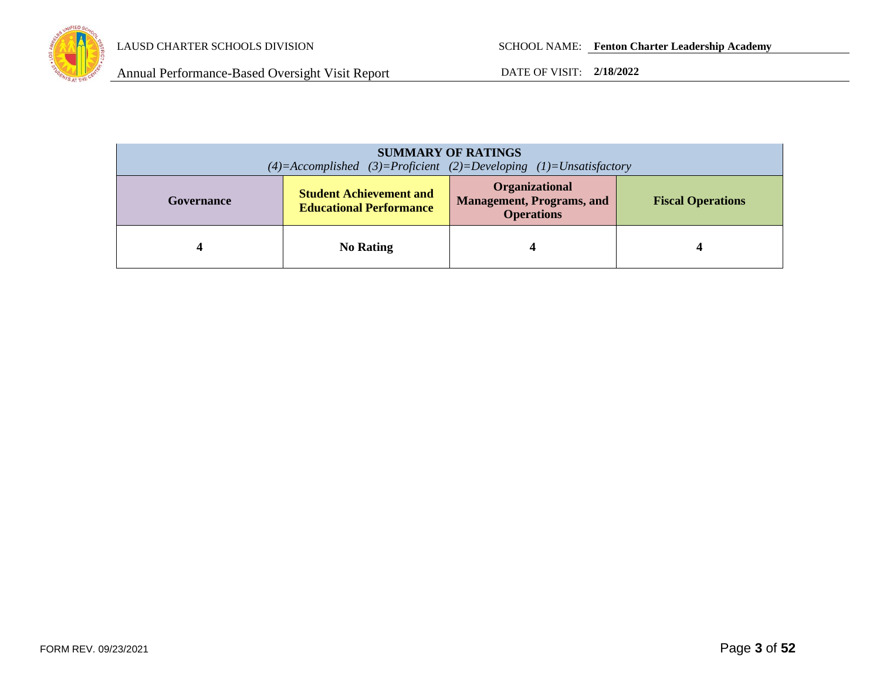| SUMMARY OF RATINGS *(4)=Accomplished (3)=Proficient (2)=Developing (1)=Unsatisfactory* | | | |
|---|---|---|---|
| **Governance** | **Student Achievement and Educational Performance** | **Organizational Management, Programs, and Operations** | **Fiscal Operations** |
| **4** | **No Rating** | **4** | **4** |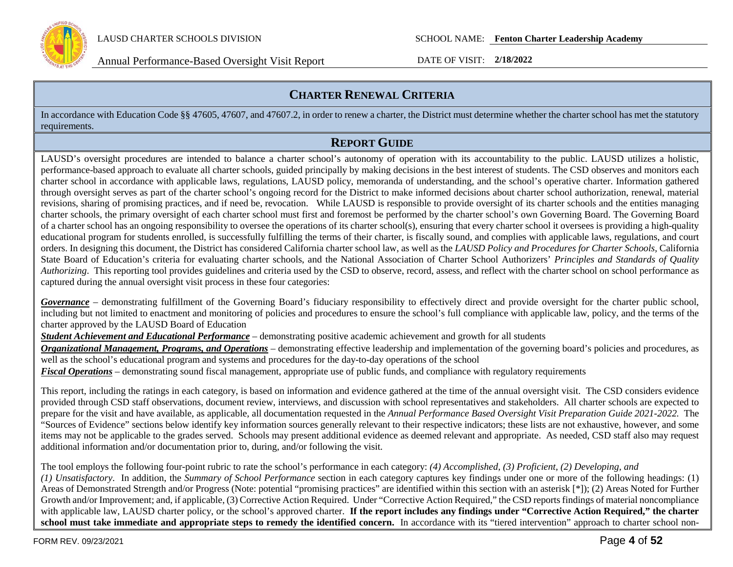## CHARTER RENEWAL CRITERIA

In accordance with Education Code §§ 47605, 47607, and 47607.2, in order to renew a charter, the District must determine whether the charter school has met the statutory requirements.

## REPORT GUIDE

LAUSD's oversight procedures are intended to balance a charter school's autonomy of operation with its accountability to the public. LAUSD utilizes a holistic, performance-based approach to evaluate all charter schools, guided principally by making decisions in the best interest of students. The CSD observes and monitors each charter school in accordance with applicable laws, regulations, LAUSD policy, memoranda of understanding, and the school's operative charter. Information gathered through oversight serves as part of the charter school's ongoing record for the District to make informed decisions about charter school authorization, renewal, material revisions, sharing of promising practices, and if need be, revocation. While LAUSD is responsible to provide oversight of its charter schools and the entities managing charter schools, the primary oversight of each charter school must first and foremost be performed by the charter school's own Governing Board. The Governing Board of a charter school has an ongoing responsibility to oversee the operations of its charter school(s), ensuring that every charter school it oversees is providing a high-quality educational program for students enrolled, is successfully fulfilling the terms of their charter, is fiscally sound, and complies with applicable laws, regulations, and court orders. In designing this document, the District has considered California charter school law, as well as the *LAUSD Policy and Procedures for Charter Schools*, California State Board of Education's criteria for evaluating charter schools, and the National Association of Charter School Authorizers' *Principles and Standards of Quality Authorizing*. This reporting tool provides guidelines and criteria used by the CSD to observe, record, assess, and reflect with the charter school on school performance as captured during the annual oversight visit process in these four categories:

***Governance*** – demonstrating fulfillment of the Governing Board's fiduciary responsibility to effectively direct and provide oversight for the charter public school, including but not limited to enactment and monitoring of policies and procedures to ensure the school's full compliance with applicable law, policy, and the terms of the charter approved by the LAUSD Board of Education

***Student Achievement and Educational Performance*** – demonstrating positive academic achievement and growth for all students

***Organizational Management, Programs, and Operations*** – demonstrating effective leadership and implementation of the governing board's policies and procedures, as well as the school's educational program and systems and procedures for the day-to-day operations of the school

***Fiscal Operations*** – demonstrating sound fiscal management, appropriate use of public funds, and compliance with regulatory requirements

This report, including the ratings in each category, is based on information and evidence gathered at the time of the annual oversight visit. The CSD considers evidence provided through CSD staff observations, document review, interviews, and discussion with school representatives and stakeholders. All charter schools are expected to prepare for the visit and have available, as applicable, all documentation requested in the *Annual Performance Based Oversight Visit Preparation Guide 2021-2022.* The "Sources of Evidence" sections below identify key information sources generally relevant to their respective indicators; these lists are not exhaustive, however, and some items may not be applicable to the grades served. Schools may present additional evidence as deemed relevant and appropriate. As needed, CSD staff also may request additional information and/or documentation prior to, during, and/or following the visit.

The tool employs the following four-point rubric to rate the school's performance in each category: *(4) Accomplished, (3) Proficient, (2) Developing, and (1) Unsatisfactory*. In addition, the *Summary of School Performance* section in each category captures key findings under one or more of the following headings: (1) Areas of Demonstrated Strength and/or Progress (Note: potential "promising practices" are identified within this section with an asterisk [*]); (2) Areas Noted for Further Growth and/or Improvement; and, if applicable, (3) Corrective Action Required. Under "Corrective Action Required," the CSD reports findings of material noncompliance with applicable law, LAUSD charter policy, or the school's approved charter. **If the report includes any findings under "Corrective Action Required," the charter school must take immediate and appropriate steps to remedy the identified concern.** In accordance with its "tiered intervention" approach to charter school non-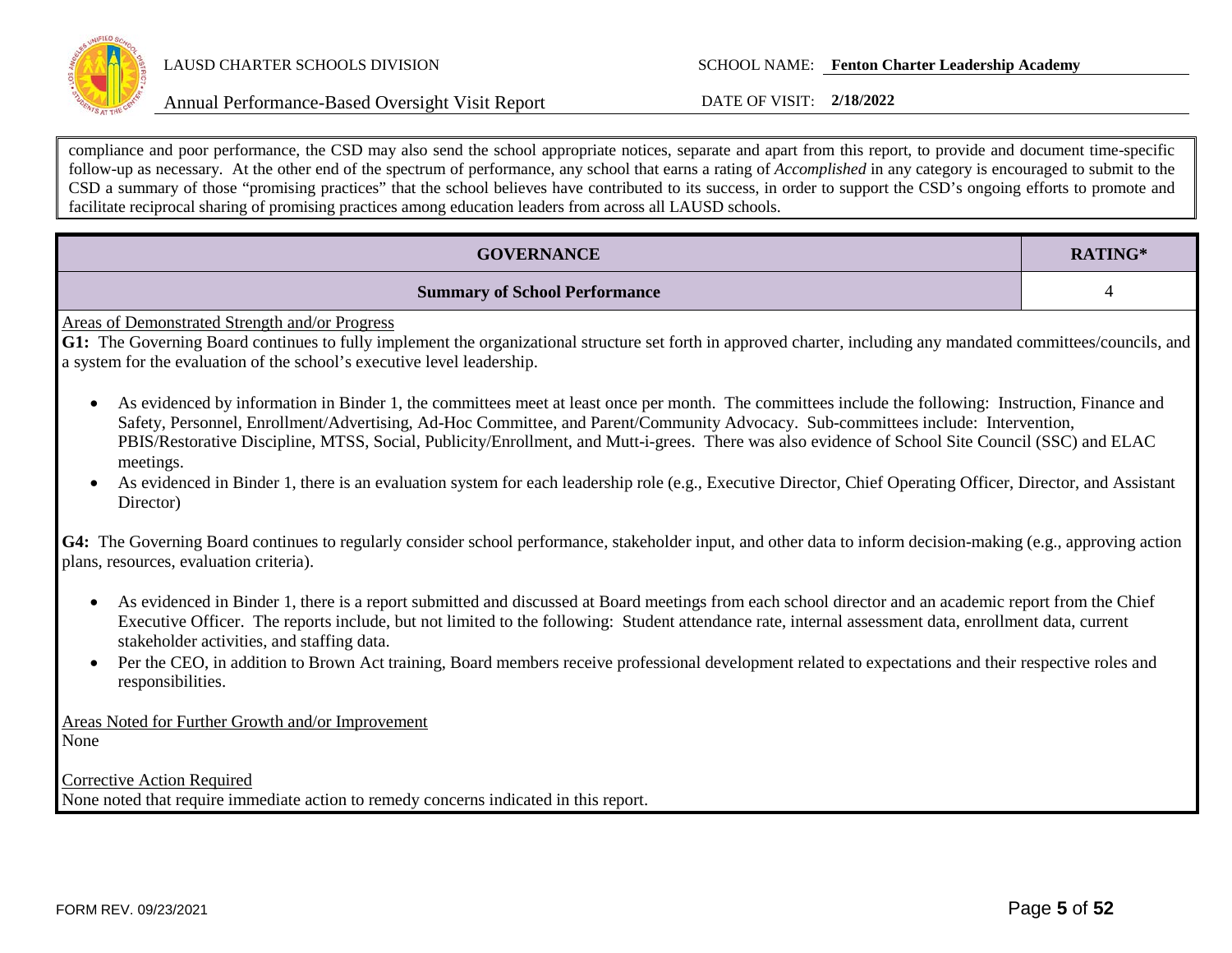compliance and poor performance, the CSD may also send the school appropriate notices, separate and apart from this report, to provide and document time-specific follow-up as necessary. At the other end of the spectrum of performance, any school that earns a rating of *Accomplished* in any category is encouraged to submit to the CSD a summary of those "promising practices" that the school believes have contributed to its success, in order to support the CSD's ongoing efforts to promote and facilitate reciprocal sharing of promising practices among education leaders from across all LAUSD schools.

| GOVERNANCE | RATING* |
|---|---|
| **Summary of School Performance** | 4 |

Areas of Demonstrated Strength and/or Progress

**G1:** The Governing Board continues to fully implement the organizational structure set forth in approved charter, including any mandated committees/councils, and a system for the evaluation of the school's executive level leadership.

- As evidenced by information in Binder 1, the committees meet at least once per month. The committees include the following: Instruction, Finance and Safety, Personnel, Enrollment/Advertising, Ad-Hoc Committee, and Parent/Community Advocacy. Sub-committees include: Intervention, PBIS/Restorative Discipline, MTSS, Social, Publicity/Enrollment, and Mutt-i-grees. There was also evidence of School Site Council (SSC) and ELAC meetings.
- As evidenced in Binder 1, there is an evaluation system for each leadership role (e.g., Executive Director, Chief Operating Officer, Director, and Assistant Director)

**G4:** The Governing Board continues to regularly consider school performance, stakeholder input, and other data to inform decision-making (e.g., approving action plans, resources, evaluation criteria).

- As evidenced in Binder 1, there is a report submitted and discussed at Board meetings from each school director and an academic report from the Chief Executive Officer. The reports include, but not limited to the following: Student attendance rate, internal assessment data, enrollment data, current stakeholder activities, and staffing data.
- Per the CEO, in addition to Brown Act training, Board members receive professional development related to expectations and their respective roles and responsibilities.

Areas Noted for Further Growth and/or Improvement

None

Corrective Action Required

None noted that require immediate action to remedy concerns indicated in this report.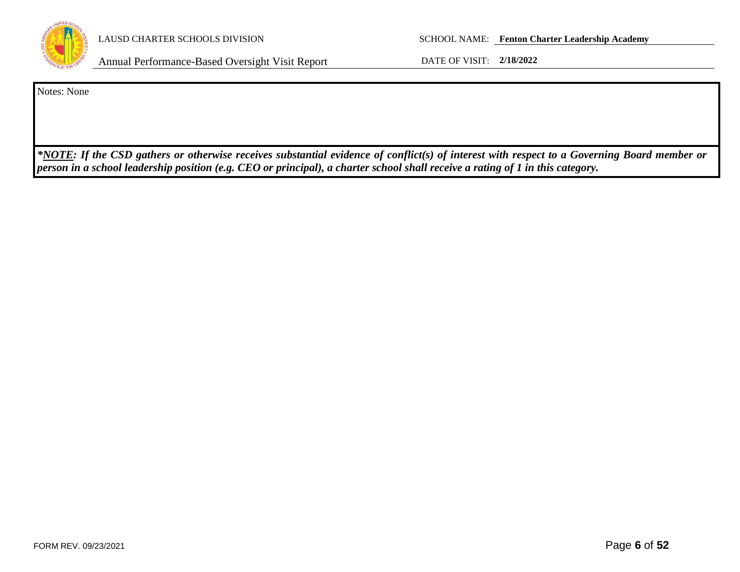Notes: None

***NOTE*: If the CSD gathers or otherwise receives substantial evidence of conflict(s) of interest with respect to a Governing Board member or person in a school leadership position (e.g. CEO or principal), a charter school shall receive a rating of 1 in this category.**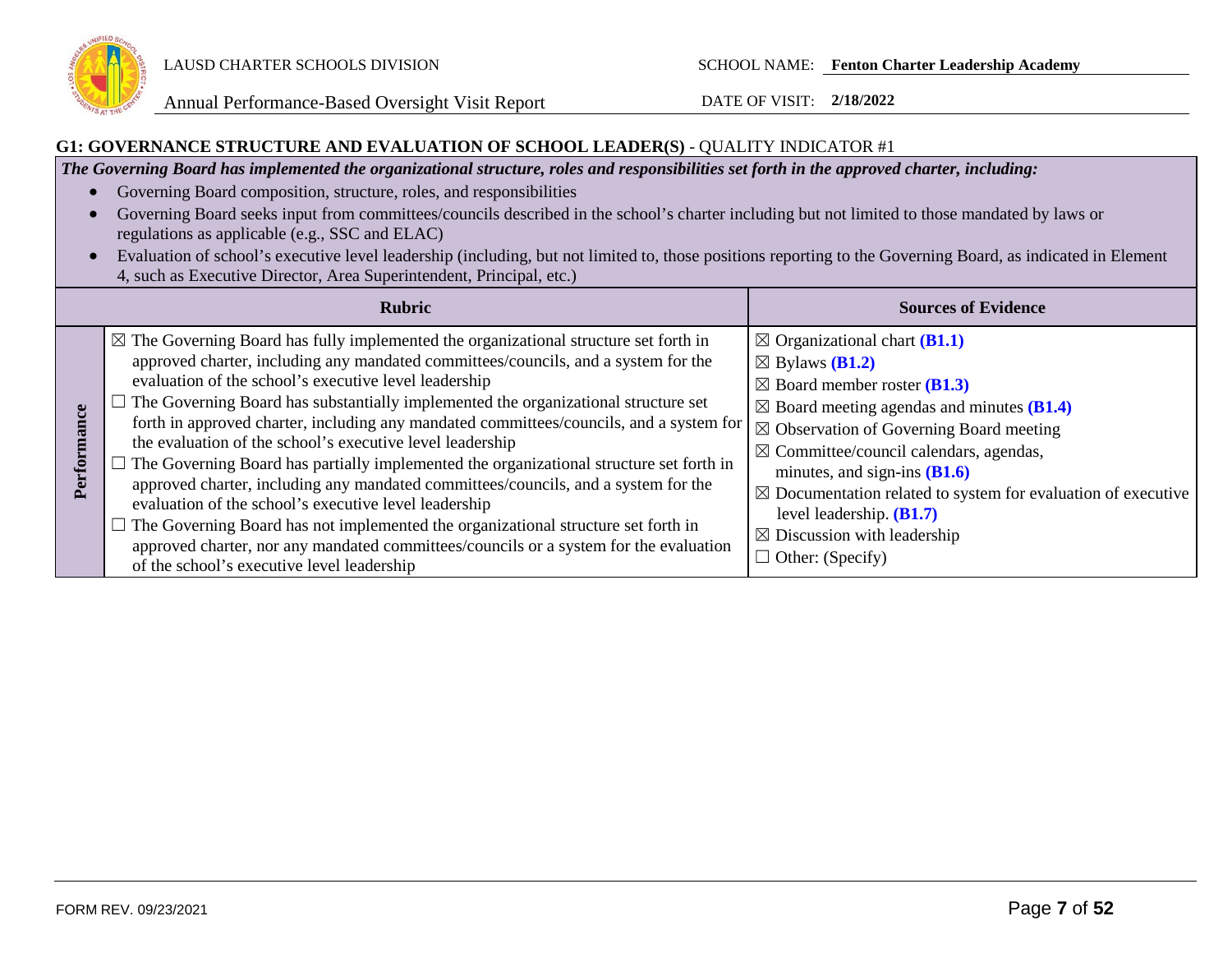LAUSD CHARTER SCHOOLS DIVISION

Annual Performance-Based Oversight Visit Report

SCHOOL NAME: **Fenton Charter Leadership Academy**

DATE OF VISIT: **2/18/2022**

## G1: GOVERNANCE STRUCTURE AND EVALUATION OF SCHOOL LEADER(S) - QUALITY INDICATOR #1

***The Governing Board has implemented the organizational structure, roles and responsibilities set forth in the approved charter, including:***

- Governing Board composition, structure, roles, and responsibilities
- Governing Board seeks input from committees/councils described in the school's charter including but not limited to those mandated by laws or regulations as applicable (e.g., SSC and ELAC)
- Evaluation of school's executive level leadership (including, but not limited to, those positions reporting to the Governing Board, as indicated in Element 4, such as Executive Director, Area Superintendent, Principal, etc.)

| | Rubric | Sources of Evidence |
|---|---|---|
| **Performance** | ☒ The Governing Board has fully implemented the organizational structure set forth in approved charter, including any mandated committees/councils, and a system for the evaluation of the school's executive level leadership<br>☐ The Governing Board has substantially implemented the organizational structure set forth in approved charter, including any mandated committees/councils, and a system for the evaluation of the school's executive level leadership<br>☐ The Governing Board has partially implemented the organizational structure set forth in approved charter, including any mandated committees/councils, and a system for the evaluation of the school's executive level leadership<br>☐ The Governing Board has not implemented the organizational structure set forth in approved charter, nor any mandated committees/councils or a system for the evaluation of the school's executive level leadership | ☒ Organizational chart **(B1.1)**<br>☒ Bylaws **(B1.2)**<br>☒ Board member roster **(B1.3)**<br>☒ Board meeting agendas and minutes **(B1.4)**<br>☒ Observation of Governing Board meeting<br>☒ Committee/council calendars, agendas, minutes, and sign-ins **(B1.6)**<br>☒ Documentation related to system for evaluation of executive level leadership. **(B1.7)**<br>☒ Discussion with leadership<br>☐ Other: (Specify) |

FORM REV. 09/23/2021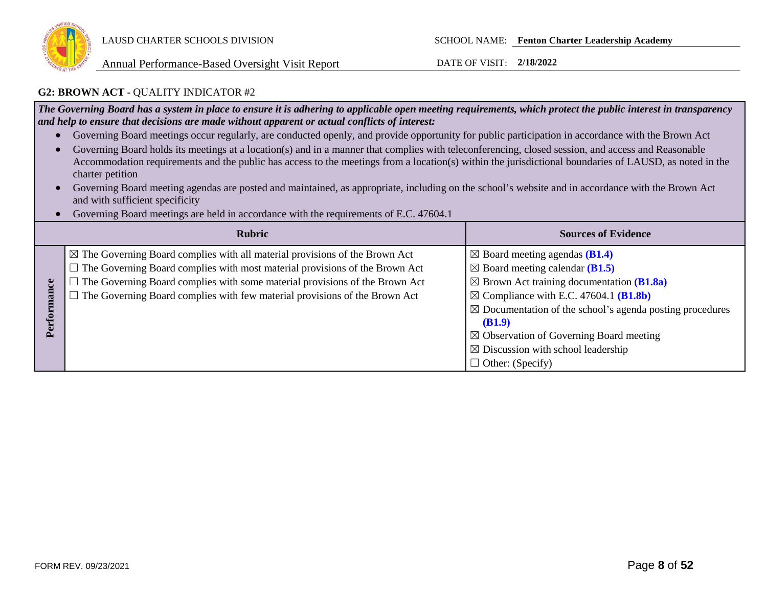### G2: BROWN ACT - QUALITY INDICATOR #2

***The Governing Board has a system in place to ensure it is adhering to applicable open meeting requirements, which protect the public interest in transparency and help to ensure that decisions are made without apparent or actual conflicts of interest:***

- Governing Board meetings occur regularly, are conducted openly, and provide opportunity for public participation in accordance with the Brown Act
- Governing Board holds its meetings at a location(s) and in a manner that complies with teleconferencing, closed session, and access and Reasonable Accommodation requirements and the public has access to the meetings from a location(s) within the jurisdictional boundaries of LAUSD, as noted in the charter petition
- Governing Board meeting agendas are posted and maintained, as appropriate, including on the school's website and in accordance with the Brown Act and with sufficient specificity
- Governing Board meetings are held in accordance with the requirements of E.C. 47604.1

| | Rubric | Sources of Evidence |
|---|---|---|
| **Performance** | ☒ The Governing Board complies with all material provisions of the Brown Act<br>☐ The Governing Board complies with most material provisions of the Brown Act<br>☐ The Governing Board complies with some material provisions of the Brown Act<br>☐ The Governing Board complies with few material provisions of the Brown Act | ☒ Board meeting agendas **(B1.4)**<br>☒ Board meeting calendar **(B1.5)**<br>☒ Brown Act training documentation **(B1.8a)**<br>☒ Compliance with E.C. 47604.1 **(B1.8b)**<br>☒ Documentation of the school's agenda posting procedures **(B1.9)**<br>☒ Observation of Governing Board meeting<br>☒ Discussion with school leadership<br>☐ Other: (Specify) |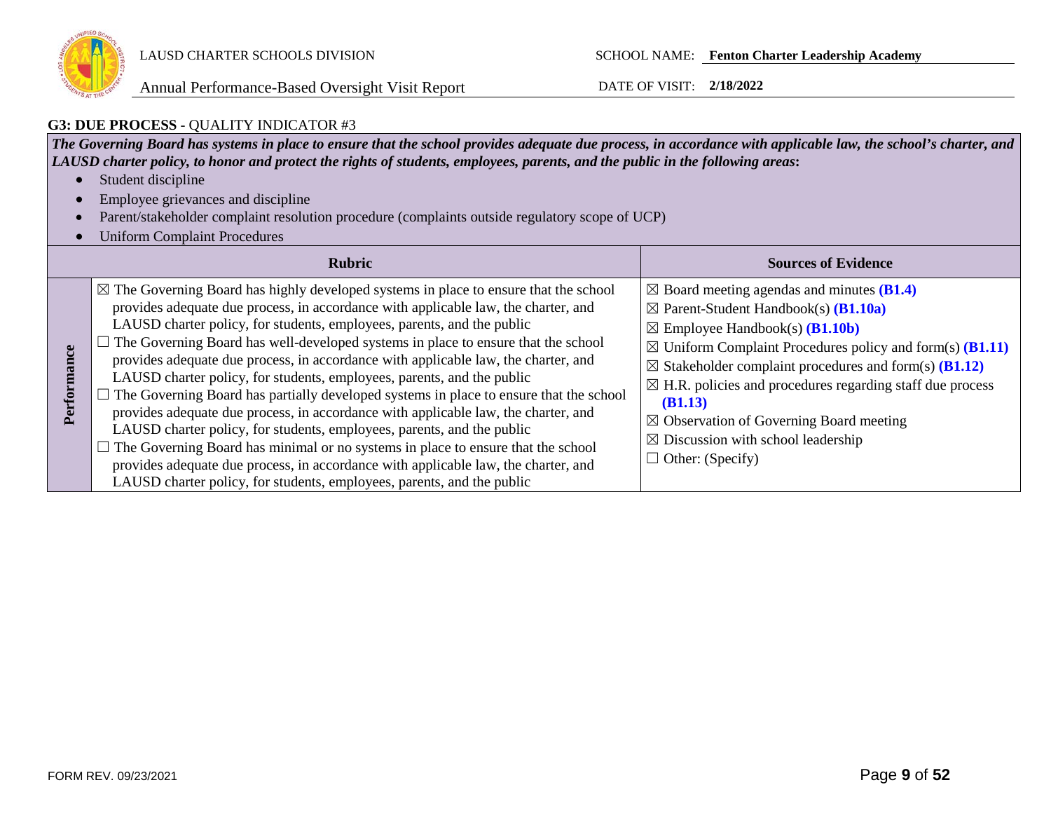LAUSD CHARTER SCHOOLS DIVISION

Annual Performance-Based Oversight Visit Report

SCHOOL NAME: **Fenton Charter Leadership Academy**

DATE OF VISIT: **2/18/2022**

## G3: DUE PROCESS - QUALITY INDICATOR #3

***The Governing Board has systems in place to ensure that the school provides adequate due process, in accordance with applicable law, the school's charter, and LAUSD charter policy, to honor and protect the rights of students, employees, parents, and the public in the following areas*:**

- Student discipline
- Employee grievances and discipline
- Parent/stakeholder complaint resolution procedure (complaints outside regulatory scope of UCP)
- Uniform Complaint Procedures

| | Rubric | Sources of Evidence |
|---|---|---|
| **Performance** | ☒ The Governing Board has highly developed systems in place to ensure that the school provides adequate due process, in accordance with applicable law, the charter, and LAUSD charter policy, for students, employees, parents, and the public<br>☐ The Governing Board has well-developed systems in place to ensure that the school provides adequate due process, in accordance with applicable law, the charter, and LAUSD charter policy, for students, employees, parents, and the public<br>☐ The Governing Board has partially developed systems in place to ensure that the school provides adequate due process, in accordance with applicable law, the charter, and LAUSD charter policy, for students, employees, parents, and the public<br>☐ The Governing Board has minimal or no systems in place to ensure that the school provides adequate due process, in accordance with applicable law, the charter, and LAUSD charter policy, for students, employees, parents, and the public | ☒ Board meeting agendas and minutes **(B1.4)**<br>☒ Parent-Student Handbook(s) **(B1.10a)**<br>☒ Employee Handbook(s) **(B1.10b)**<br>☒ Uniform Complaint Procedures policy and form(s) **(B1.11)**<br>☒ Stakeholder complaint procedures and form(s) **(B1.12)**<br>☒ H.R. policies and procedures regarding staff due process **(B1.13)**<br>☒ Observation of Governing Board meeting<br>☒ Discussion with school leadership<br>☐ Other: (Specify) |

FORM REV. 09/23/2021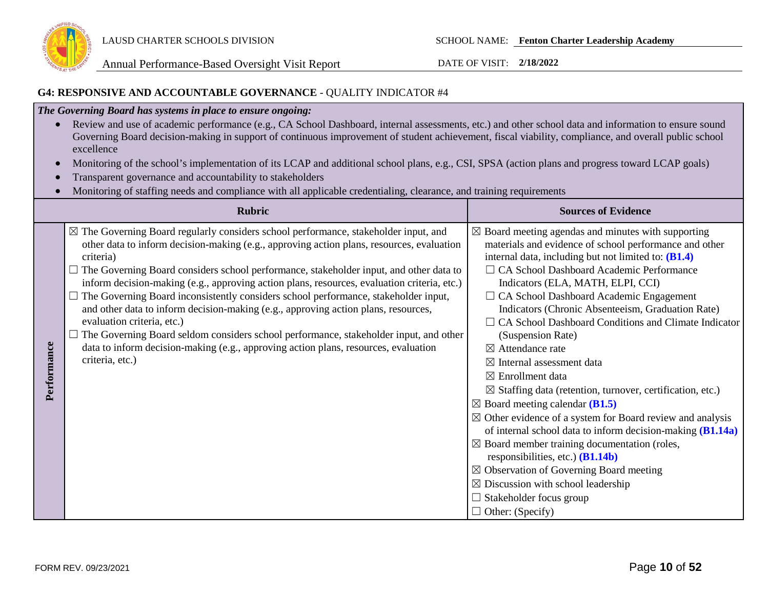## G4: RESPONSIVE AND ACCOUNTABLE GOVERNANCE - QUALITY INDICATOR #4

***The Governing Board has systems in place to ensure ongoing:***

- Review and use of academic performance (e.g., CA School Dashboard, internal assessments, etc.) and other school data and information to ensure sound Governing Board decision-making in support of continuous improvement of student achievement, fiscal viability, compliance, and overall public school excellence
- Monitoring of the school's implementation of its LCAP and additional school plans, e.g., CSI, SPSA (action plans and progress toward LCAP goals)
- Transparent governance and accountability to stakeholders
- Monitoring of staffing needs and compliance with all applicable credentialing, clearance, and training requirements

| | Rubric | Sources of Evidence |
|---|---|---|
| **Performance** | ☒ The Governing Board regularly considers school performance, stakeholder input, and other data to inform decision-making (e.g., approving action plans, resources, evaluation criteria)<br>☐ The Governing Board considers school performance, stakeholder input, and other data to inform decision-making (e.g., approving action plans, resources, evaluation criteria, etc.)<br>☐ The Governing Board inconsistently considers school performance, stakeholder input, and other data to inform decision-making (e.g., approving action plans, resources, evaluation criteria, etc.)<br>☐ The Governing Board seldom considers school performance, stakeholder input, and other data to inform decision-making (e.g., approving action plans, resources, evaluation criteria, etc.) | ☒ Board meeting agendas and minutes with supporting materials and evidence of school performance and other internal data, including but not limited to: **(B1.4)**<br>☐ CA School Dashboard Academic Performance Indicators (ELA, MATH, ELPI, CCI)<br>☐ CA School Dashboard Academic Engagement Indicators (Chronic Absenteeism, Graduation Rate)<br>☐ CA School Dashboard Conditions and Climate Indicator (Suspension Rate)<br>☒ Attendance rate<br>☒ Internal assessment data<br>☒ Enrollment data<br>☒ Staffing data (retention, turnover, certification, etc.)<br>☒ Board meeting calendar **(B1.5)**<br>☒ Other evidence of a system for Board review and analysis of internal school data to inform decision-making **(B1.14a)**<br>☒ Board member training documentation (roles, responsibilities, etc.) **(B1.14b)**<br>☒ Observation of Governing Board meeting<br>☒ Discussion with school leadership<br>☐ Stakeholder focus group<br>☐ Other: (Specify) |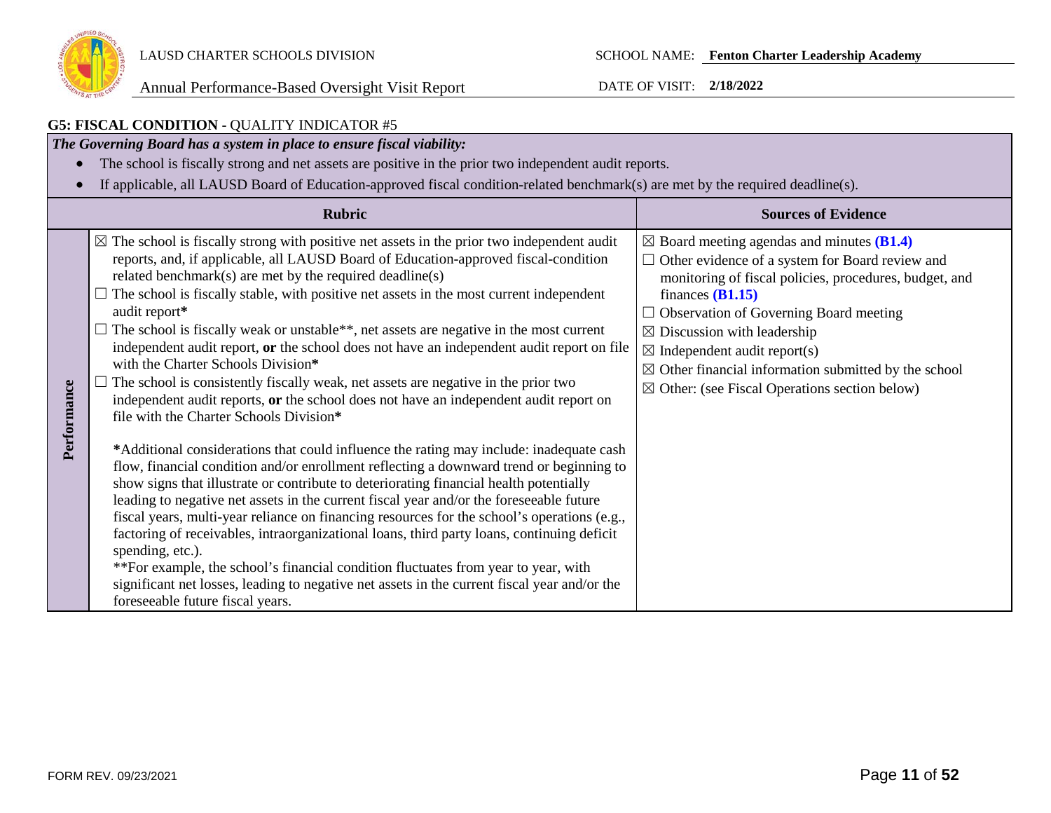## G5: FISCAL CONDITION - QUALITY INDICATOR #5

***The Governing Board has a system in place to ensure fiscal viability:***

- The school is fiscally strong and net assets are positive in the prior two independent audit reports.
- If applicable, all LAUSD Board of Education-approved fiscal condition-related benchmark(s) are met by the required deadline(s).

| | Rubric | Sources of Evidence |
|---|---|---|
| **Performance** | ☒ The school is fiscally strong with positive net assets in the prior two independent audit reports, and, if applicable, all LAUSD Board of Education-approved fiscal-condition related benchmark(s) are met by the required deadline(s)<br>☐ The school is fiscally stable, with positive net assets in the most current independent audit report**\***<br>☐ The school is fiscally weak or unstable\*\*, net assets are negative in the most current independent audit report, **or** the school does not have an independent audit report on file with the Charter Schools Division**\***<br>☐ The school is consistently fiscally weak, net assets are negative in the prior two independent audit reports, **or** the school does not have an independent audit report on file with the Charter Schools Division**\***<br><br>**\***Additional considerations that could influence the rating may include: inadequate cash flow, financial condition and/or enrollment reflecting a downward trend or beginning to show signs that illustrate or contribute to deteriorating financial health potentially leading to negative net assets in the current fiscal year and/or the foreseeable future fiscal years, multi-year reliance on financing resources for the school's operations (e.g., factoring of receivables, intraorganizational loans, third party loans, continuing deficit spending, etc.).<br>\*\*For example, the school's financial condition fluctuates from year to year, with significant net losses, leading to negative net assets in the current fiscal year and/or the foreseeable future fiscal years. | ☒ Board meeting agendas and minutes **(B1.4)**<br>☐ Other evidence of a system for Board review and monitoring of fiscal policies, procedures, budget, and finances **(B1.15)**<br>☐ Observation of Governing Board meeting<br>☒ Discussion with leadership<br>☒ Independent audit report(s)<br>☒ Other financial information submitted by the school<br>☒ Other: (see Fiscal Operations section below) |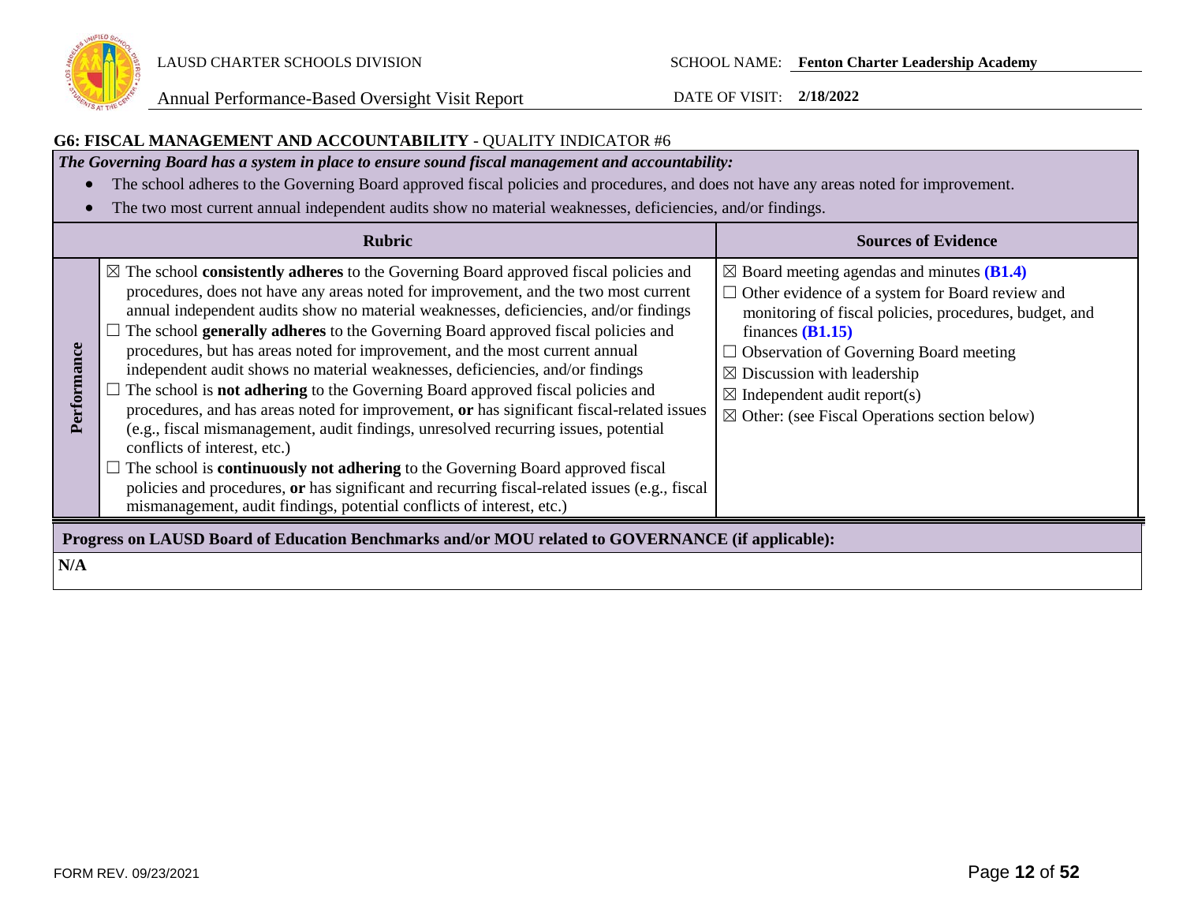## G6: FISCAL MANAGEMENT AND ACCOUNTABILITY - QUALITY INDICATOR #6

***The Governing Board has a system in place to ensure sound fiscal management and accountability:***

- The school adheres to the Governing Board approved fiscal policies and procedures, and does not have any areas noted for improvement.
- The two most current annual independent audits show no material weaknesses, deficiencies, and/or findings.

| | Rubric | Sources of Evidence |
|---|---|---|
| **Performance** | ☒ The school **consistently adheres** to the Governing Board approved fiscal policies and procedures, does not have any areas noted for improvement, and the two most current annual independent audits show no material weaknesses, deficiencies, and/or findings<br>☐ The school **generally adheres** to the Governing Board approved fiscal policies and procedures, but has areas noted for improvement, and the most current annual independent audit shows no material weaknesses, deficiencies, and/or findings<br>☐ The school is **not adhering** to the Governing Board approved fiscal policies and procedures, and has areas noted for improvement, **or** has significant fiscal-related issues (e.g., fiscal mismanagement, audit findings, unresolved recurring issues, potential conflicts of interest, etc.)<br>☐ The school is **continuously not adhering** to the Governing Board approved fiscal policies and procedures, **or** has significant and recurring fiscal-related issues (e.g., fiscal mismanagement, audit findings, potential conflicts of interest, etc.) | ☒ Board meeting agendas and minutes **(B1.4)**<br>☐ Other evidence of a system for Board review and monitoring of fiscal policies, procedures, budget, and finances **(B1.15)**<br>☐ Observation of Governing Board meeting<br>☒ Discussion with leadership<br>☒ Independent audit report(s)<br>☒ Other: (see Fiscal Operations section below) |

**Progress on LAUSD Board of Education Benchmarks and/or MOU related to GOVERNANCE (if applicable):**

**N/A**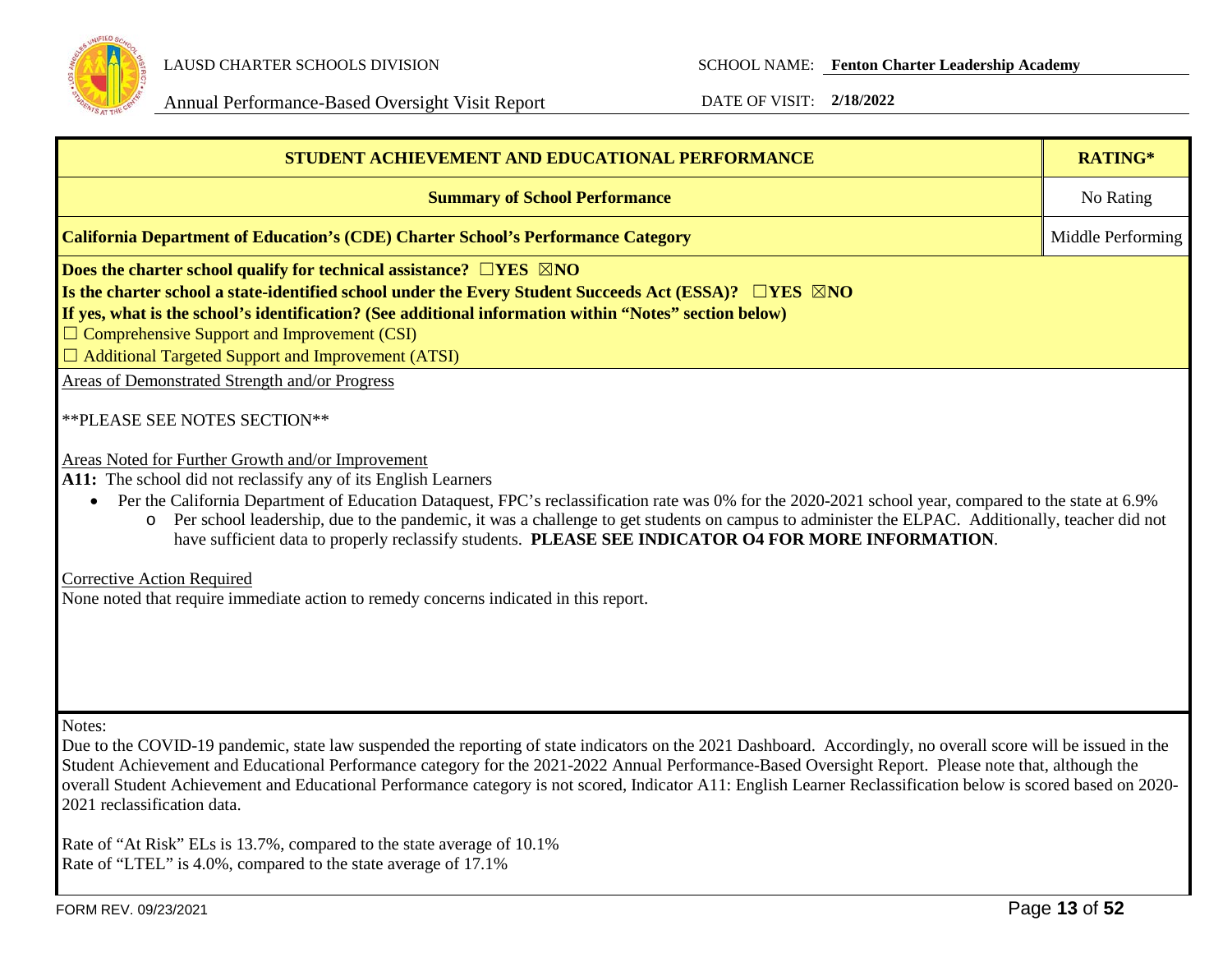| STUDENT ACHIEVEMENT AND EDUCATIONAL PERFORMANCE | RATING* |
|---|---|
| **Summary of School Performance** | No Rating |
| **California Department of Education's (CDE) Charter School's Performance Category** | Middle Performing |

**Does the charter school qualify for technical assistance? ☐YES ☒NO**

**Is the charter school a state-identified school under the Every Student Succeeds Act (ESSA)? ☐YES ☒NO**

**If yes, what is the school's identification? (See additional information within "Notes" section below)**

☐ Comprehensive Support and Improvement (CSI)

☐ Additional Targeted Support and Improvement (ATSI)

Areas of Demonstrated Strength and/or Progress

**PLEASE SEE NOTES SECTION**

Areas Noted for Further Growth and/or Improvement

**A11:** The school did not reclassify any of its English Learners

- Per the California Department of Education Dataquest, FPC's reclassification rate was 0% for the 2020-2021 school year, compared to the state at 6.9%
  - Per school leadership, due to the pandemic, it was a challenge to get students on campus to administer the ELPAC. Additionally, teacher did not have sufficient data to properly reclassify students. **PLEASE SEE INDICATOR O4 FOR MORE INFORMATION**.

Corrective Action Required

None noted that require immediate action to remedy concerns indicated in this report.

Notes:

Due to the COVID-19 pandemic, state law suspended the reporting of state indicators on the 2021 Dashboard. Accordingly, no overall score will be issued in the Student Achievement and Educational Performance category for the 2021-2022 Annual Performance-Based Oversight Report. Please note that, although the overall Student Achievement and Educational Performance category is not scored, Indicator A11: English Learner Reclassification below is scored based on 2020-2021 reclassification data.

Rate of "At Risk" ELs is 13.7%, compared to the state average of 10.1%

Rate of "LTEL" is 4.0%, compared to the state average of 17.1%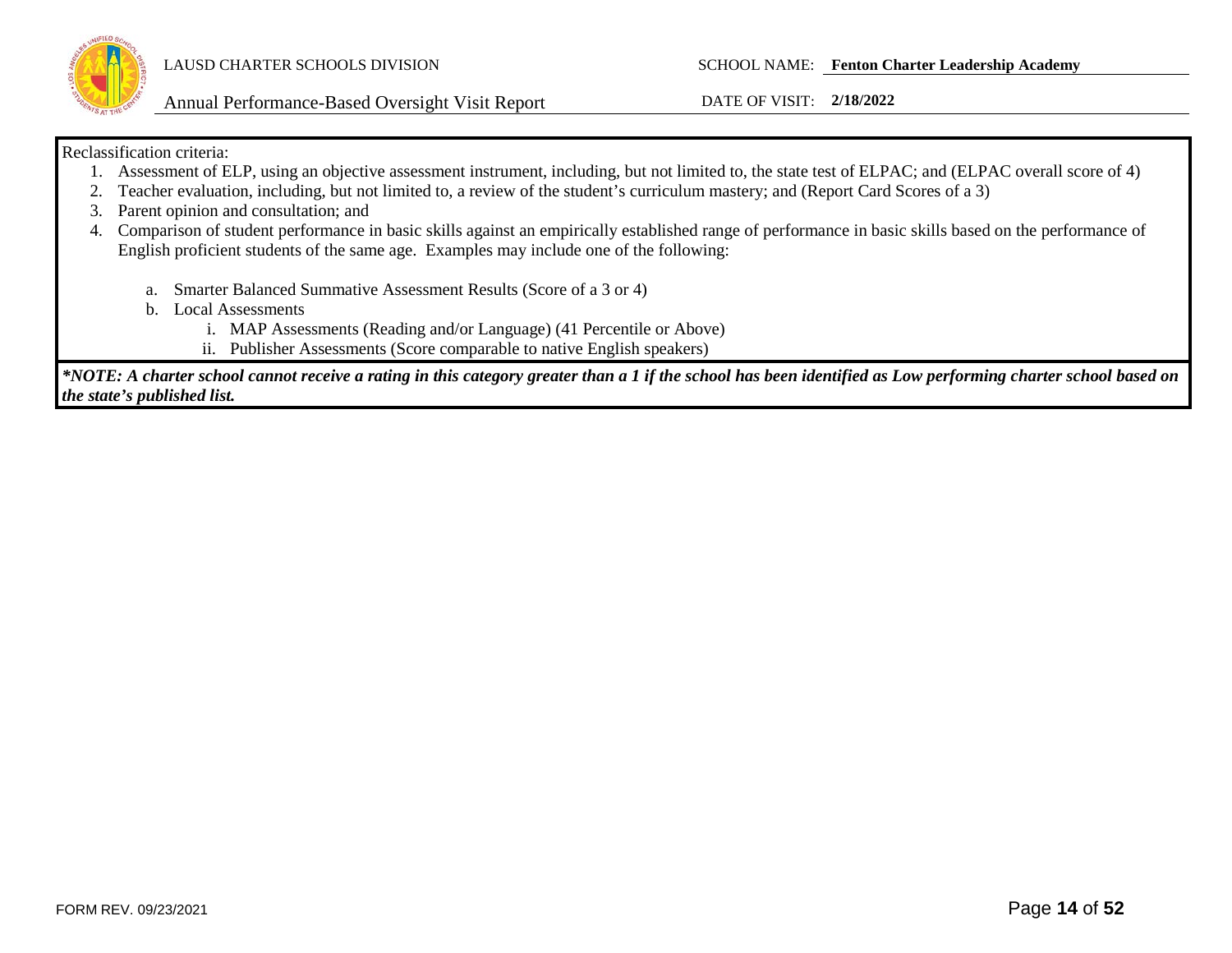Reclassification criteria:

1. Assessment of ELP, using an objective assessment instrument, including, but not limited to, the state test of ELPAC; and (ELPAC overall score of 4)
2. Teacher evaluation, including, but not limited to, a review of the student's curriculum mastery; and (Report Card Scores of a 3)
3. Parent opinion and consultation; and
4. Comparison of student performance in basic skills against an empirically established range of performance in basic skills based on the performance of English proficient students of the same age. Examples may include one of the following:

   a. Smarter Balanced Summative Assessment Results (Score of a 3 or 4)
   b. Local Assessments
      i. MAP Assessments (Reading and/or Language) (41 Percentile or Above)
      ii. Publisher Assessments (Score comparable to native English speakers)

***NOTE: A charter school cannot receive a rating in this category greater than a 1 if the school has been identified as Low performing charter school based on the state's published list.***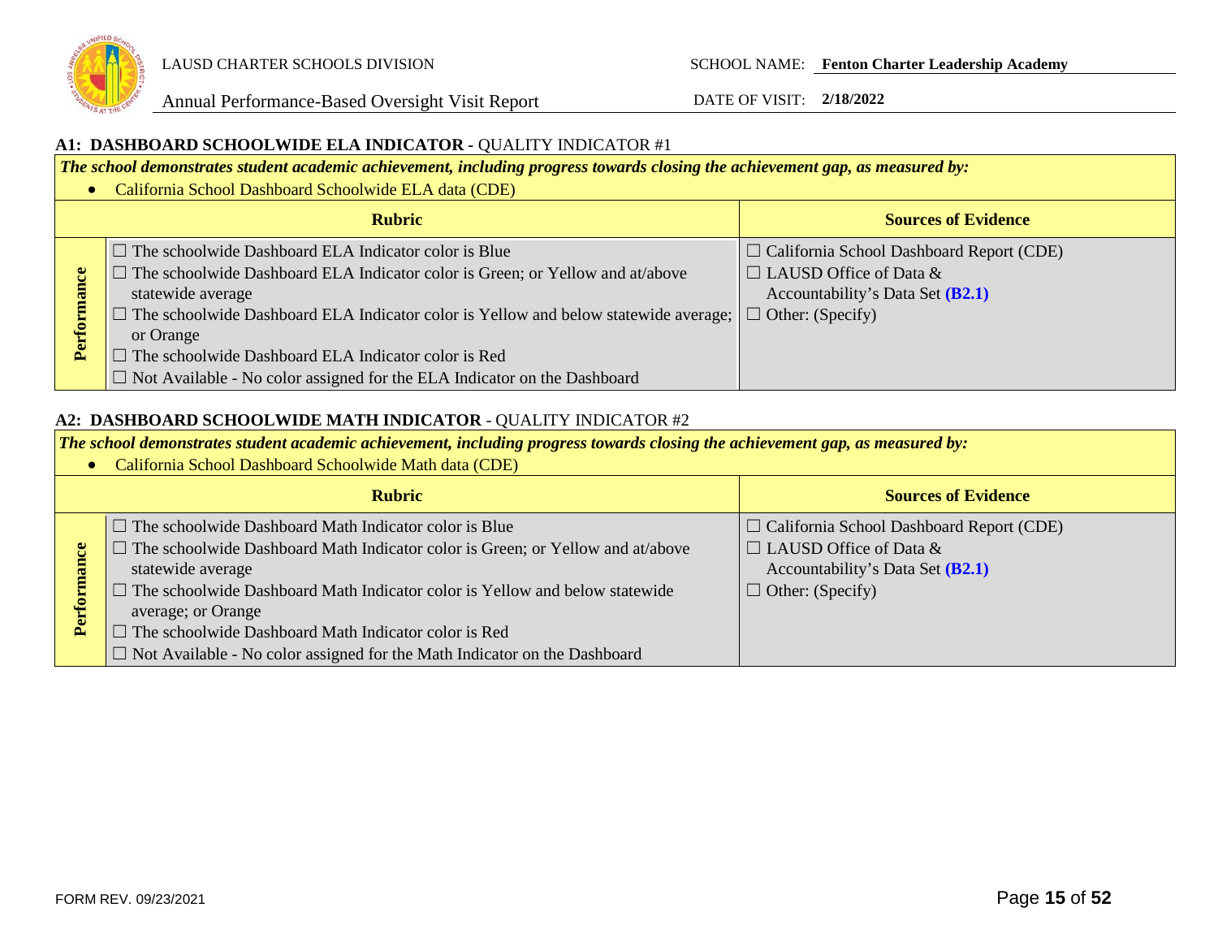### A1: DASHBOARD SCHOOLWIDE ELA INDICATOR - QUALITY INDICATOR #1

***The school demonstrates student academic achievement, including progress towards closing the achievement gap, as measured by:***

- California School Dashboard Schoolwide ELA data (CDE)

| | Rubric | Sources of Evidence |
|---|---|---|
| **Performance** | ☐ The schoolwide Dashboard ELA Indicator color is Blue<br>☐ The schoolwide Dashboard ELA Indicator color is Green; or Yellow and at/above statewide average<br>☐ The schoolwide Dashboard ELA Indicator color is Yellow and below statewide average; or Orange<br>☐ The schoolwide Dashboard ELA Indicator color is Red<br>☐ Not Available - No color assigned for the ELA Indicator on the Dashboard | ☐ California School Dashboard Report (CDE)<br>☐ LAUSD Office of Data & Accountability's Data Set **(B2.1)**<br>☐ Other: (Specify) |

### A2: DASHBOARD SCHOOLWIDE MATH INDICATOR - QUALITY INDICATOR #2

***The school demonstrates student academic achievement, including progress towards closing the achievement gap, as measured by:***

- California School Dashboard Schoolwide Math data (CDE)

| | Rubric | Sources of Evidence |
|---|---|---|
| **Performance** | ☐ The schoolwide Dashboard Math Indicator color is Blue<br>☐ The schoolwide Dashboard Math Indicator color is Green; or Yellow and at/above statewide average<br>☐ The schoolwide Dashboard Math Indicator color is Yellow and below statewide average; or Orange<br>☐ The schoolwide Dashboard Math Indicator color is Red<br>☐ Not Available - No color assigned for the Math Indicator on the Dashboard | ☐ California School Dashboard Report (CDE)<br>☐ LAUSD Office of Data & Accountability's Data Set **(B2.1)**<br>☐ Other: (Specify) |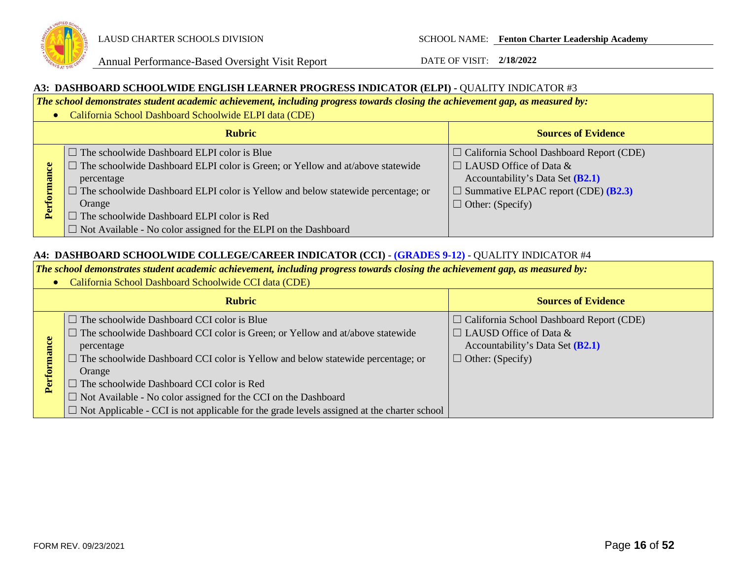### A3: DASHBOARD SCHOOLWIDE ENGLISH LEARNER PROGRESS INDICATOR (ELPI) - QUALITY INDICATOR #3

***The school demonstrates student academic achievement, including progress towards closing the achievement gap, as measured by:***

- California School Dashboard Schoolwide ELPI data (CDE)

| | Rubric | Sources of Evidence |
|---|---|---|
| **Performance** | ☐ The schoolwide Dashboard ELPI color is Blue<br>☐ The schoolwide Dashboard ELPI color is Green; or Yellow and at/above statewide percentage<br>☐ The schoolwide Dashboard ELPI color is Yellow and below statewide percentage; or Orange<br>☐ The schoolwide Dashboard ELPI color is Red<br>☐ Not Available - No color assigned for the ELPI on the Dashboard | ☐ California School Dashboard Report (CDE)<br>☐ LAUSD Office of Data & Accountability's Data Set **(B2.1)**<br>☐ Summative ELPAC report (CDE) **(B2.3)**<br>☐ Other: (Specify) |

### A4: DASHBOARD SCHOOLWIDE COLLEGE/CAREER INDICATOR (CCI) - (GRADES 9-12) - QUALITY INDICATOR #4

***The school demonstrates student academic achievement, including progress towards closing the achievement gap, as measured by:***

- California School Dashboard Schoolwide CCI data (CDE)

| | Rubric | Sources of Evidence |
|---|---|---|
| **Performance** | ☐ The schoolwide Dashboard CCI color is Blue<br>☐ The schoolwide Dashboard CCI color is Green; or Yellow and at/above statewide percentage<br>☐ The schoolwide Dashboard CCI color is Yellow and below statewide percentage; or Orange<br>☐ The schoolwide Dashboard CCI color is Red<br>☐ Not Available - No color assigned for the CCI on the Dashboard<br>☐ Not Applicable - CCI is not applicable for the grade levels assigned at the charter school | ☐ California School Dashboard Report (CDE)<br>☐ LAUSD Office of Data & Accountability's Data Set **(B2.1)**<br>☐ Other: (Specify) |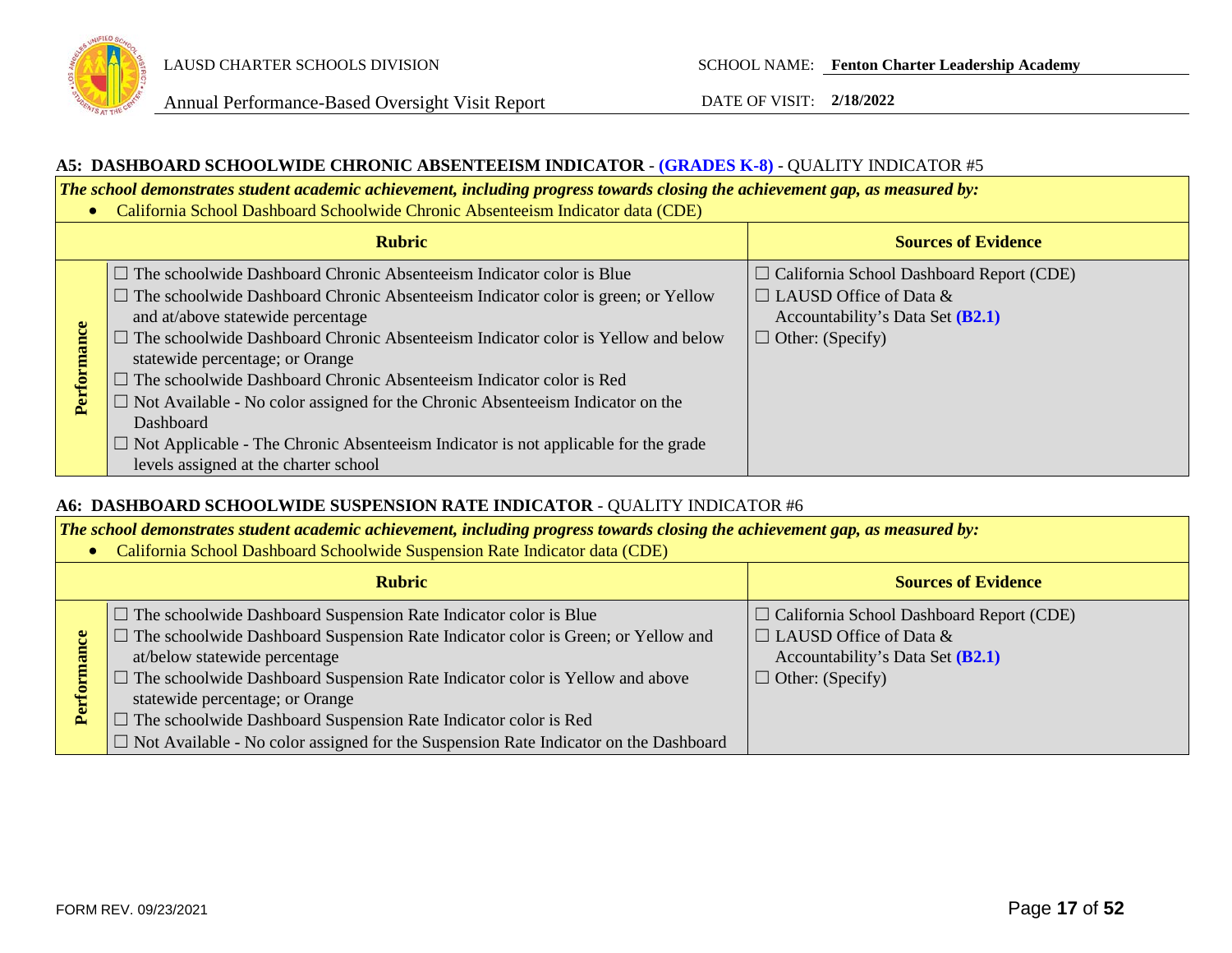## A5: DASHBOARD SCHOOLWIDE CHRONIC ABSENTEEISM INDICATOR - (GRADES K-8) - QUALITY INDICATOR #5

***The school demonstrates student academic achievement, including progress towards closing the achievement gap, as measured by:***

- California School Dashboard Schoolwide Chronic Absenteeism Indicator data (CDE)

| | Rubric | Sources of Evidence |
|---|---|---|
| **Performance** | ☐ The schoolwide Dashboard Chronic Absenteeism Indicator color is Blue<br>☐ The schoolwide Dashboard Chronic Absenteeism Indicator color is green; or Yellow and at/above statewide percentage<br>☐ The schoolwide Dashboard Chronic Absenteeism Indicator color is Yellow and below statewide percentage; or Orange<br>☐ The schoolwide Dashboard Chronic Absenteeism Indicator color is Red<br>☐ Not Available - No color assigned for the Chronic Absenteeism Indicator on the Dashboard<br>☐ Not Applicable - The Chronic Absenteeism Indicator is not applicable for the grade levels assigned at the charter school | ☐ California School Dashboard Report (CDE)<br>☐ LAUSD Office of Data & Accountability's Data Set **(B2.1)**<br>☐ Other: (Specify) |

## A6: DASHBOARD SCHOOLWIDE SUSPENSION RATE INDICATOR - QUALITY INDICATOR #6

***The school demonstrates student academic achievement, including progress towards closing the achievement gap, as measured by:***

- California School Dashboard Schoolwide Suspension Rate Indicator data (CDE)

| | Rubric | Sources of Evidence |
|---|---|---|
| **Performance** | ☐ The schoolwide Dashboard Suspension Rate Indicator color is Blue<br>☐ The schoolwide Dashboard Suspension Rate Indicator color is Green; or Yellow and at/below statewide percentage<br>☐ The schoolwide Dashboard Suspension Rate Indicator color is Yellow and above statewide percentage; or Orange<br>☐ The schoolwide Dashboard Suspension Rate Indicator color is Red<br>☐ Not Available - No color assigned for the Suspension Rate Indicator on the Dashboard | ☐ California School Dashboard Report (CDE)<br>☐ LAUSD Office of Data & Accountability's Data Set **(B2.1)**<br>☐ Other: (Specify) |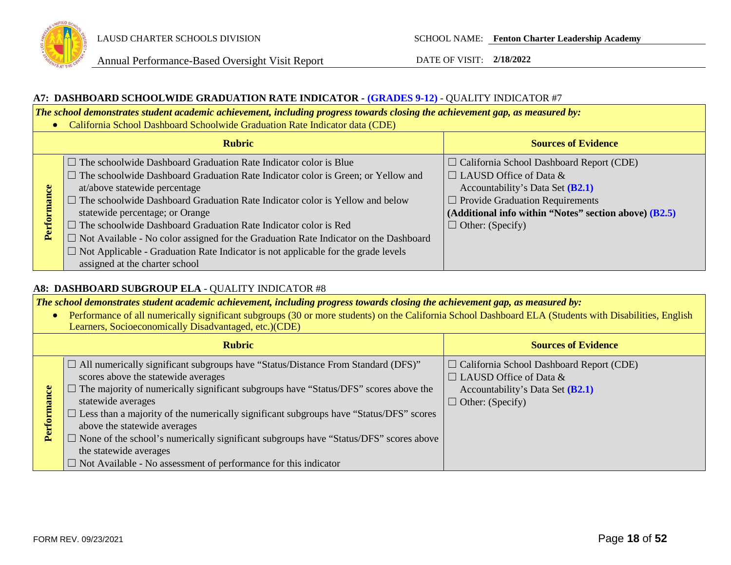### A7: DASHBOARD SCHOOLWIDE GRADUATION RATE INDICATOR - (GRADES 9-12) - QUALITY INDICATOR #7

***The school demonstrates student academic achievement, including progress towards closing the achievement gap, as measured by:***

- California School Dashboard Schoolwide Graduation Rate Indicator data (CDE)

| | Rubric | Sources of Evidence |
|---|---|---|
| **Performance** | ☐ The schoolwide Dashboard Graduation Rate Indicator color is Blue<br>☐ The schoolwide Dashboard Graduation Rate Indicator color is Green; or Yellow and at/above statewide percentage<br>☐ The schoolwide Dashboard Graduation Rate Indicator color is Yellow and below statewide percentage; or Orange<br>☐ The schoolwide Dashboard Graduation Rate Indicator color is Red<br>☐ Not Available - No color assigned for the Graduation Rate Indicator on the Dashboard<br>☐ Not Applicable - Graduation Rate Indicator is not applicable for the grade levels assigned at the charter school | ☐ California School Dashboard Report (CDE)<br>☐ LAUSD Office of Data & Accountability's Data Set **(B2.1)**<br>☐ Provide Graduation Requirements **(Additional info within "Notes" section above) (B2.5)**<br>☐ Other: (Specify) |

### A8: DASHBOARD SUBGROUP ELA - QUALITY INDICATOR #8

***The school demonstrates student academic achievement, including progress towards closing the achievement gap, as measured by:***

- Performance of all numerically significant subgroups (30 or more students) on the California School Dashboard ELA (Students with Disabilities, English Learners, Socioeconomically Disadvantaged, etc.)(CDE)

| | Rubric | Sources of Evidence |
|---|---|---|
| **Performance** | ☐ All numerically significant subgroups have "Status/Distance From Standard (DFS)" scores above the statewide averages<br>☐ The majority of numerically significant subgroups have "Status/DFS" scores above the statewide averages<br>☐ Less than a majority of the numerically significant subgroups have "Status/DFS" scores above the statewide averages<br>☐ None of the school's numerically significant subgroups have "Status/DFS" scores above the statewide averages<br>☐ Not Available - No assessment of performance for this indicator | ☐ California School Dashboard Report (CDE)<br>☐ LAUSD Office of Data & Accountability's Data Set **(B2.1)**<br>☐ Other: (Specify) |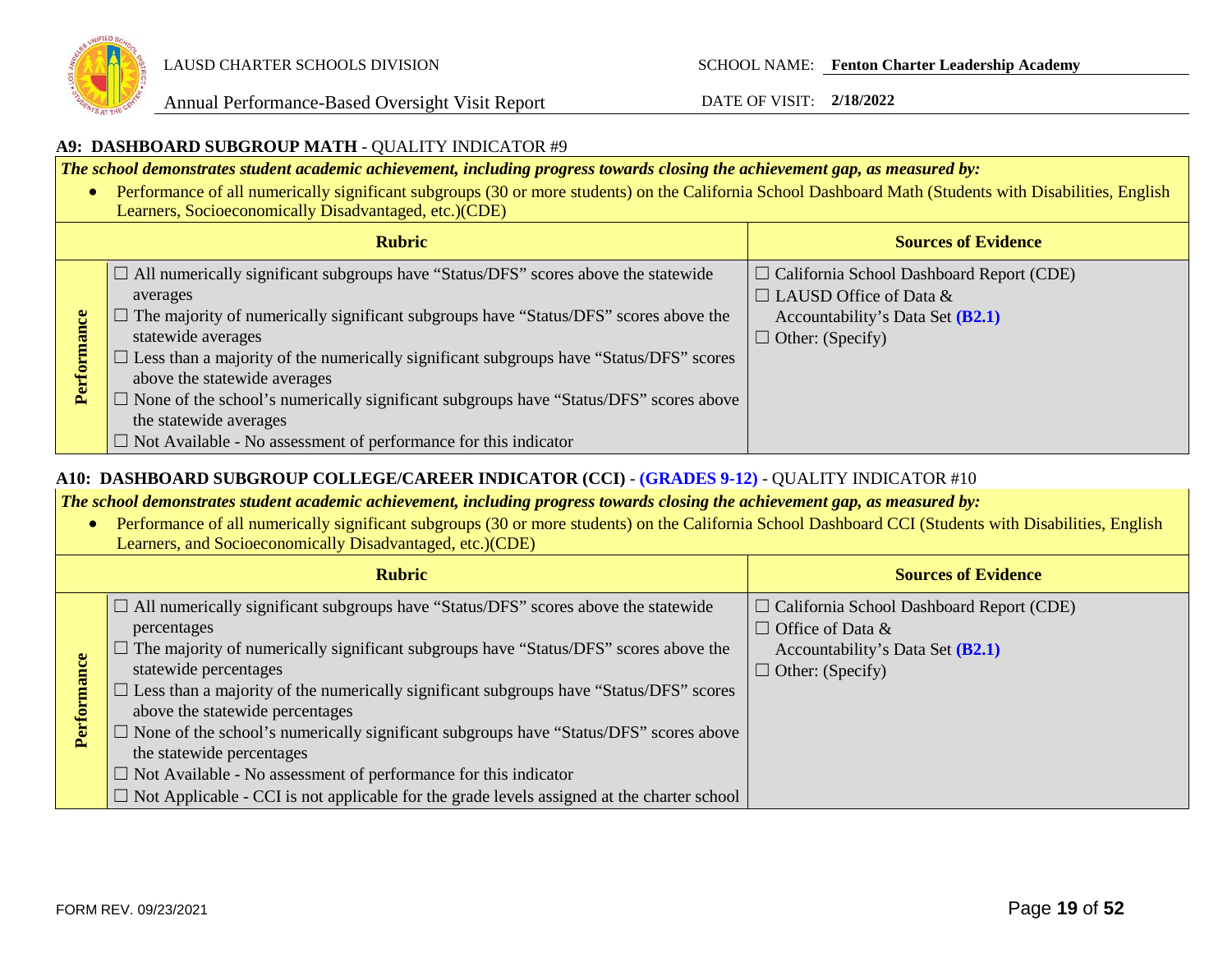## A9: DASHBOARD SUBGROUP MATH - QUALITY INDICATOR #9

***The school demonstrates student academic achievement, including progress towards closing the achievement gap, as measured by:***

- Performance of all numerically significant subgroups (30 or more students) on the California School Dashboard Math (Students with Disabilities, English Learners, Socioeconomically Disadvantaged, etc.)(CDE)

| | Rubric | Sources of Evidence |
|---|---|---|
| **Performance** | ☐ All numerically significant subgroups have "Status/DFS" scores above the statewide averages<br>☐ The majority of numerically significant subgroups have "Status/DFS" scores above the statewide averages<br>☐ Less than a majority of the numerically significant subgroups have "Status/DFS" scores above the statewide averages<br>☐ None of the school's numerically significant subgroups have "Status/DFS" scores above the statewide averages<br>☐ Not Available - No assessment of performance for this indicator | ☐ California School Dashboard Report (CDE)<br>☐ LAUSD Office of Data & Accountability's Data Set **(B2.1)**<br>☐ Other: (Specify) |

## A10: DASHBOARD SUBGROUP COLLEGE/CAREER INDICATOR (CCI) - (GRADES 9-12) - QUALITY INDICATOR #10

***The school demonstrates student academic achievement, including progress towards closing the achievement gap, as measured by:***

- Performance of all numerically significant subgroups (30 or more students) on the California School Dashboard CCI (Students with Disabilities, English Learners, and Socioeconomically Disadvantaged, etc.)(CDE)

| | Rubric | Sources of Evidence |
|---|---|---|
| **Performance** | ☐ All numerically significant subgroups have "Status/DFS" scores above the statewide percentages<br>☐ The majority of numerically significant subgroups have "Status/DFS" scores above the statewide percentages<br>☐ Less than a majority of the numerically significant subgroups have "Status/DFS" scores above the statewide percentages<br>☐ None of the school's numerically significant subgroups have "Status/DFS" scores above the statewide percentages<br>☐ Not Available - No assessment of performance for this indicator<br>☐ Not Applicable - CCI is not applicable for the grade levels assigned at the charter school | ☐ California School Dashboard Report (CDE)<br>☐ Office of Data & Accountability's Data Set **(B2.1)**<br>☐ Other: (Specify) |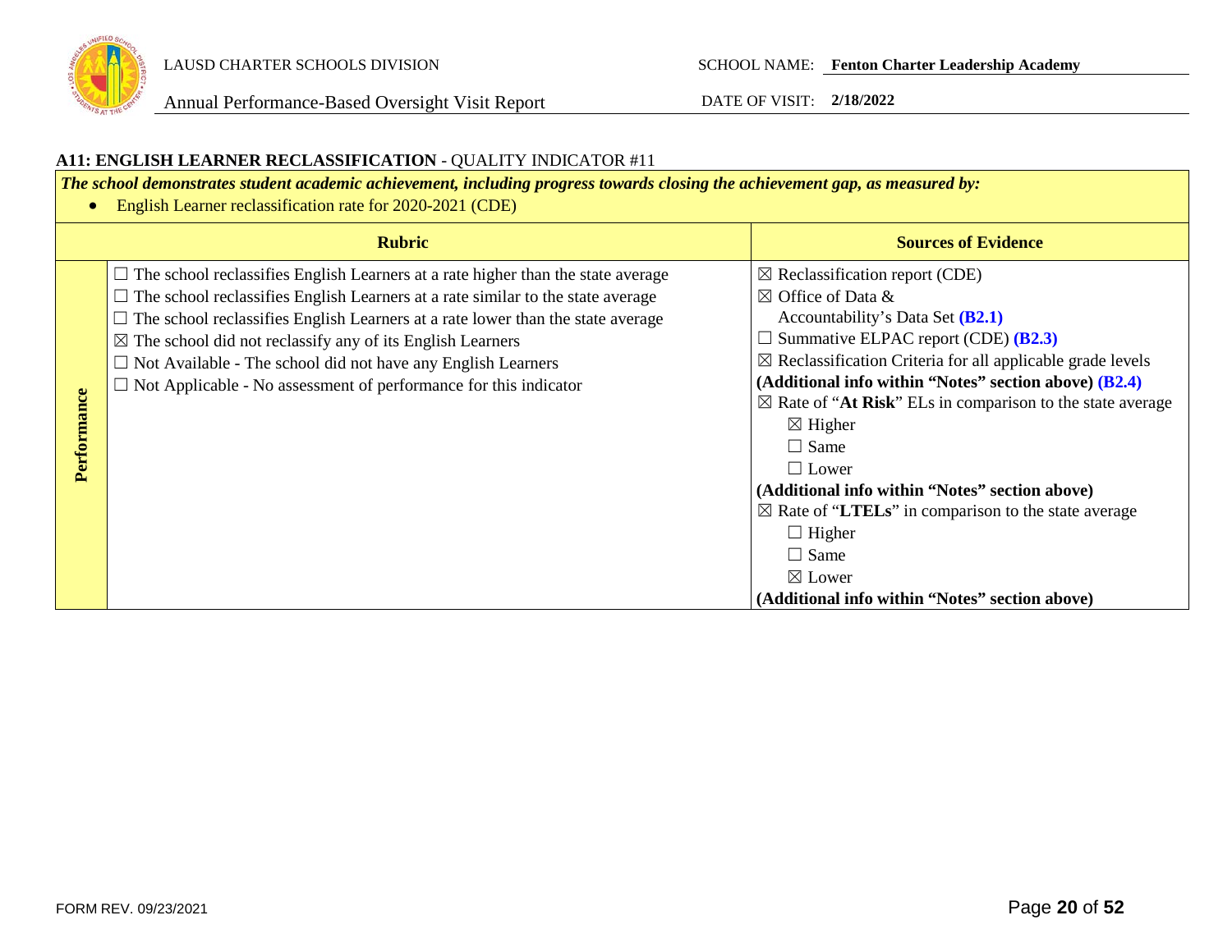### A11: ENGLISH LEARNER RECLASSIFICATION - QUALITY INDICATOR #11

***The school demonstrates student academic achievement, including progress towards closing the achievement gap, as measured by:***

- English Learner reclassification rate for 2020-2021 (CDE)

| | Rubric | Sources of Evidence |
|---|---|---|
| **Performance** | ☐ The school reclassifies English Learners at a rate higher than the state average<br>☐ The school reclassifies English Learners at a rate similar to the state average<br>☐ The school reclassifies English Learners at a rate lower than the state average<br>☒ The school did not reclassify any of its English Learners<br>☐ Not Available - The school did not have any English Learners<br>☐ Not Applicable - No assessment of performance for this indicator | ☒ Reclassification report (CDE)<br>☒ Office of Data & Accountability's Data Set **(B2.1)**<br>☐ Summative ELPAC report (CDE) **(B2.3)**<br>☒ Reclassification Criteria for all applicable grade levels **(Additional info within "Notes" section above) (B2.4)**<br>☒ Rate of "**At Risk**" ELs in comparison to the state average<br>☒ Higher<br>☐ Same<br>☐ Lower<br>**(Additional info within "Notes" section above)**<br>☒ Rate of "**LTELs**" in comparison to the state average<br>☐ Higher<br>☐ Same<br>☒ Lower<br>**(Additional info within "Notes" section above)** |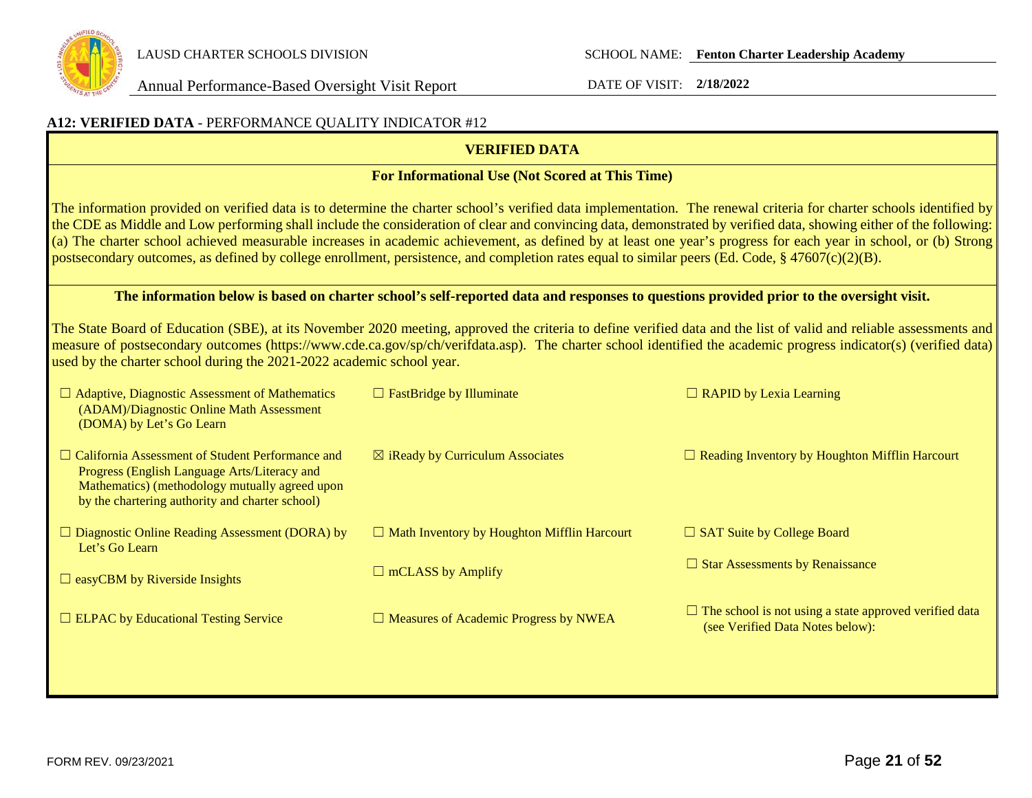## A12: VERIFIED DATA - PERFORMANCE QUALITY INDICATOR #12

**VERIFIED DATA**

**For Informational Use (Not Scored at This Time)**

The information provided on verified data is to determine the charter school's verified data implementation. The renewal criteria for charter schools identified by the CDE as Middle and Low performing shall include the consideration of clear and convincing data, demonstrated by verified data, showing either of the following: (a) The charter school achieved measurable increases in academic achievement, as defined by at least one year's progress for each year in school, or (b) Strong postsecondary outcomes, as defined by college enrollment, persistence, and completion rates equal to similar peers (Ed. Code, § 47607(c)(2)(B).

**The information below is based on charter school's self-reported data and responses to questions provided prior to the oversight visit.**

The State Board of Education (SBE), at its November 2020 meeting, approved the criteria to define verified data and the list of valid and reliable assessments and measure of postsecondary outcomes (https://www.cde.ca.gov/sp/ch/verifdata.asp). The charter school identified the academic progress indicator(s) (verified data) used by the charter school during the 2021-2022 academic school year.

| | | |
|---|---|---|
| ☐ Adaptive, Diagnostic Assessment of Mathematics (ADAM)/Diagnostic Online Math Assessment (DOMA) by Let's Go Learn | ☐ FastBridge by Illuminate | ☐ RAPID by Lexia Learning |
| ☐ California Assessment of Student Performance and Progress (English Language Arts/Literacy and Mathematics) (methodology mutually agreed upon by the chartering authority and charter school) | ☒ iReady by Curriculum Associates | ☐ Reading Inventory by Houghton Mifflin Harcourt |
| ☐ Diagnostic Online Reading Assessment (DORA) by Let's Go Learn | ☐ Math Inventory by Houghton Mifflin Harcourt | ☐ SAT Suite by College Board |
| ☐ easyCBM by Riverside Insights | ☐ mCLASS by Amplify | ☐ Star Assessments by Renaissance |
| ☐ ELPAC by Educational Testing Service | ☐ Measures of Academic Progress by NWEA | ☐ The school is not using a state approved verified data (see Verified Data Notes below): |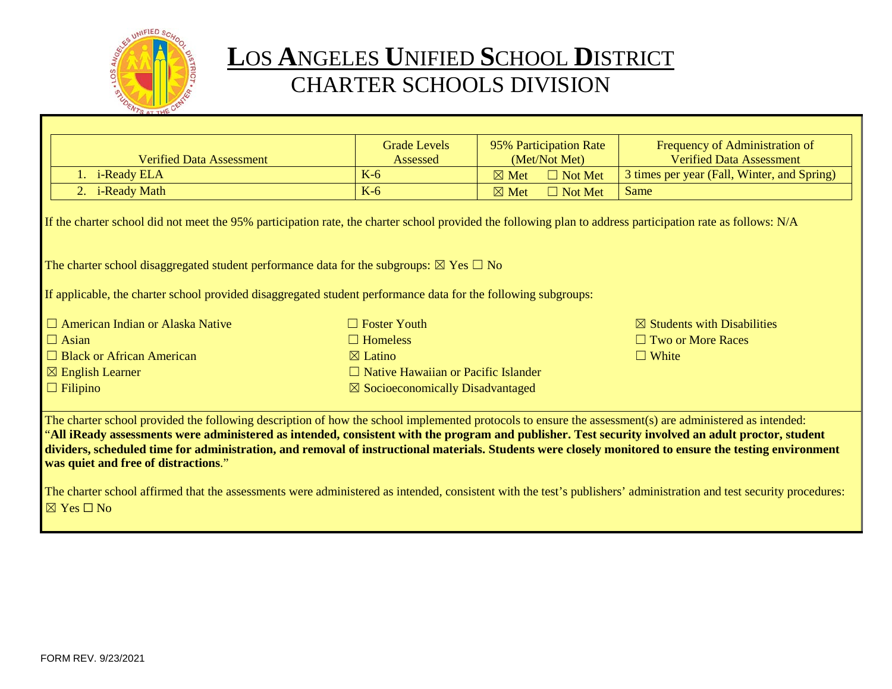# LOS ANGELES UNIFIED SCHOOL DISTRICT
## CHARTER SCHOOLS DIVISION

| Verified Data Assessment | Grade Levels Assessed | 95% Participation Rate (Met/Not Met) | Frequency of Administration of Verified Data Assessment |
|---|---|---|---|
| 1. i-Ready ELA | K-6 | ☒ Met ☐ Not Met | 3 times per year (Fall, Winter, and Spring) |
| 2. i-Ready Math | K-6 | ☒ Met ☐ Not Met | Same |

If the charter school did not meet the 95% participation rate, the charter school provided the following plan to address participation rate as follows: N/A

The charter school disaggregated student performance data for the subgroups: ☒ Yes ☐ No

If applicable, the charter school provided disaggregated student performance data for the following subgroups:

☐ American Indian or Alaska Native
☐ Asian
☐ Black or African American
☒ English Learner
☐ Filipino
☐ Foster Youth
☐ Homeless
☒ Latino
☐ Native Hawaiian or Pacific Islander
☒ Socioeconomically Disadvantaged
☒ Students with Disabilities
☐ Two or More Races
☐ White

The charter school provided the following description of how the school implemented protocols to ensure the assessment(s) are administered as intended: "**All iReady assessments were administered as intended, consistent with the program and publisher. Test security involved an adult proctor, student dividers, scheduled time for administration, and removal of instructional materials. Students were closely monitored to ensure the testing environment was quiet and free of distractions**."

The charter school affirmed that the assessments were administered as intended, consistent with the test's publishers' administration and test security procedures: ☒ Yes ☐ No

FORM REV. 9/23/2021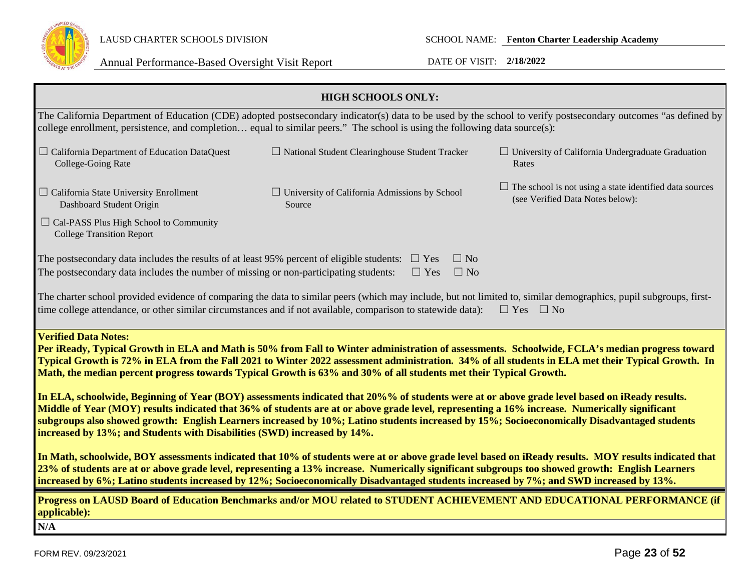**HIGH SCHOOLS ONLY:**

The California Department of Education (CDE) adopted postsecondary indicator(s) data to be used by the school to verify postsecondary outcomes "as defined by college enrollment, persistence, and completion… equal to similar peers." The school is using the following data source(s):

- ☐ California Department of Education DataQuest College-Going Rate
- ☐ National Student Clearinghouse Student Tracker
- ☐ University of California Undergraduate Graduation Rates
- ☐ California State University Enrollment Dashboard Student Origin
- ☐ University of California Admissions by School Source
- ☐ The school is not using a state identified data sources (see Verified Data Notes below):
- ☐ Cal-PASS Plus High School to Community College Transition Report

The postsecondary data includes the results of at least 95% percent of eligible students: ☐ Yes ☐ No

The postsecondary data includes the number of missing or non-participating students: ☐ Yes ☐ No

The charter school provided evidence of comparing the data to similar peers (which may include, but not limited to, similar demographics, pupil subgroups, first-time college attendance, or other similar circumstances and if not available, comparison to statewide data): ☐ Yes ☐ No

**Verified Data Notes:**

**Per iReady, Typical Growth in ELA and Math is 50% from Fall to Winter administration of assessments. Schoolwide, FCLA's median progress toward Typical Growth is 72% in ELA from the Fall 2021 to Winter 2022 assessment administration. 34% of all students in ELA met their Typical Growth. In Math, the median percent progress towards Typical Growth is 63% and 30% of all students met their Typical Growth.**

**In ELA, schoolwide, Beginning of Year (BOY) assessments indicated that 20%% of students were at or above grade level based on iReady results. Middle of Year (MOY) results indicated that 36% of students are at or above grade level, representing a 16% increase. Numerically significant subgroups also showed growth: English Learners increased by 10%; Latino students increased by 15%; Socioeconomically Disadvantaged students increased by 13%; and Students with Disabilities (SWD) increased by 14%.**

**In Math, schoolwide, BOY assessments indicated that 10% of students were at or above grade level based on iReady results. MOY results indicated that 23% of students are at or above grade level, representing a 13% increase. Numerically significant subgroups too showed growth: English Learners increased by 6%; Latino students increased by 12%; Socioeconomically Disadvantaged students increased by 7%; and SWD increased by 13%.**

**Progress on LAUSD Board of Education Benchmarks and/or MOU related to STUDENT ACHIEVEMENT AND EDUCATIONAL PERFORMANCE (if applicable):**

**N/A**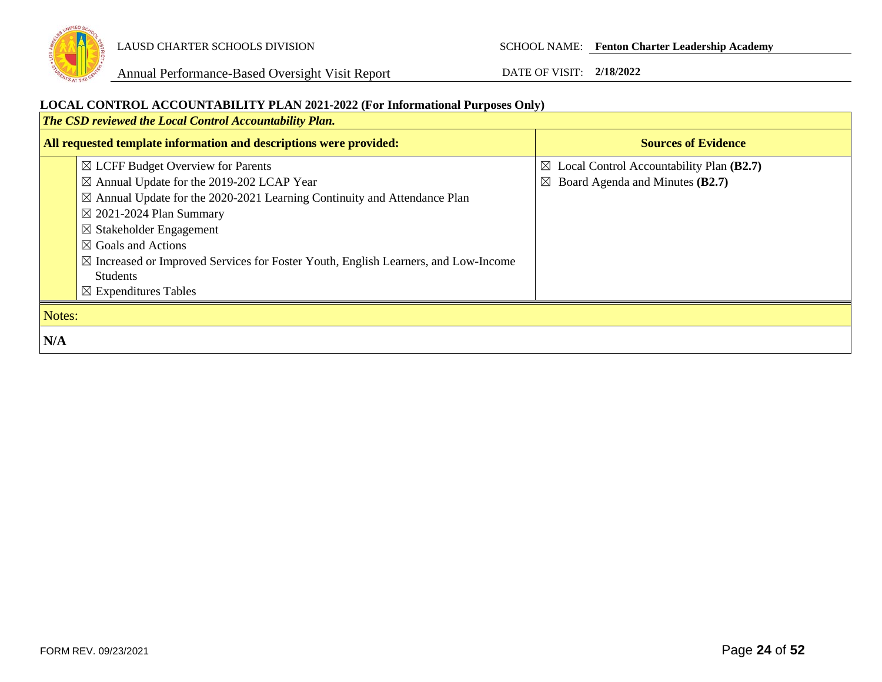## LOCAL CONTROL ACCOUNTABILITY PLAN 2021-2022 (For Informational Purposes Only)

***The CSD reviewed the Local Control Accountability Plan.***

| All requested template information and descriptions were provided: | Sources of Evidence |
|---|---|
| ☒ LCFF Budget Overview for Parents<br>☒ Annual Update for the 2019-202 LCAP Year<br>☒ Annual Update for the 2020-2021 Learning Continuity and Attendance Plan<br>☒ 2021-2024 Plan Summary<br>☒ Stakeholder Engagement<br>☒ Goals and Actions<br>☒ Increased or Improved Services for Foster Youth, English Learners, and Low-Income Students<br>☒ Expenditures Tables | ☒ Local Control Accountability Plan **(B2.7)**<br>☒ Board Agenda and Minutes **(B2.7)** |

Notes:

**N/A**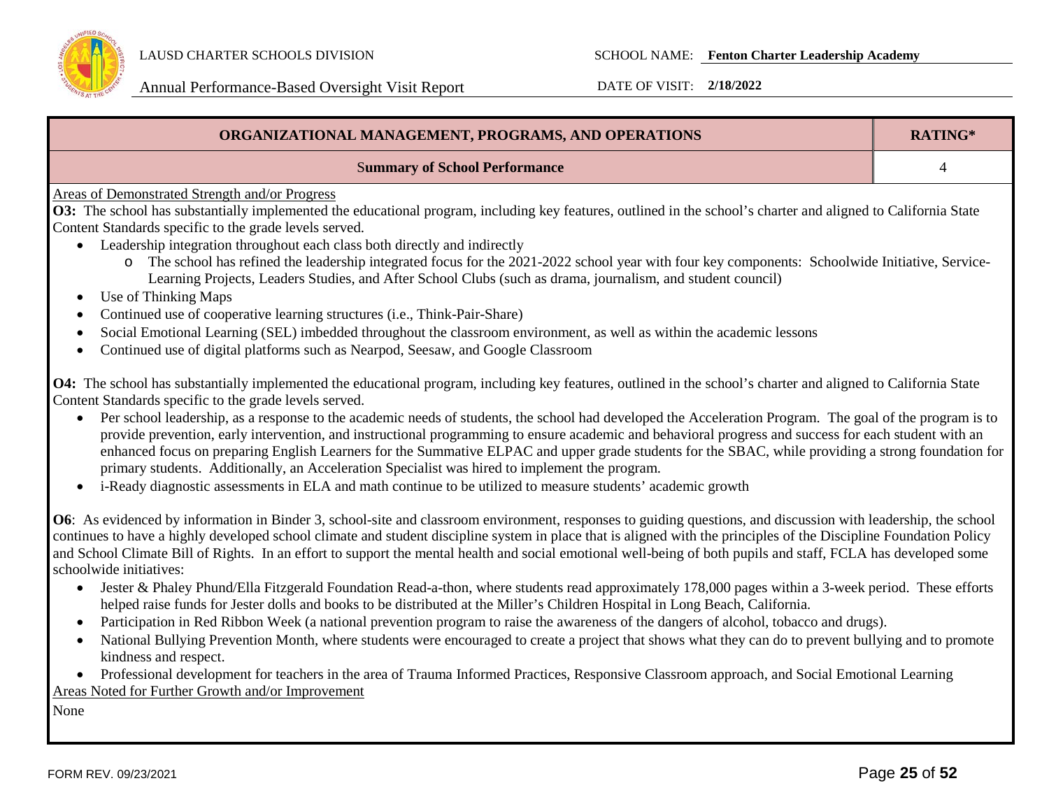| ORGANIZATIONAL MANAGEMENT, PROGRAMS, AND OPERATIONS | RATING* |
|---|---|
| Summary of School Performance | 4 |

Areas of Demonstrated Strength and/or Progress

**O3:** The school has substantially implemented the educational program, including key features, outlined in the school's charter and aligned to California State Content Standards specific to the grade levels served.

- Leadership integration throughout each class both directly and indirectly
  - The school has refined the leadership integrated focus for the 2021-2022 school year with four key components: Schoolwide Initiative, Service-Learning Projects, Leaders Studies, and After School Clubs (such as drama, journalism, and student council)
- Use of Thinking Maps
- Continued use of cooperative learning structures (i.e., Think-Pair-Share)
- Social Emotional Learning (SEL) imbedded throughout the classroom environment, as well as within the academic lessons
- Continued use of digital platforms such as Nearpod, Seesaw, and Google Classroom

**O4:** The school has substantially implemented the educational program, including key features, outlined in the school's charter and aligned to California State Content Standards specific to the grade levels served.

- Per school leadership, as a response to the academic needs of students, the school had developed the Acceleration Program. The goal of the program is to provide prevention, early intervention, and instructional programming to ensure academic and behavioral progress and success for each student with an enhanced focus on preparing English Learners for the Summative ELPAC and upper grade students for the SBAC, while providing a strong foundation for primary students. Additionally, an Acceleration Specialist was hired to implement the program.
- i-Ready diagnostic assessments in ELA and math continue to be utilized to measure students' academic growth

**O6**: As evidenced by information in Binder 3, school-site and classroom environment, responses to guiding questions, and discussion with leadership, the school continues to have a highly developed school climate and student discipline system in place that is aligned with the principles of the Discipline Foundation Policy and School Climate Bill of Rights. In an effort to support the mental health and social emotional well-being of both pupils and staff, FCLA has developed some schoolwide initiatives:

- Jester & Phaley Phund/Ella Fitzgerald Foundation Read-a-thon, where students read approximately 178,000 pages within a 3-week period. These efforts helped raise funds for Jester dolls and books to be distributed at the Miller's Children Hospital in Long Beach, California.
- Participation in Red Ribbon Week (a national prevention program to raise the awareness of the dangers of alcohol, tobacco and drugs).
- National Bullying Prevention Month, where students were encouraged to create a project that shows what they can do to prevent bullying and to promote kindness and respect.
- Professional development for teachers in the area of Trauma Informed Practices, Responsive Classroom approach, and Social Emotional Learning

Areas Noted for Further Growth and/or Improvement

None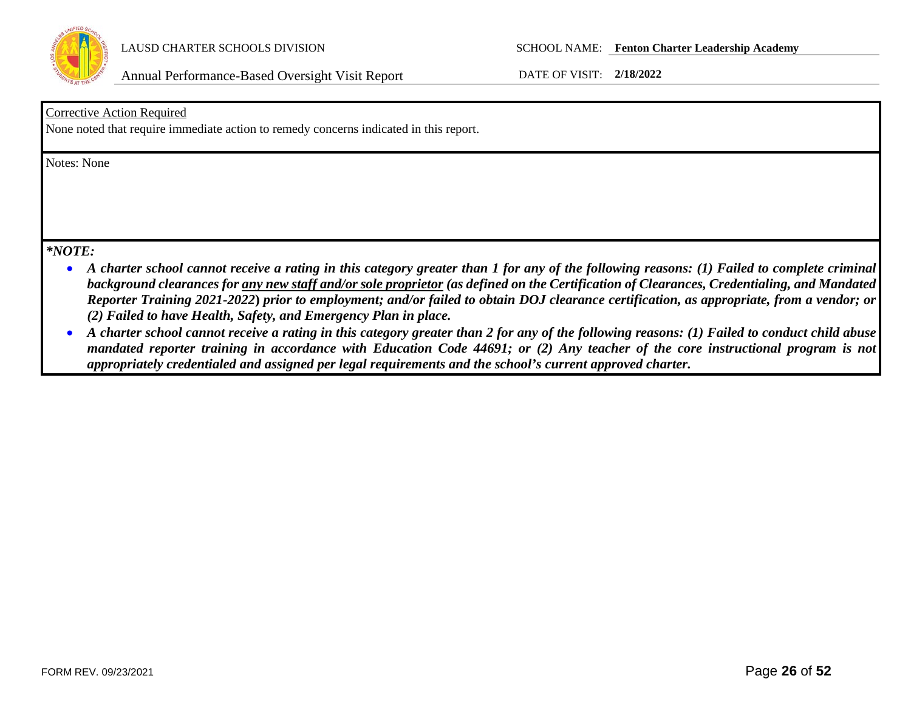<u>Corrective Action Required</u>

None noted that require immediate action to remedy concerns indicated in this report.

Notes: None

***NOTE:***

- ***A charter school cannot receive a rating in this category greater than 1 for any of the following reasons: (1) Failed to complete criminal background clearances for <u>any new staff and/or sole proprietor</u> (as defined on the Certification of Clearances, Credentialing, and Mandated Reporter Training 2021-2022) prior to employment; and/or failed to obtain DOJ clearance certification, as appropriate, from a vendor; or (2) Failed to have Health, Safety, and Emergency Plan in place.***
- ***A charter school cannot receive a rating in this category greater than 2 for any of the following reasons: (1) Failed to conduct child abuse mandated reporter training in accordance with Education Code 44691; or (2) Any teacher of the core instructional program is not appropriately credentialed and assigned per legal requirements and the school's current approved charter.***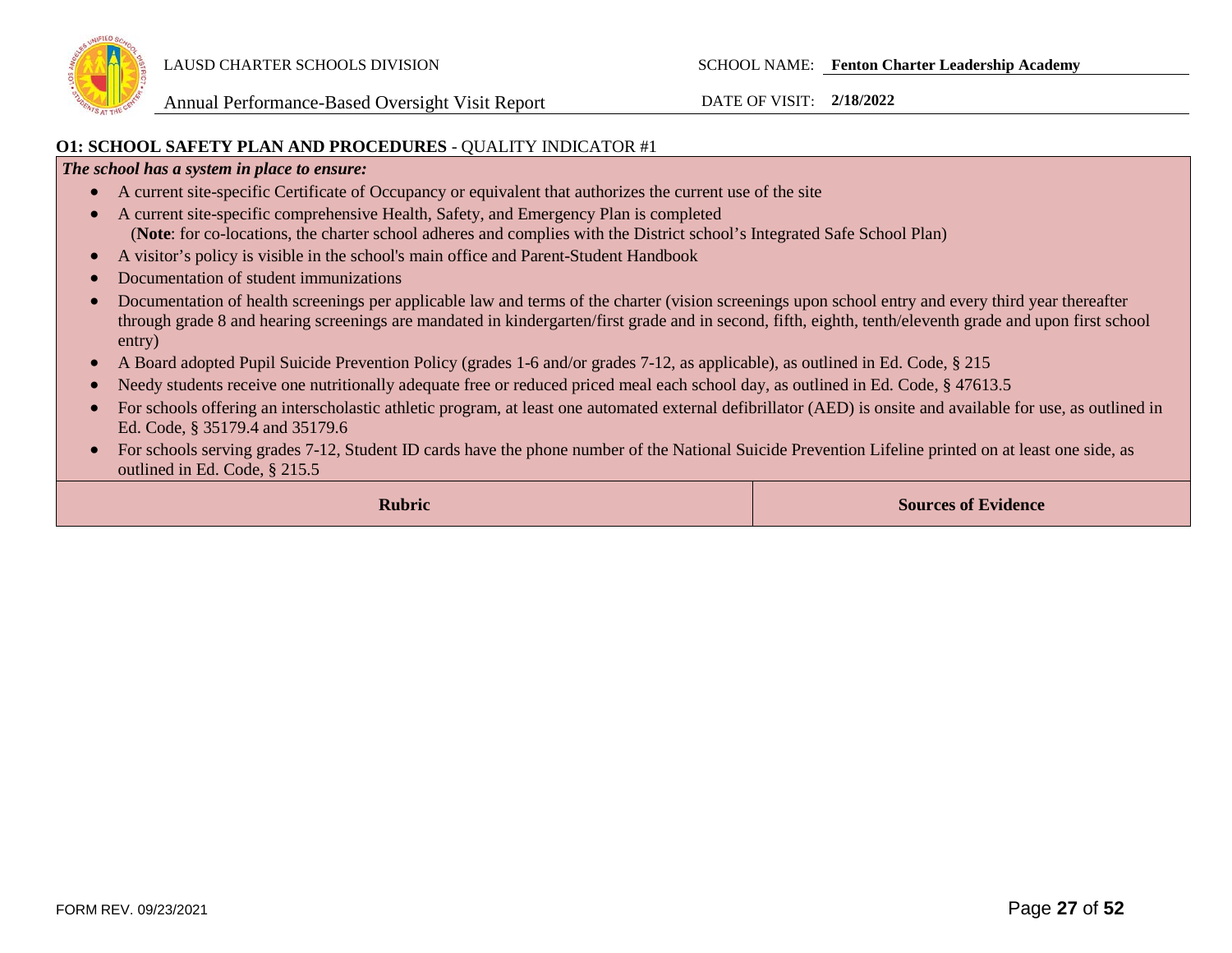**O1: SCHOOL SAFETY PLAN AND PROCEDURES** - QUALITY INDICATOR #1

***The school has a system in place to ensure:***

- A current site-specific Certificate of Occupancy or equivalent that authorizes the current use of the site
- A current site-specific comprehensive Health, Safety, and Emergency Plan is completed
  (**Note**: for co-locations, the charter school adheres and complies with the District school's Integrated Safe School Plan)
- A visitor's policy is visible in the school's main office and Parent-Student Handbook
- Documentation of student immunizations
- Documentation of health screenings per applicable law and terms of the charter (vision screenings upon school entry and every third year thereafter through grade 8 and hearing screenings are mandated in kindergarten/first grade and in second, fifth, eighth, tenth/eleventh grade and upon first school entry)
- A Board adopted Pupil Suicide Prevention Policy (grades 1-6 and/or grades 7-12, as applicable), as outlined in Ed. Code, § 215
- Needy students receive one nutritionally adequate free or reduced priced meal each school day, as outlined in Ed. Code, § 47613.5
- For schools offering an interscholastic athletic program, at least one automated external defibrillator (AED) is onsite and available for use, as outlined in Ed. Code, § 35179.4 and 35179.6
- For schools serving grades 7-12, Student ID cards have the phone number of the National Suicide Prevention Lifeline printed on at least one side, as outlined in Ed. Code, § 215.5

| Rubric | Sources of Evidence |
|---|---|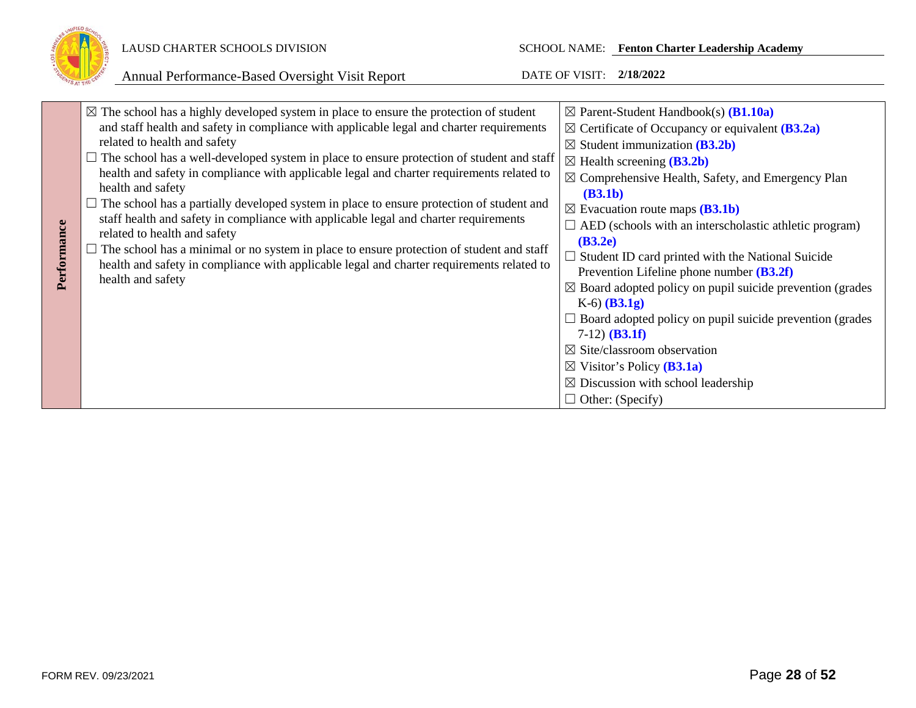| Performance | | |
|---|---|---|
| **Performance** | ☒ The school has a highly developed system in place to ensure the protection of student and staff health and safety in compliance with applicable legal and charter requirements related to health and safety<br>☐ The school has a well-developed system in place to ensure protection of student and staff health and safety in compliance with applicable legal and charter requirements related to health and safety<br>☐ The school has a partially developed system in place to ensure protection of student and staff health and safety in compliance with applicable legal and charter requirements related to health and safety<br>☐ The school has a minimal or no system in place to ensure protection of student and staff health and safety in compliance with applicable legal and charter requirements related to health and safety | ☒ Parent-Student Handbook(s) **(B1.10a)**<br>☒ Certificate of Occupancy or equivalent **(B3.2a)**<br>☒ Student immunization **(B3.2b)**<br>☒ Health screening **(B3.2b)**<br>☒ Comprehensive Health, Safety, and Emergency Plan **(B3.1b)**<br>☒ Evacuation route maps **(B3.1b)**<br>☐ AED (schools with an interscholastic athletic program) **(B3.2e)**<br>☐ Student ID card printed with the National Suicide Prevention Lifeline phone number **(B3.2f)**<br>☒ Board adopted policy on pupil suicide prevention (grades K-6) **(B3.1g)**<br>☐ Board adopted policy on pupil suicide prevention (grades 7-12) **(B3.1f)**<br>☒ Site/classroom observation<br>☒ Visitor's Policy **(B3.1a)**<br>☒ Discussion with school leadership<br>☐ Other: (Specify) |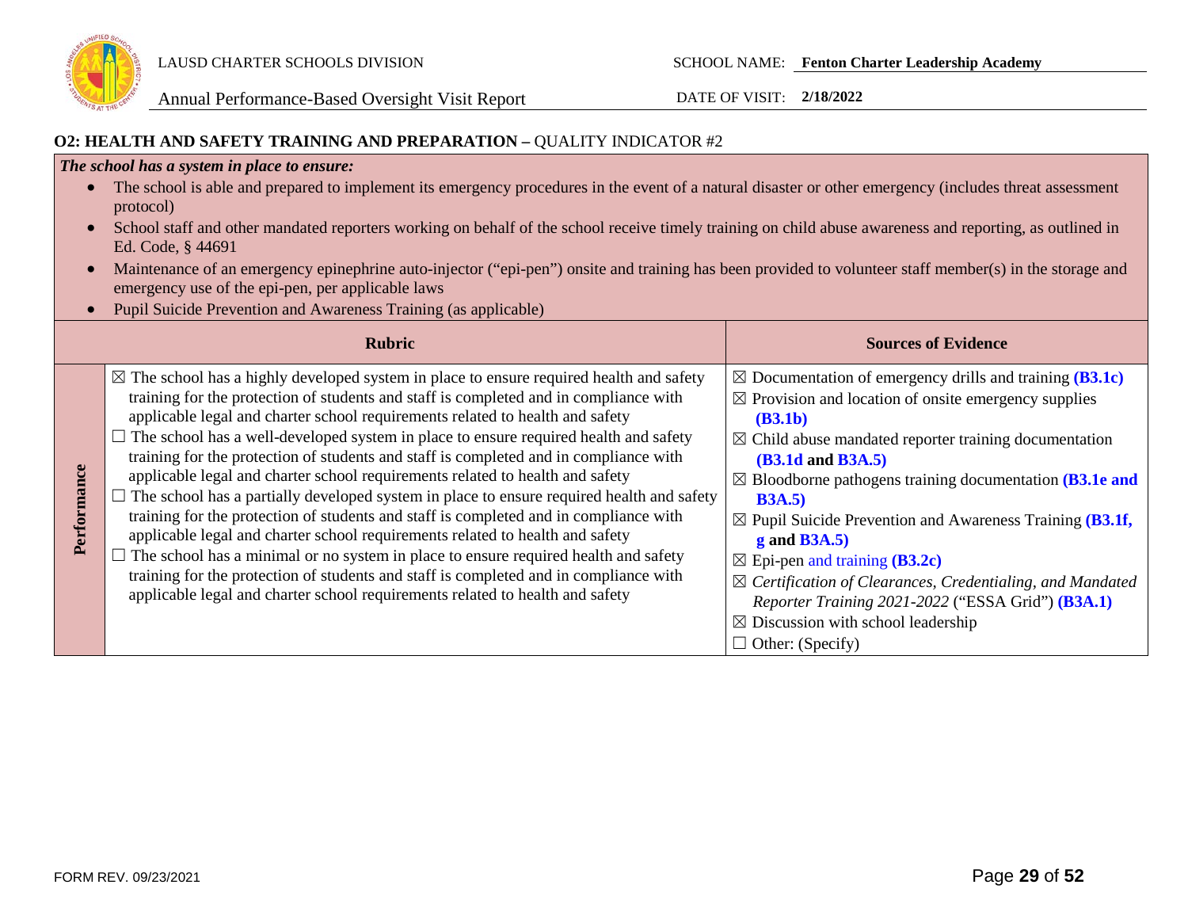## O2: HEALTH AND SAFETY TRAINING AND PREPARATION – QUALITY INDICATOR #2

***The school has a system in place to ensure:***

- The school is able and prepared to implement its emergency procedures in the event of a natural disaster or other emergency (includes threat assessment protocol)
- School staff and other mandated reporters working on behalf of the school receive timely training on child abuse awareness and reporting, as outlined in Ed. Code, § 44691
- Maintenance of an emergency epinephrine auto-injector ("epi-pen") onsite and training has been provided to volunteer staff member(s) in the storage and emergency use of the epi-pen, per applicable laws
- Pupil Suicide Prevention and Awareness Training (as applicable)

| | Rubric | Sources of Evidence |
|---|---|---|
| **Performance** | ☒ The school has a highly developed system in place to ensure required health and safety training for the protection of students and staff is completed and in compliance with applicable legal and charter school requirements related to health and safety<br>☐ The school has a well-developed system in place to ensure required health and safety training for the protection of students and staff is completed and in compliance with applicable legal and charter school requirements related to health and safety<br>☐ The school has a partially developed system in place to ensure required health and safety training for the protection of students and staff is completed and in compliance with applicable legal and charter school requirements related to health and safety<br>☐ The school has a minimal or no system in place to ensure required health and safety training for the protection of students and staff is completed and in compliance with applicable legal and charter school requirements related to health and safety | ☒ Documentation of emergency drills and training **(B3.1c)**<br>☒ Provision and location of onsite emergency supplies **(B3.1b)**<br>☒ Child abuse mandated reporter training documentation **(B3.1d and B3A.5)**<br>☒ Bloodborne pathogens training documentation **(B3.1e and B3A.5)**<br>☒ Pupil Suicide Prevention and Awareness Training **(B3.1f, g and B3A.5)**<br>☒ Epi-pen and training **(B3.2c)**<br>☒ *Certification of Clearances, Credentialing, and Mandated Reporter Training 2021-2022* ("ESSA Grid") **(B3A.1)**<br>☒ Discussion with school leadership<br>☐ Other: (Specify) |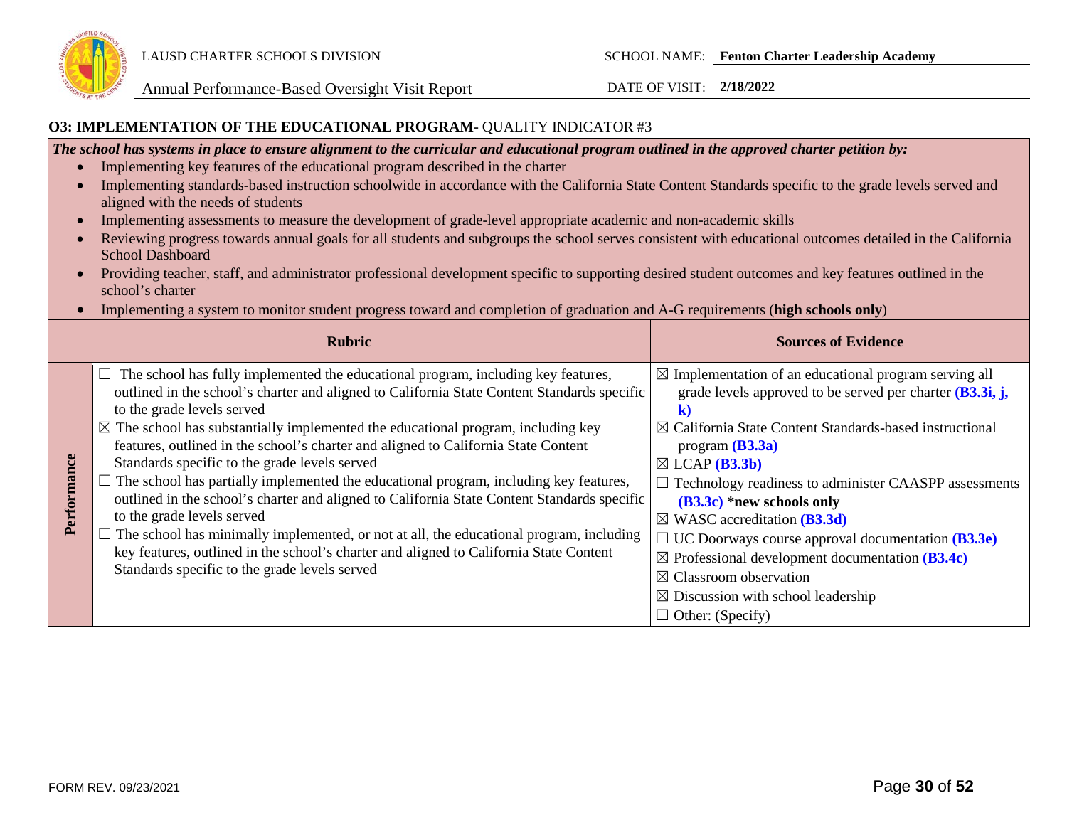## O3: IMPLEMENTATION OF THE EDUCATIONAL PROGRAM- QUALITY INDICATOR #3

***The school has systems in place to ensure alignment to the curricular and educational program outlined in the approved charter petition by:***

- Implementing key features of the educational program described in the charter
- Implementing standards-based instruction schoolwide in accordance with the California State Content Standards specific to the grade levels served and aligned with the needs of students
- Implementing assessments to measure the development of grade-level appropriate academic and non-academic skills
- Reviewing progress towards annual goals for all students and subgroups the school serves consistent with educational outcomes detailed in the California School Dashboard
- Providing teacher, staff, and administrator professional development specific to supporting desired student outcomes and key features outlined in the school's charter
- Implementing a system to monitor student progress toward and completion of graduation and A-G requirements (**high schools only**)

| | Rubric | Sources of Evidence |
|---|---|---|
| **Performance** | ☐ The school has fully implemented the educational program, including key features, outlined in the school's charter and aligned to California State Content Standards specific to the grade levels served<br>☒ The school has substantially implemented the educational program, including key features, outlined in the school's charter and aligned to California State Content Standards specific to the grade levels served<br>☐ The school has partially implemented the educational program, including key features, outlined in the school's charter and aligned to California State Content Standards specific to the grade levels served<br>☐ The school has minimally implemented, or not at all, the educational program, including key features, outlined in the school's charter and aligned to California State Content Standards specific to the grade levels served | ☒ Implementation of an educational program serving all grade levels approved to be served per charter **(B3.3i, j, k)**<br>☒ California State Content Standards-based instructional program **(B3.3a)**<br>☒ LCAP **(B3.3b)**<br>☐ Technology readiness to administer CAASPP assessments **(B3.3c)** **\*new schools only**<br>☒ WASC accreditation **(B3.3d)**<br>☐ UC Doorways course approval documentation **(B3.3e)**<br>☒ Professional development documentation **(B3.4c)**<br>☒ Classroom observation<br>☒ Discussion with school leadership<br>☐ Other: (Specify) |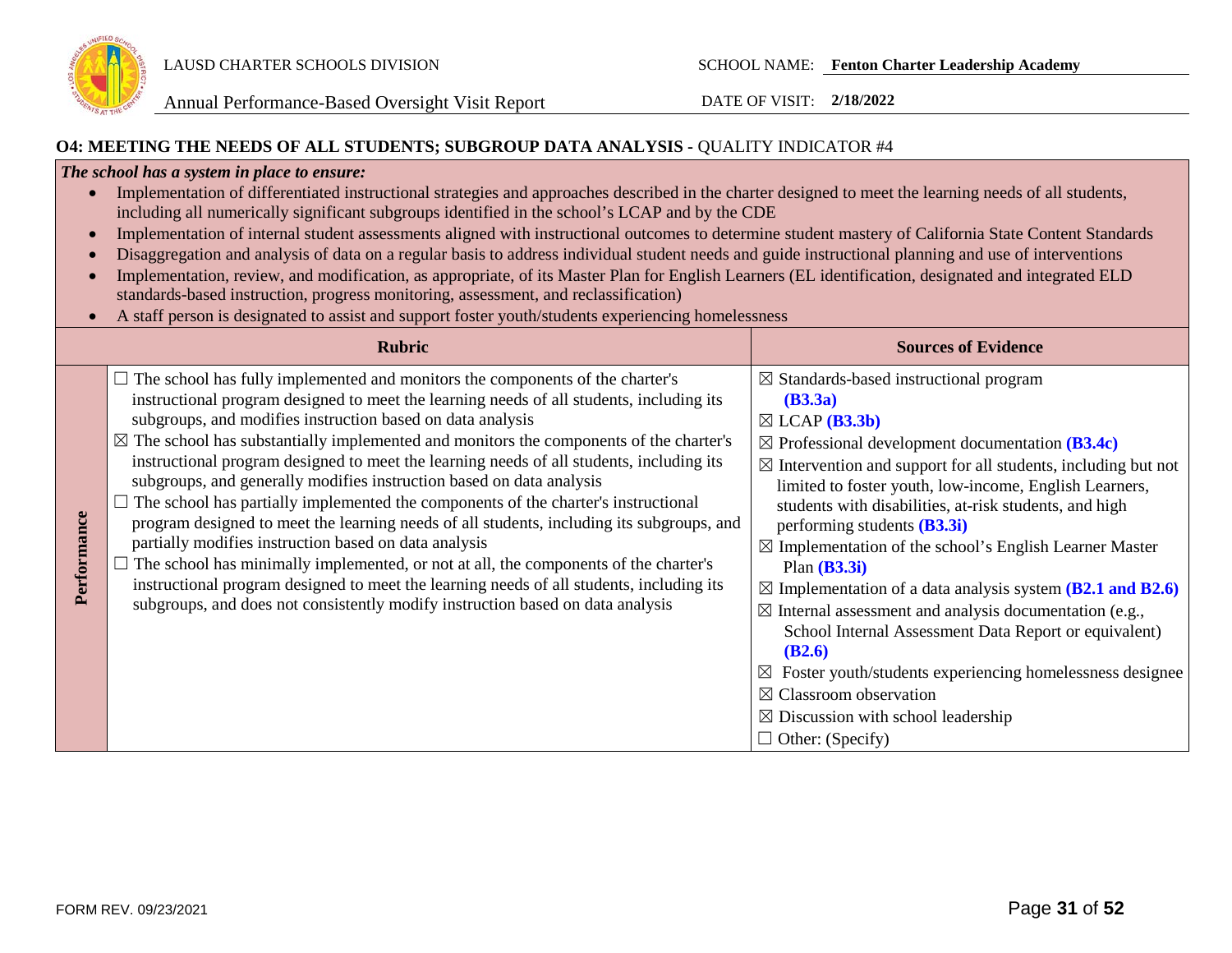## O4: MEETING THE NEEDS OF ALL STUDENTS; SUBGROUP DATA ANALYSIS - QUALITY INDICATOR #4

***The school has a system in place to ensure:***

- Implementation of differentiated instructional strategies and approaches described in the charter designed to meet the learning needs of all students, including all numerically significant subgroups identified in the school's LCAP and by the CDE
- Implementation of internal student assessments aligned with instructional outcomes to determine student mastery of California State Content Standards
- Disaggregation and analysis of data on a regular basis to address individual student needs and guide instructional planning and use of interventions
- Implementation, review, and modification, as appropriate, of its Master Plan for English Learners (EL identification, designated and integrated ELD standards-based instruction, progress monitoring, assessment, and reclassification)
- A staff person is designated to assist and support foster youth/students experiencing homelessness

| | Rubric | Sources of Evidence |
|---|---|---|
| **Performance** | ☐ The school has fully implemented and monitors the components of the charter's instructional program designed to meet the learning needs of all students, including its subgroups, and modifies instruction based on data analysis<br>☒ The school has substantially implemented and monitors the components of the charter's instructional program designed to meet the learning needs of all students, including its subgroups, and generally modifies instruction based on data analysis<br>☐ The school has partially implemented the components of the charter's instructional program designed to meet the learning needs of all students, including its subgroups, and partially modifies instruction based on data analysis<br>☐ The school has minimally implemented, or not at all, the components of the charter's instructional program designed to meet the learning needs of all students, including its subgroups, and does not consistently modify instruction based on data analysis | ☒ Standards-based instructional program **(B3.3a)**<br>☒ LCAP **(B3.3b)**<br>☒ Professional development documentation **(B3.4c)**<br>☒ Intervention and support for all students, including but not limited to foster youth, low-income, English Learners, students with disabilities, at-risk students, and high performing students **(B3.3i)**<br>☒ Implementation of the school's English Learner Master Plan **(B3.3i)**<br>☒ Implementation of a data analysis system **(B2.1 and B2.6)**<br>☒ Internal assessment and analysis documentation (e.g., School Internal Assessment Data Report or equivalent) **(B2.6)**<br>☒ Foster youth/students experiencing homelessness designee<br>☒ Classroom observation<br>☒ Discussion with school leadership<br>☐ Other: (Specify) |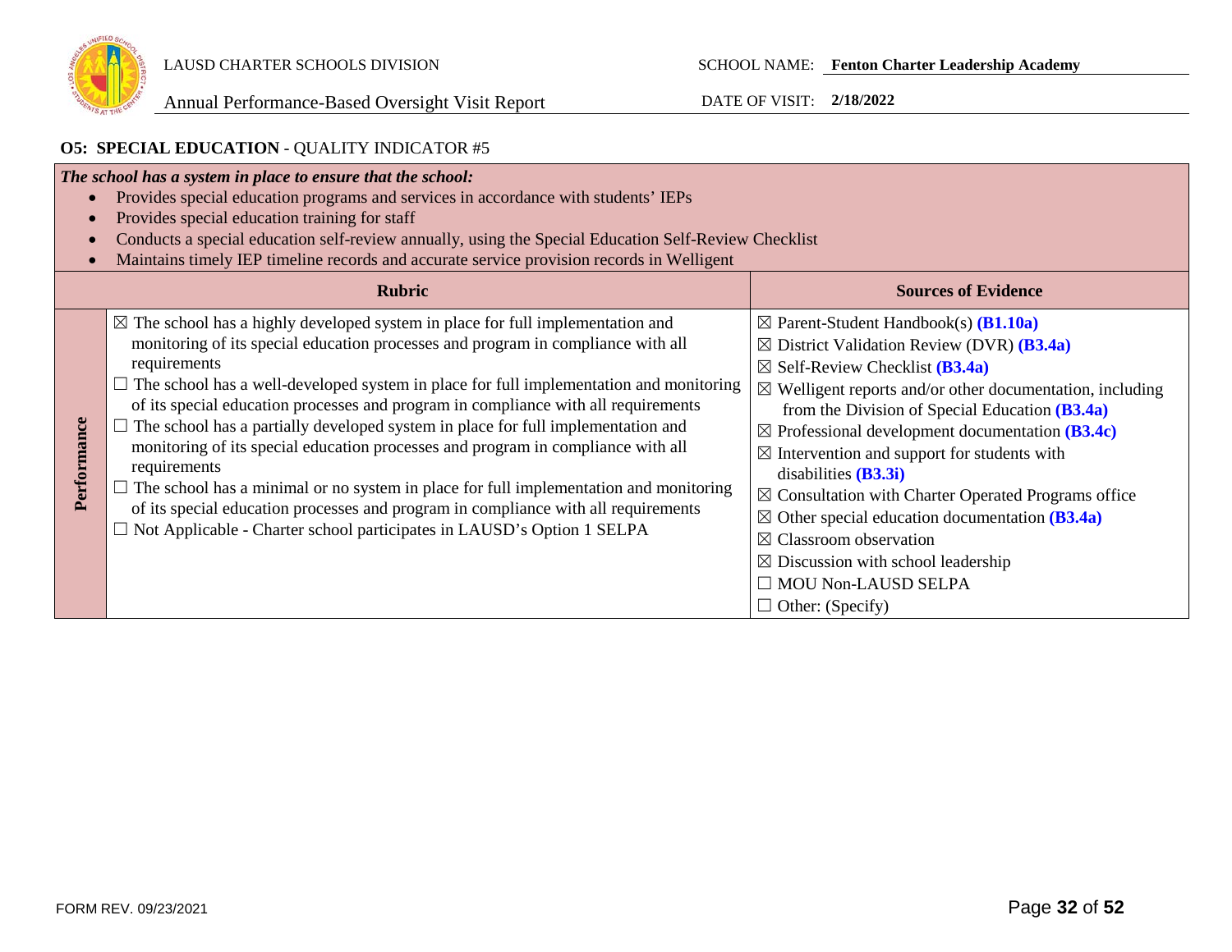LAUSD CHARTER SCHOOLS DIVISION

Annual Performance-Based Oversight Visit Report

SCHOOL NAME: **Fenton Charter Leadership Academy**

DATE OF VISIT: **2/18/2022**

## O5: SPECIAL EDUCATION - QUALITY INDICATOR #5

***The school has a system in place to ensure that the school:***

- Provides special education programs and services in accordance with students' IEPs
- Provides special education training for staff
- Conducts a special education self-review annually, using the Special Education Self-Review Checklist
- Maintains timely IEP timeline records and accurate service provision records in Welligent

| | Rubric | Sources of Evidence |
|---|---|---|
| **Performance** | ☒ The school has a highly developed system in place for full implementation and monitoring of its special education processes and program in compliance with all requirements<br>☐ The school has a well-developed system in place for full implementation and monitoring of its special education processes and program in compliance with all requirements<br>☐ The school has a partially developed system in place for full implementation and monitoring of its special education processes and program in compliance with all requirements<br>☐ The school has a minimal or no system in place for full implementation and monitoring of its special education processes and program in compliance with all requirements<br>☐ Not Applicable - Charter school participates in LAUSD's Option 1 SELPA | ☒ Parent-Student Handbook(s) **(B1.10a)**<br>☒ District Validation Review (DVR) **(B3.4a)**<br>☒ Self-Review Checklist **(B3.4a)**<br>☒ Welligent reports and/or other documentation, including from the Division of Special Education **(B3.4a)**<br>☒ Professional development documentation **(B3.4c)**<br>☒ Intervention and support for students with disabilities **(B3.3i)**<br>☒ Consultation with Charter Operated Programs office<br>☒ Other special education documentation **(B3.4a)**<br>☒ Classroom observation<br>☒ Discussion with school leadership<br>☐ MOU Non-LAUSD SELPA<br>☐ Other: (Specify) |

FORM REV. 09/23/2021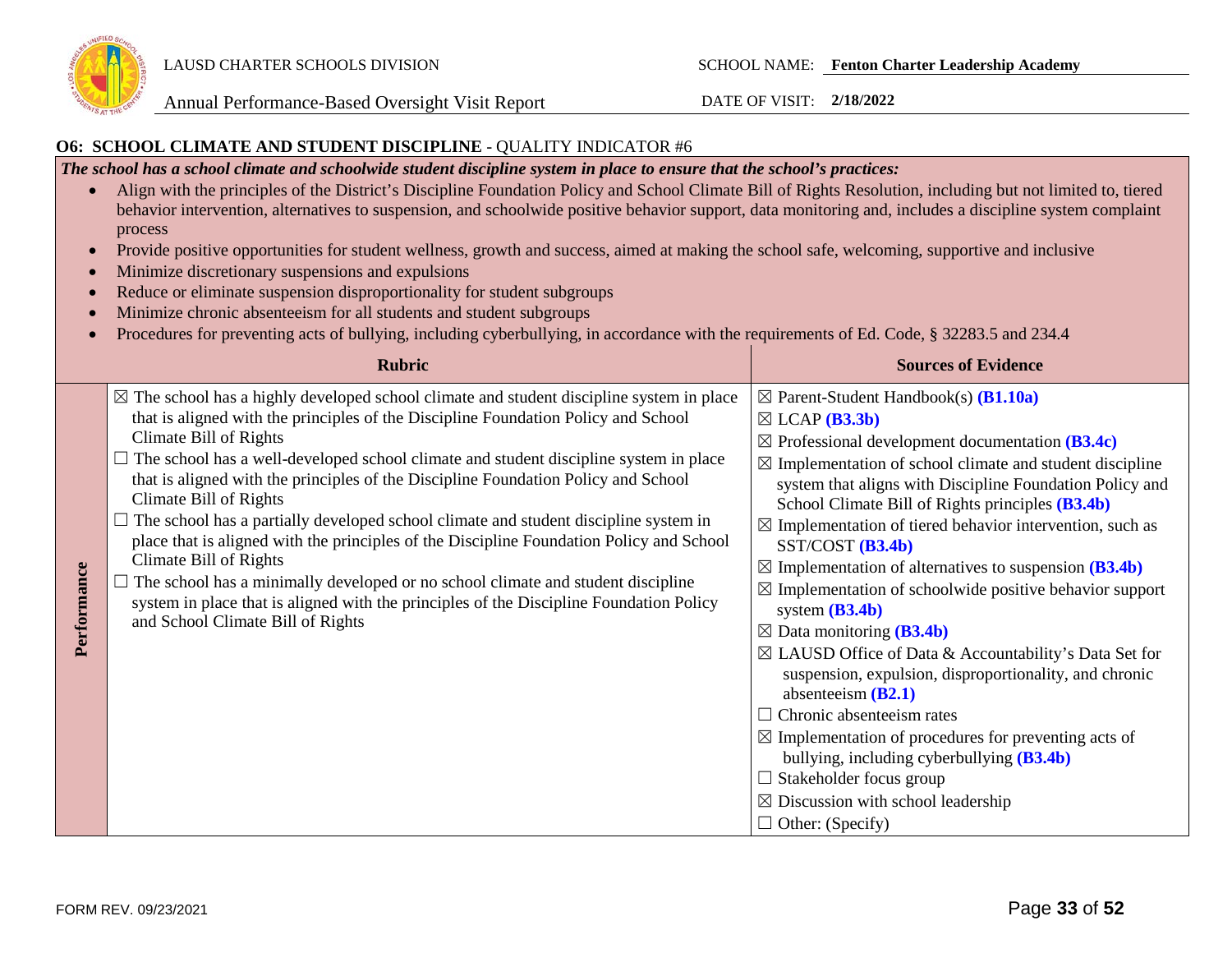## O6: SCHOOL CLIMATE AND STUDENT DISCIPLINE - QUALITY INDICATOR #6

***The school has a school climate and schoolwide student discipline system in place to ensure that the school's practices:***

- Align with the principles of the District's Discipline Foundation Policy and School Climate Bill of Rights Resolution, including but not limited to, tiered behavior intervention, alternatives to suspension, and schoolwide positive behavior support, data monitoring and, includes a discipline system complaint process
- Provide positive opportunities for student wellness, growth and success, aimed at making the school safe, welcoming, supportive and inclusive
- Minimize discretionary suspensions and expulsions
- Reduce or eliminate suspension disproportionality for student subgroups
- Minimize chronic absenteeism for all students and student subgroups
- Procedures for preventing acts of bullying, including cyberbullying, in accordance with the requirements of Ed. Code, § 32283.5 and 234.4

| | Rubric | Sources of Evidence |
|---|---|---|
| **Performance** | ☒ The school has a highly developed school climate and student discipline system in place that is aligned with the principles of the Discipline Foundation Policy and School Climate Bill of Rights<br>☐ The school has a well-developed school climate and student discipline system in place that is aligned with the principles of the Discipline Foundation Policy and School Climate Bill of Rights<br>☐ The school has a partially developed school climate and student discipline system in place that is aligned with the principles of the Discipline Foundation Policy and School Climate Bill of Rights<br>☐ The school has a minimally developed or no school climate and student discipline system in place that is aligned with the principles of the Discipline Foundation Policy and School Climate Bill of Rights | ☒ Parent-Student Handbook(s) **(B1.10a)**<br>☒ LCAP **(B3.3b)**<br>☒ Professional development documentation **(B3.4c)**<br>☒ Implementation of school climate and student discipline system that aligns with Discipline Foundation Policy and School Climate Bill of Rights principles **(B3.4b)**<br>☒ Implementation of tiered behavior intervention, such as SST/COST **(B3.4b)**<br>☒ Implementation of alternatives to suspension **(B3.4b)**<br>☒ Implementation of schoolwide positive behavior support system **(B3.4b)**<br>☒ Data monitoring **(B3.4b)**<br>☒ LAUSD Office of Data & Accountability's Data Set for suspension, expulsion, disproportionality, and chronic absenteeism **(B2.1)**<br>☐ Chronic absenteeism rates<br>☒ Implementation of procedures for preventing acts of bullying, including cyberbullying **(B3.4b)**<br>☐ Stakeholder focus group<br>☒ Discussion with school leadership<br>☐ Other: (Specify) |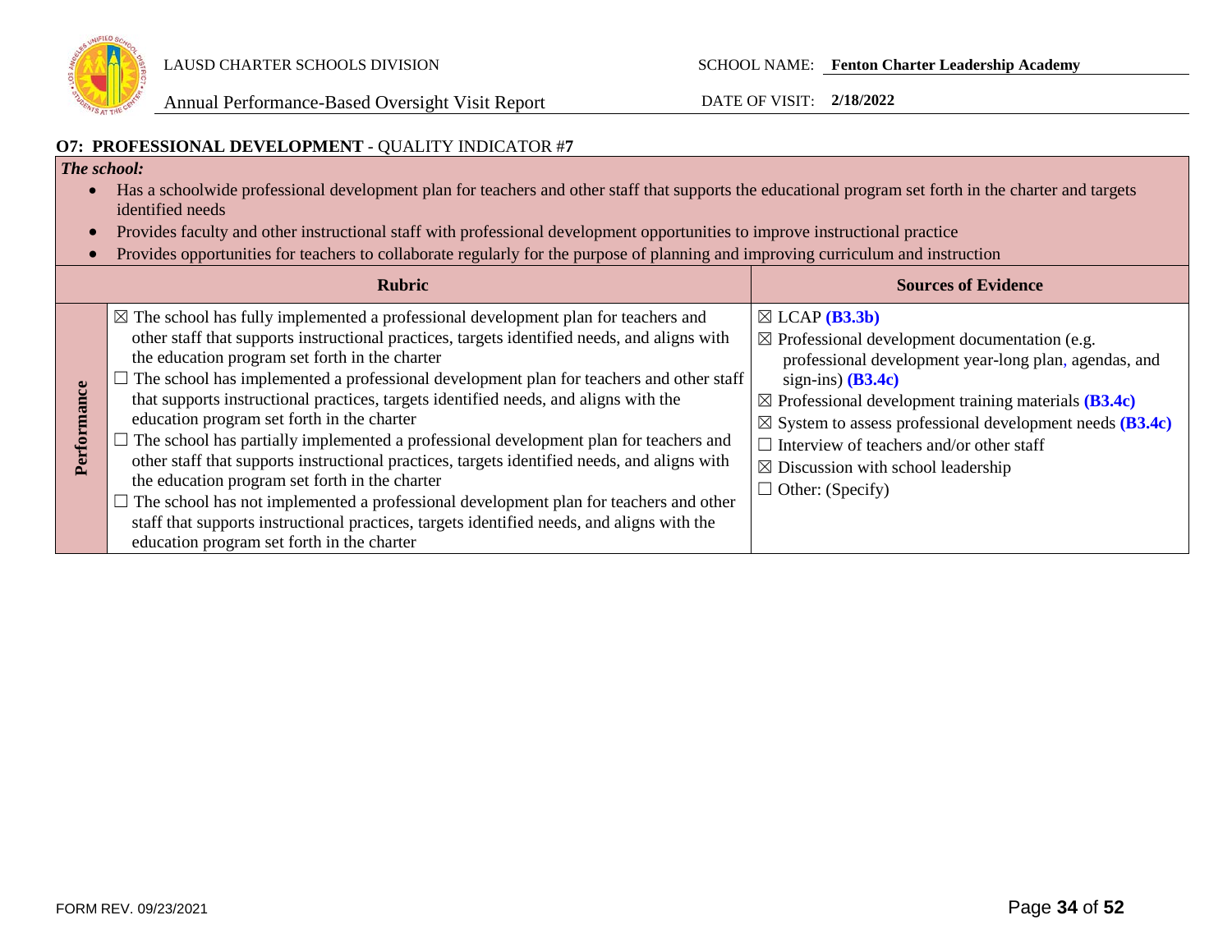### O7: PROFESSIONAL DEVELOPMENT - QUALITY INDICATOR #7

*The school:*

- Has a schoolwide professional development plan for teachers and other staff that supports the educational program set forth in the charter and targets identified needs
- Provides faculty and other instructional staff with professional development opportunities to improve instructional practice
- Provides opportunities for teachers to collaborate regularly for the purpose of planning and improving curriculum and instruction

| | Rubric | Sources of Evidence |
|---|---|---|
| **Performance** | ☒ The school has fully implemented a professional development plan for teachers and other staff that supports instructional practices, targets identified needs, and aligns with the education program set forth in the charter<br>☐ The school has implemented a professional development plan for teachers and other staff that supports instructional practices, targets identified needs, and aligns with the education program set forth in the charter<br>☐ The school has partially implemented a professional development plan for teachers and other staff that supports instructional practices, targets identified needs, and aligns with the education program set forth in the charter<br>☐ The school has not implemented a professional development plan for teachers and other staff that supports instructional practices, targets identified needs, and aligns with the education program set forth in the charter | ☒ LCAP **(B3.3b)**<br>☒ Professional development documentation (e.g. professional development year-long plan, agendas, and sign-ins) **(B3.4c)**<br>☒ Professional development training materials **(B3.4c)**<br>☒ System to assess professional development needs **(B3.4c)**<br>☐ Interview of teachers and/or other staff<br>☒ Discussion with school leadership<br>☐ Other: (Specify) |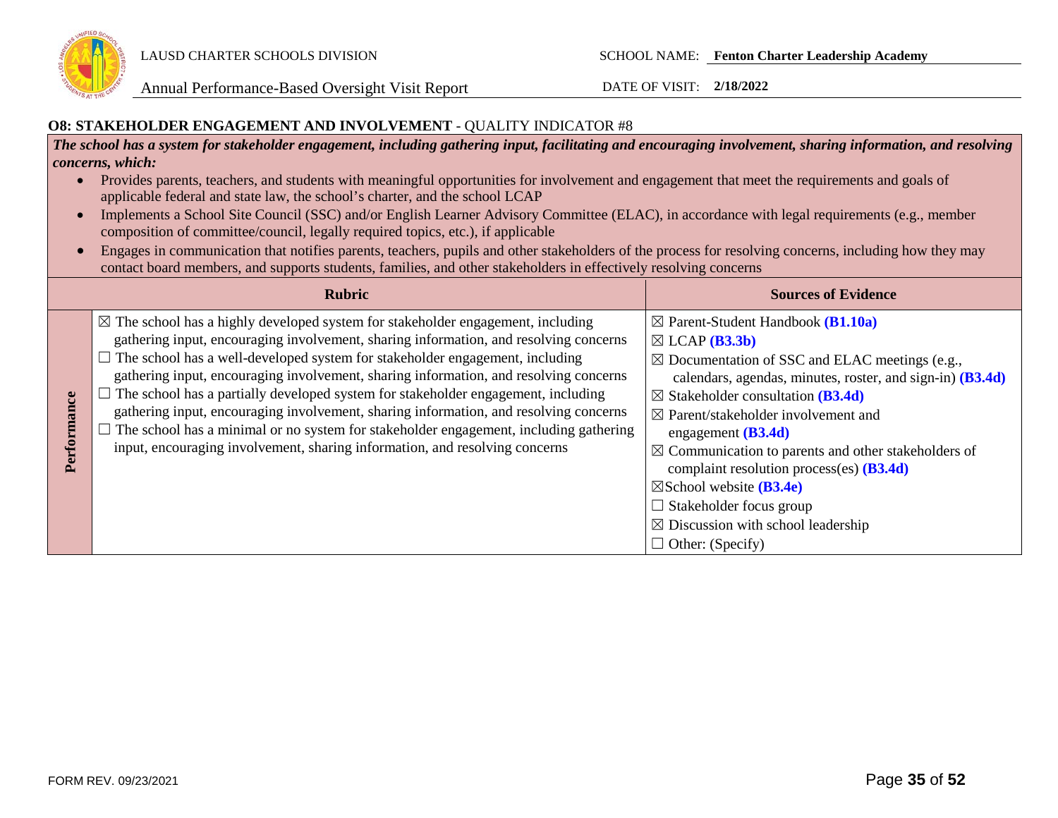## O8: STAKEHOLDER ENGAGEMENT AND INVOLVEMENT - QUALITY INDICATOR #8

***The school has a system for stakeholder engagement, including gathering input, facilitating and encouraging involvement, sharing information, and resolving concerns, which:***

- Provides parents, teachers, and students with meaningful opportunities for involvement and engagement that meet the requirements and goals of applicable federal and state law, the school's charter, and the school LCAP
- Implements a School Site Council (SSC) and/or English Learner Advisory Committee (ELAC), in accordance with legal requirements (e.g., member composition of committee/council, legally required topics, etc.), if applicable
- Engages in communication that notifies parents, teachers, pupils and other stakeholders of the process for resolving concerns, including how they may contact board members, and supports students, families, and other stakeholders in effectively resolving concerns

| | Rubric | Sources of Evidence |
|---|---|---|
| **Performance** | ☒ The school has a highly developed system for stakeholder engagement, including gathering input, encouraging involvement, sharing information, and resolving concerns<br>☐ The school has a well-developed system for stakeholder engagement, including gathering input, encouraging involvement, sharing information, and resolving concerns<br>☐ The school has a partially developed system for stakeholder engagement, including gathering input, encouraging involvement, sharing information, and resolving concerns<br>☐ The school has a minimal or no system for stakeholder engagement, including gathering input, encouraging involvement, sharing information, and resolving concerns | ☒ Parent-Student Handbook **(B1.10a)**<br>☒ LCAP **(B3.3b)**<br>☒ Documentation of SSC and ELAC meetings (e.g., calendars, agendas, minutes, roster, and sign-in) **(B3.4d)**<br>☒ Stakeholder consultation **(B3.4d)**<br>☒ Parent/stakeholder involvement and engagement **(B3.4d)**<br>☒ Communication to parents and other stakeholders of complaint resolution process(es) **(B3.4d)**<br>☒ School website **(B3.4e)**<br>☐ Stakeholder focus group<br>☒ Discussion with school leadership<br>☐ Other: (Specify) |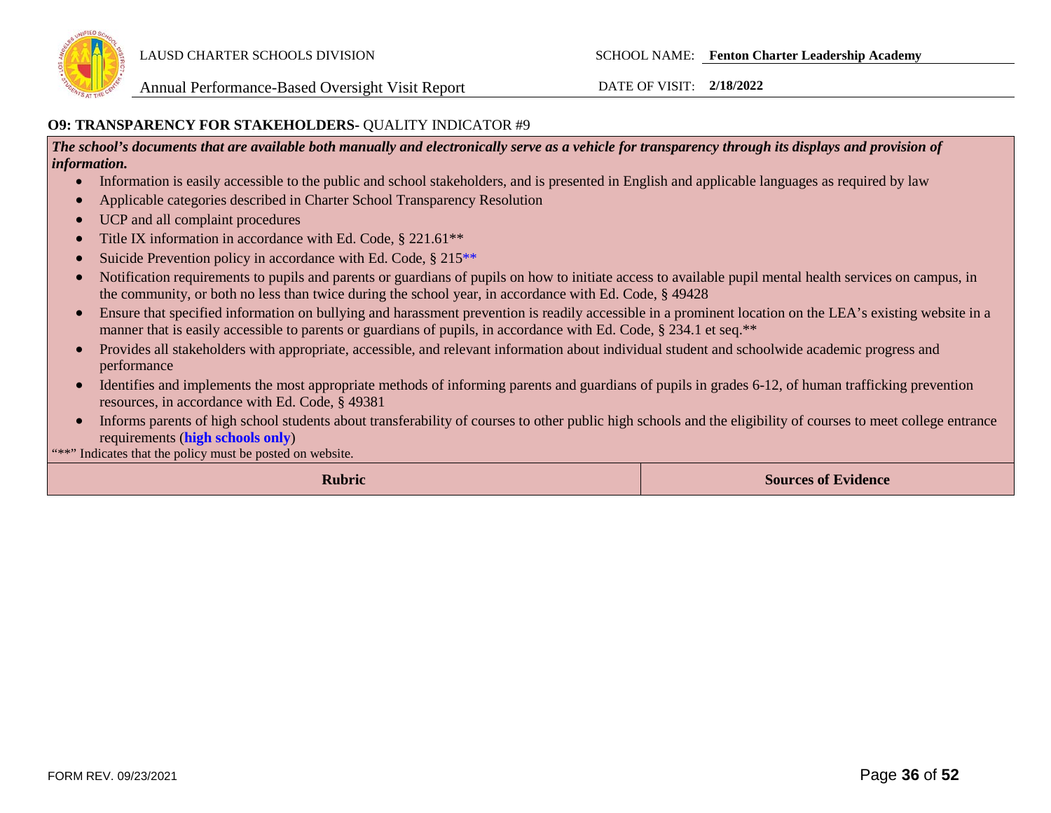**O9: TRANSPARENCY FOR STAKEHOLDERS-** QUALITY INDICATOR #9

***The school's documents that are available both manually and electronically serve as a vehicle for transparency through its displays and provision of information.***

- Information is easily accessible to the public and school stakeholders, and is presented in English and applicable languages as required by law
- Applicable categories described in Charter School Transparency Resolution
- UCP and all complaint procedures
- Title IX information in accordance with Ed. Code, § 221.61**
- Suicide Prevention policy in accordance with Ed. Code, § 215**
- Notification requirements to pupils and parents or guardians of pupils on how to initiate access to available pupil mental health services on campus, in the community, or both no less than twice during the school year, in accordance with Ed. Code, § 49428
- Ensure that specified information on bullying and harassment prevention is readily accessible in a prominent location on the LEA's existing website in a manner that is easily accessible to parents or guardians of pupils, in accordance with Ed. Code, § 234.1 et seq.**
- Provides all stakeholders with appropriate, accessible, and relevant information about individual student and schoolwide academic progress and performance
- Identifies and implements the most appropriate methods of informing parents and guardians of pupils in grades 6-12, of human trafficking prevention resources, in accordance with Ed. Code, § 49381
- Informs parents of high school students about transferability of courses to other public high schools and the eligibility of courses to meet college entrance requirements (**high schools only**)

"**" Indicates that the policy must be posted on website.

| Rubric | Sources of Evidence |
|---|---|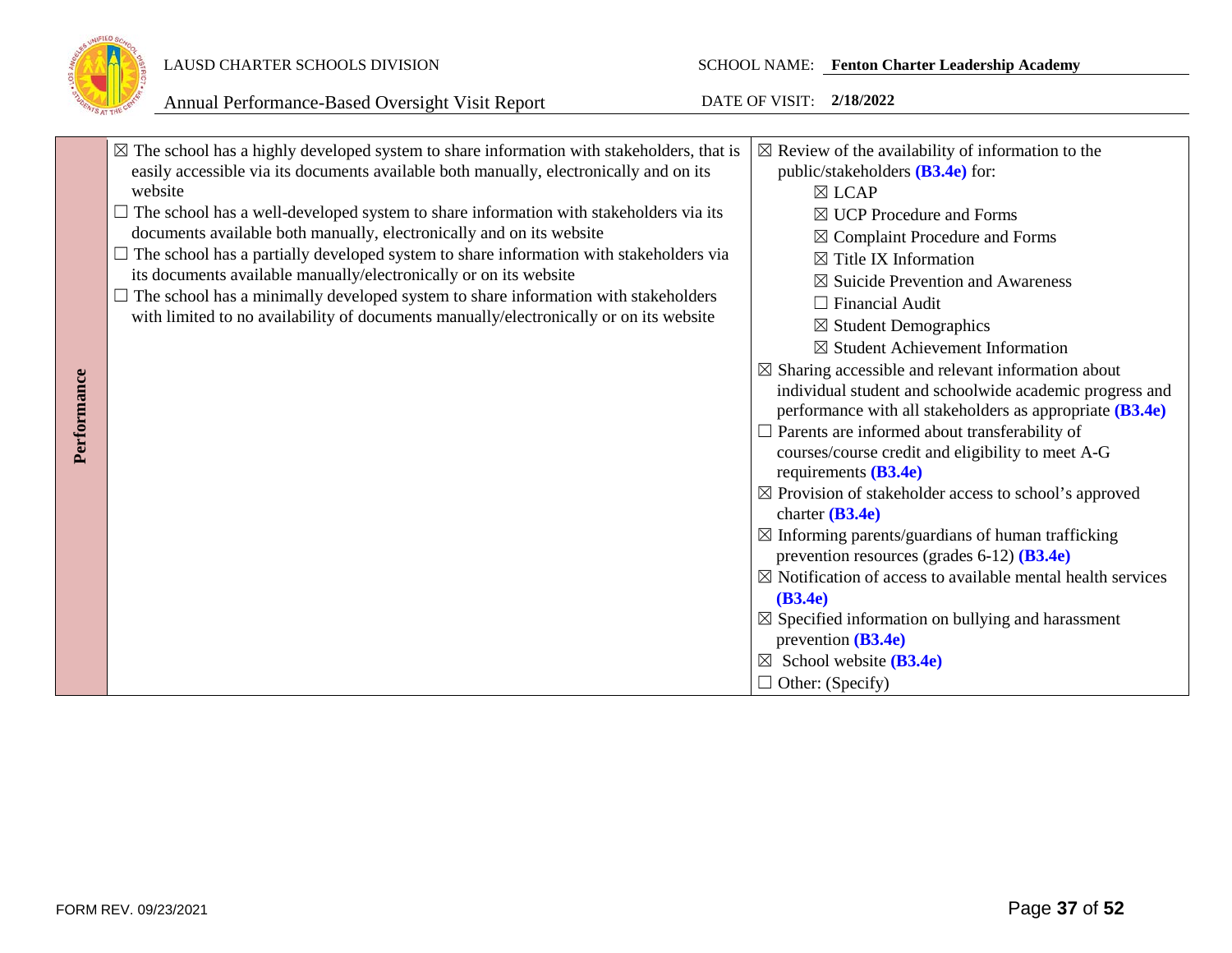| Performance | | |
|---|---|---|
| **Performance** | ☒ The school has a highly developed system to share information with stakeholders, that is easily accessible via its documents available both manually, electronically and on its website<br>☐ The school has a well-developed system to share information with stakeholders via its documents available both manually, electronically and on its website<br>☐ The school has a partially developed system to share information with stakeholders via its documents available manually/electronically or on its website<br>☐ The school has a minimally developed system to share information with stakeholders with limited to no availability of documents manually/electronically or on its website | ☒ Review of the availability of information to the public/stakeholders **(B3.4e)** for:<br>☒ LCAP<br>☒ UCP Procedure and Forms<br>☒ Complaint Procedure and Forms<br>☒ Title IX Information<br>☒ Suicide Prevention and Awareness<br>☐ Financial Audit<br>☒ Student Demographics<br>☒ Student Achievement Information<br>☒ Sharing accessible and relevant information about individual student and schoolwide academic progress and performance with all stakeholders as appropriate **(B3.4e)**<br>☐ Parents are informed about transferability of courses/course credit and eligibility to meet A-G requirements **(B3.4e)**<br>☒ Provision of stakeholder access to school's approved charter **(B3.4e)**<br>☒ Informing parents/guardians of human trafficking prevention resources (grades 6-12) **(B3.4e)**<br>☒ Notification of access to available mental health services **(B3.4e)**<br>☒ Specified information on bullying and harassment prevention **(B3.4e)**<br>☒ School website **(B3.4e)**<br>☐ Other: (Specify) |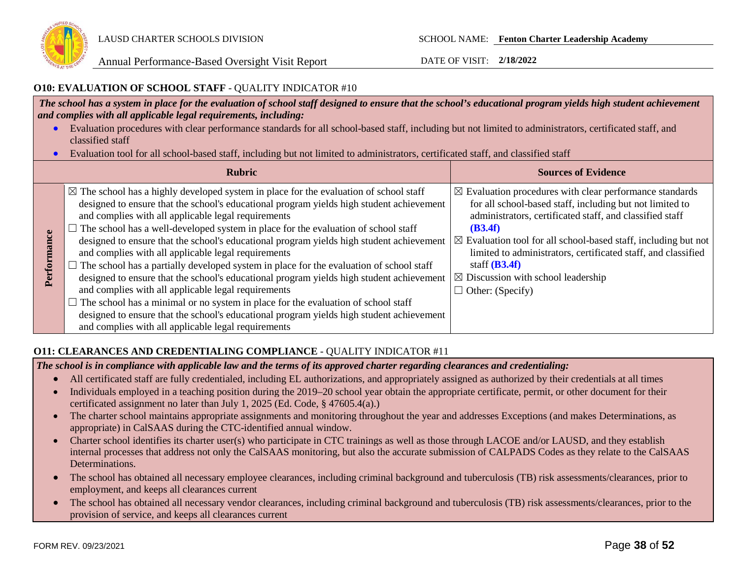### O10: EVALUATION OF SCHOOL STAFF - QUALITY INDICATOR #10

***The school has a system in place for the evaluation of school staff designed to ensure that the school's educational program yields high student achievement and complies with all applicable legal requirements, including:***

- Evaluation procedures with clear performance standards for all school-based staff, including but not limited to administrators, certificated staff, and classified staff
- Evaluation tool for all school-based staff, including but not limited to administrators, certificated staff, and classified staff

| | Rubric | Sources of Evidence |
|---|---|---|
| **Performance** | ☒ The school has a highly developed system in place for the evaluation of school staff designed to ensure that the school's educational program yields high student achievement and complies with all applicable legal requirements<br>☐ The school has a well-developed system in place for the evaluation of school staff designed to ensure that the school's educational program yields high student achievement and complies with all applicable legal requirements<br>☐ The school has a partially developed system in place for the evaluation of school staff designed to ensure that the school's educational program yields high student achievement and complies with all applicable legal requirements<br>☐ The school has a minimal or no system in place for the evaluation of school staff designed to ensure that the school's educational program yields high student achievement and complies with all applicable legal requirements | ☒ Evaluation procedures with clear performance standards for all school-based staff, including but not limited to administrators, certificated staff, and classified staff **(B3.4f)**<br>☒ Evaluation tool for all school-based staff, including but not limited to administrators, certificated staff, and classified staff **(B3.4f)**<br>☒ Discussion with school leadership<br>☐ Other: (Specify) |

### O11: CLEARANCES AND CREDENTIALING COMPLIANCE - QUALITY INDICATOR #11

***The school is in compliance with applicable law and the terms of its approved charter regarding clearances and credentialing:***

- All certificated staff are fully credentialed, including EL authorizations, and appropriately assigned as authorized by their credentials at all times
- Individuals employed in a teaching position during the 2019–20 school year obtain the appropriate certificate, permit, or other document for their certificated assignment no later than July 1, 2025 (Ed. Code, § 47605.4(a).)
- The charter school maintains appropriate assignments and monitoring throughout the year and addresses Exceptions (and makes Determinations, as appropriate) in CalSAAS during the CTC-identified annual window.
- Charter school identifies its charter user(s) who participate in CTC trainings as well as those through LACOE and/or LAUSD, and they establish internal processes that address not only the CalSAAS monitoring, but also the accurate submission of CALPADS Codes as they relate to the CalSAAS Determinations.
- The school has obtained all necessary employee clearances, including criminal background and tuberculosis (TB) risk assessments/clearances, prior to employment, and keeps all clearances current
- The school has obtained all necessary vendor clearances, including criminal background and tuberculosis (TB) risk assessments/clearances, prior to the provision of service, and keeps all clearances current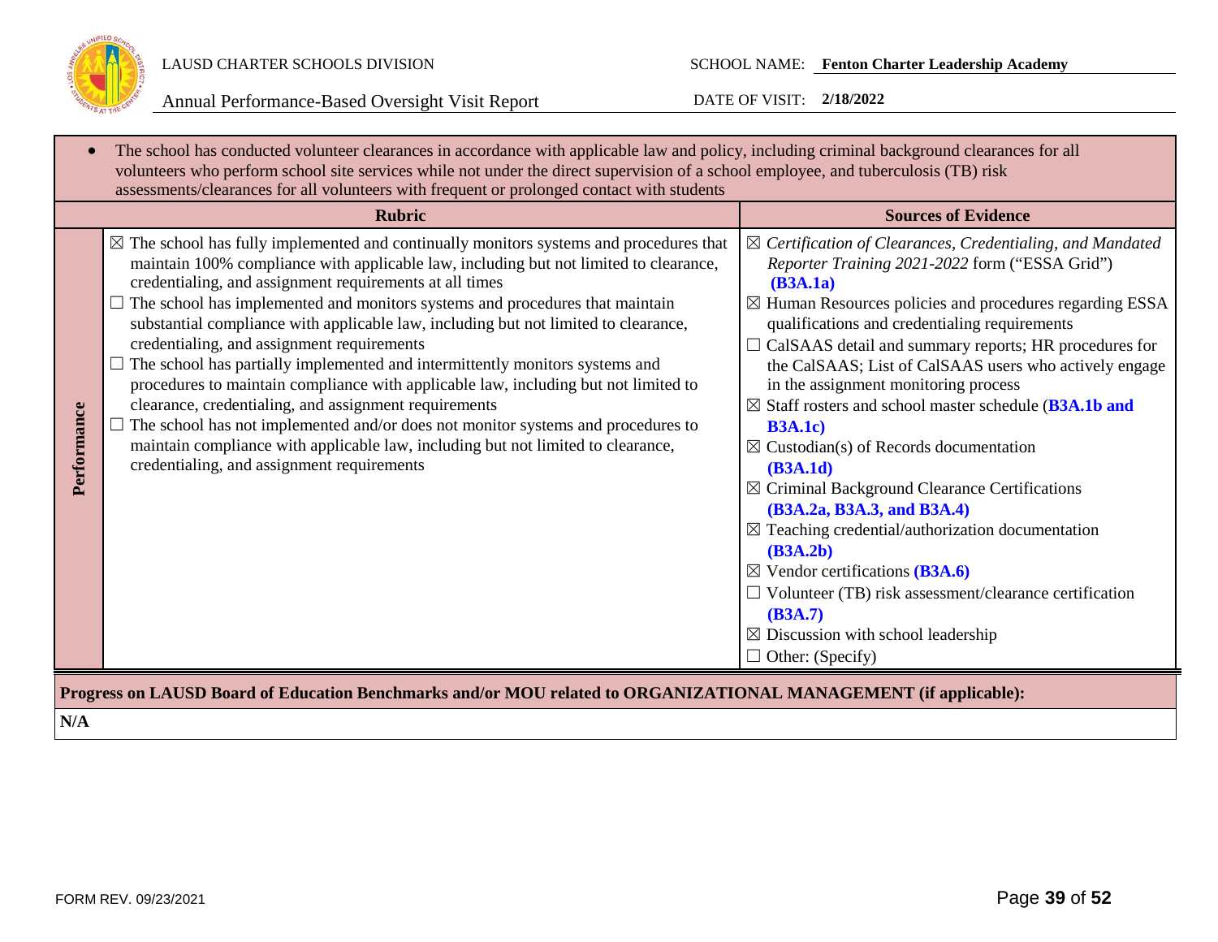- The school has conducted volunteer clearances in accordance with applicable law and policy, including criminal background clearances for all volunteers who perform school site services while not under the direct supervision of a school employee, and tuberculosis (TB) risk assessments/clearances for all volunteers with frequent or prolonged contact with students

| | Rubric | Sources of Evidence |
|---|---|---|
| **Performance** | ☒ The school has fully implemented and continually monitors systems and procedures that maintain 100% compliance with applicable law, including but not limited to clearance, credentialing, and assignment requirements at all times<br>☐ The school has implemented and monitors systems and procedures that maintain substantial compliance with applicable law, including but not limited to clearance, credentialing, and assignment requirements<br>☐ The school has partially implemented and intermittently monitors systems and procedures to maintain compliance with applicable law, including but not limited to clearance, credentialing, and assignment requirements<br>☐ The school has not implemented and/or does not monitor systems and procedures to maintain compliance with applicable law, including but not limited to clearance, credentialing, and assignment requirements | ☒ *Certification of Clearances, Credentialing, and Mandated Reporter Training 2021-2022* form ("ESSA Grid") **(B3A.1a)**<br>☒ Human Resources policies and procedures regarding ESSA qualifications and credentialing requirements<br>☐ CalSAAS detail and summary reports; HR procedures for the CalSAAS; List of CalSAAS users who actively engage in the assignment monitoring process<br>☒ Staff rosters and school master schedule (**B3A.1b and B3A.1c)**<br>☒ Custodian(s) of Records documentation **(B3A.1d)**<br>☒ Criminal Background Clearance Certifications **(B3A.2a, B3A.3, and B3A.4)**<br>☒ Teaching credential/authorization documentation **(B3A.2b)**<br>☒ Vendor certifications **(B3A.6)**<br>☐ Volunteer (TB) risk assessment/clearance certification **(B3A.7)**<br>☒ Discussion with school leadership<br>☐ Other: (Specify) |

**Progress on LAUSD Board of Education Benchmarks and/or MOU related to ORGANIZATIONAL MANAGEMENT (if applicable):**

**N/A**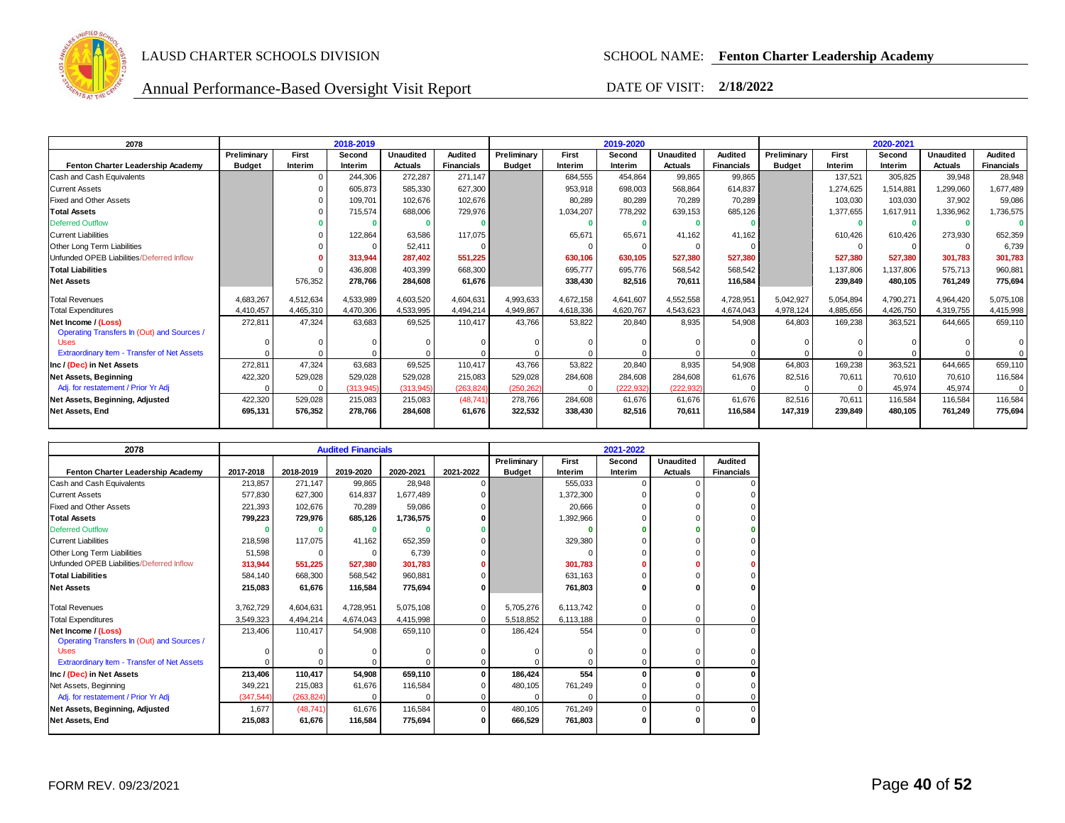LAUSD CHARTER SCHOOLS DIVISION

Annual Performance-Based Oversight Visit Report

SCHOOL NAME: **Fenton Charter Leadership Academy**

DATE OF VISIT: **2/18/2022**

| 2078 | 2018-2019 | | | | | 2019-2020 | | | | | 2020-2021 | | | | |
|---|---|---|---|---|---|---|---|---|---|---|---|---|---|---|---|
| **Fenton Charter Leadership Academy** | **Preliminary Budget** | **First Interim** | **Second Interim** | **Unaudited Actuals** | **Audited Financials** | **Preliminary Budget** | **First Interim** | **Second Interim** | **Unaudited Actuals** | **Audited Financials** | **Preliminary Budget** | **First Interim** | **Second Interim** | **Unaudited Actuals** | **Audited Financials** |
| Cash and Cash Equivalents | | 0 | 244,306 | 272,287 | 271,147 | | 684,555 | 454,864 | 99,865 | 99,865 | | 137,521 | 305,825 | 39,948 | 28,948 |
| Current Assets | | 0 | 605,873 | 585,330 | 627,300 | | 953,918 | 698,003 | 568,864 | 614,837 | | 1,274,625 | 1,514,881 | 1,299,060 | 1,677,489 |
| Fixed and Other Assets | | 0 | 109,701 | 102,676 | 102,676 | | 80,289 | 80,289 | 70,289 | 70,289 | | 103,030 | 103,030 | 37,902 | 59,086 |
| **Total Assets** | | 0 | 715,574 | 688,006 | 729,976 | | 1,034,207 | 778,292 | 639,153 | 685,126 | | 1,377,655 | 1,617,911 | 1,336,962 | 1,736,575 |
| Deferred Outflow | | **0** | **0** | **0** | **0** | | **0** | **0** | **0** | **0** | | **0** | **0** | **0** | **0** |
| Current Liabilities | | 0 | 122,864 | 63,586 | 117,075 | | 65,671 | 65,671 | 41,162 | 41,162 | | 610,426 | 610,426 | 273,930 | 652,359 |
| Other Long Term Liabilities | | 0 | 0 | 52,411 | 0 | | 0 | 0 | 0 | 0 | | 0 | 0 | 0 | 6,739 |
| Unfunded OPEB Liabilities/Deferred Inflow | | **0** | **313,944** | **287,402** | **551,225** | | **630,106** | **630,105** | **527,380** | **527,380** | | **527,380** | **527,380** | **301,783** | **301,783** |
| **Total Liabilities** | | 0 | 436,808 | 403,399 | 668,300 | | 695,777 | 695,776 | 568,542 | 568,542 | | 1,137,806 | 1,137,806 | 575,713 | 960,881 |
| **Net Assets** | | 576,352 | **278,766** | **284,608** | **61,676** | | **338,430** | **82,516** | **70,611** | **116,584** | | **239,849** | **480,105** | **761,249** | **775,694** |
| Total Revenues | 4,683,267 | 4,512,634 | 4,533,989 | 4,603,520 | 4,604,631 | 4,993,633 | 4,672,158 | 4,641,607 | 4,552,558 | 4,728,951 | 5,042,927 | 5,054,894 | 4,790,271 | 4,964,420 | 5,075,108 |
| Total Expenditures | 4,410,457 | 4,465,310 | 4,470,306 | 4,533,995 | 4,494,214 | 4,949,867 | 4,618,336 | 4,620,767 | 4,543,623 | 4,674,043 | 4,978,124 | 4,885,656 | 4,426,750 | 4,319,755 | 4,415,998 |
| **Net Income / (Loss)** | 272,811 | 47,324 | 63,683 | 69,525 | 110,417 | 43,766 | 53,822 | 20,840 | 8,935 | 54,908 | 64,803 | 169,238 | 363,521 | 644,665 | 659,110 |
| Operating Transfers In (Out) and Sources / Uses | 0 | 0 | 0 | 0 | 0 | 0 | 0 | 0 | 0 | 0 | 0 | 0 | 0 | 0 | 0 |
| Extraordinary Item - Transfer of Net Assets | 0 | 0 | 0 | 0 | 0 | 0 | 0 | 0 | 0 | 0 | 0 | 0 | 0 | 0 | 0 |
| **Inc / (Dec) in Net Assets** | 272,811 | 47,324 | 63,683 | 69,525 | 110,417 | 43,766 | 53,822 | 20,840 | 8,935 | 54,908 | 64,803 | 169,238 | 363,521 | 644,665 | 659,110 |
| **Net Assets, Beginning** | 422,320 | 529,028 | 529,028 | 529,028 | 215,083 | 529,028 | 284,608 | 284,608 | 284,608 | 61,676 | 82,516 | 70,611 | 70,610 | 70,610 | 116,584 |
| Adj. for restatement / Prior Yr Adj | 0 | 0 | (313,945) | (313,945) | (263,824) | (250,262) | 0 | (222,932) | (222,932) | 0 | 0 | 0 | 45,974 | 45,974 | 0 |
| **Net Assets, Beginning, Adjusted** | 422,320 | 529,028 | 215,083 | 215,083 | (48,741) | 278,766 | 284,608 | 61,676 | 61,676 | 61,676 | 82,516 | 70,611 | 116,584 | 116,584 | 116,584 |
| **Net Assets, End** | **695,131** | **576,352** | **278,766** | **284,608** | **61,676** | **322,532** | **338,430** | **82,516** | **70,611** | **116,584** | **147,319** | **239,849** | **480,105** | **761,249** | **775,694** |

| 2078 | Audited Financials | | | | | 2021-2022 | | | | |
|---|---|---|---|---|---|---|---|---|---|---|
| **Fenton Charter Leadership Academy** | **2017-2018** | **2018-2019** | **2019-2020** | **2020-2021** | **2021-2022** | **Preliminary Budget** | **First Interim** | **Second Interim** | **Unaudited Actuals** | **Audited Financials** |
| Cash and Cash Equivalents | 213,857 | 271,147 | 99,865 | 28,948 | 0 | | 555,033 | 0 | 0 | 0 |
| Current Assets | 577,830 | 627,300 | 614,837 | 1,677,489 | 0 | | 1,372,300 | 0 | 0 | 0 |
| Fixed and Other Assets | 221,393 | 102,676 | 70,289 | 59,086 | 0 | | 20,666 | 0 | 0 | 0 |
| **Total Assets** | **799,223** | **729,976** | **685,126** | **1,736,575** | **0** | | 1,392,966 | 0 | 0 | 0 |
| Deferred Outflow | **0** | **0** | **0** | **0** | **0** | | **0** | **0** | **0** | **0** |
| Current Liabilities | 218,598 | 117,075 | 41,162 | 652,359 | 0 | | 329,380 | 0 | 0 | 0 |
| Other Long Term Liabilities | 51,598 | 0 | 0 | 6,739 | 0 | | 0 | 0 | 0 | 0 |
| Unfunded OPEB Liabilities/Deferred Inflow | **313,944** | **551,225** | **527,380** | **301,783** | **0** | | **301,783** | **0** | **0** | **0** |
| **Total Liabilities** | 584,140 | 668,300 | 568,542 | 960,881 | 0 | | 631,163 | 0 | 0 | 0 |
| **Net Assets** | **215,083** | **61,676** | **116,584** | **775,694** | **0** | | **761,803** | **0** | **0** | **0** |
| Total Revenues | 3,762,729 | 4,604,631 | 4,728,951 | 5,075,108 | 0 | 5,705,276 | 6,113,742 | 0 | 0 | 0 |
| Total Expenditures | 3,549,323 | 4,494,214 | 4,674,043 | 4,415,998 | 0 | 5,518,852 | 6,113,188 | 0 | 0 | 0 |
| **Net Income / (Loss)** | 213,406 | 110,417 | 54,908 | 659,110 | 0 | 186,424 | 554 | 0 | 0 | 0 |
| Operating Transfers In (Out) and Sources / Uses | 0 | 0 | 0 | 0 | 0 | 0 | 0 | 0 | 0 | 0 |
| Extraordinary Item - Transfer of Net Assets | 0 | 0 | 0 | 0 | 0 | 0 | 0 | 0 | 0 | 0 |
| **Inc / (Dec) in Net Assets** | **213,406** | **110,417** | **54,908** | **659,110** | **0** | **186,424** | **554** | **0** | **0** | **0** |
| Net Assets, Beginning | 349,221 | 215,083 | 61,676 | 116,584 | 0 | 480,105 | 761,249 | 0 | 0 | 0 |
| Adj. for restatement / Prior Yr Adj | (347,544) | (263,824) | 0 | 0 | 0 | 0 | 0 | 0 | 0 | 0 |
| **Net Assets, Beginning, Adjusted** | 1,677 | (48,741) | 61,676 | 116,584 | 0 | 480,105 | 761,249 | 0 | 0 | 0 |
| **Net Assets, End** | **215,083** | **61,676** | **116,584** | **775,694** | **0** | **666,529** | **761,803** | **0** | **0** | **0** |

FORM REV. 09/23/2021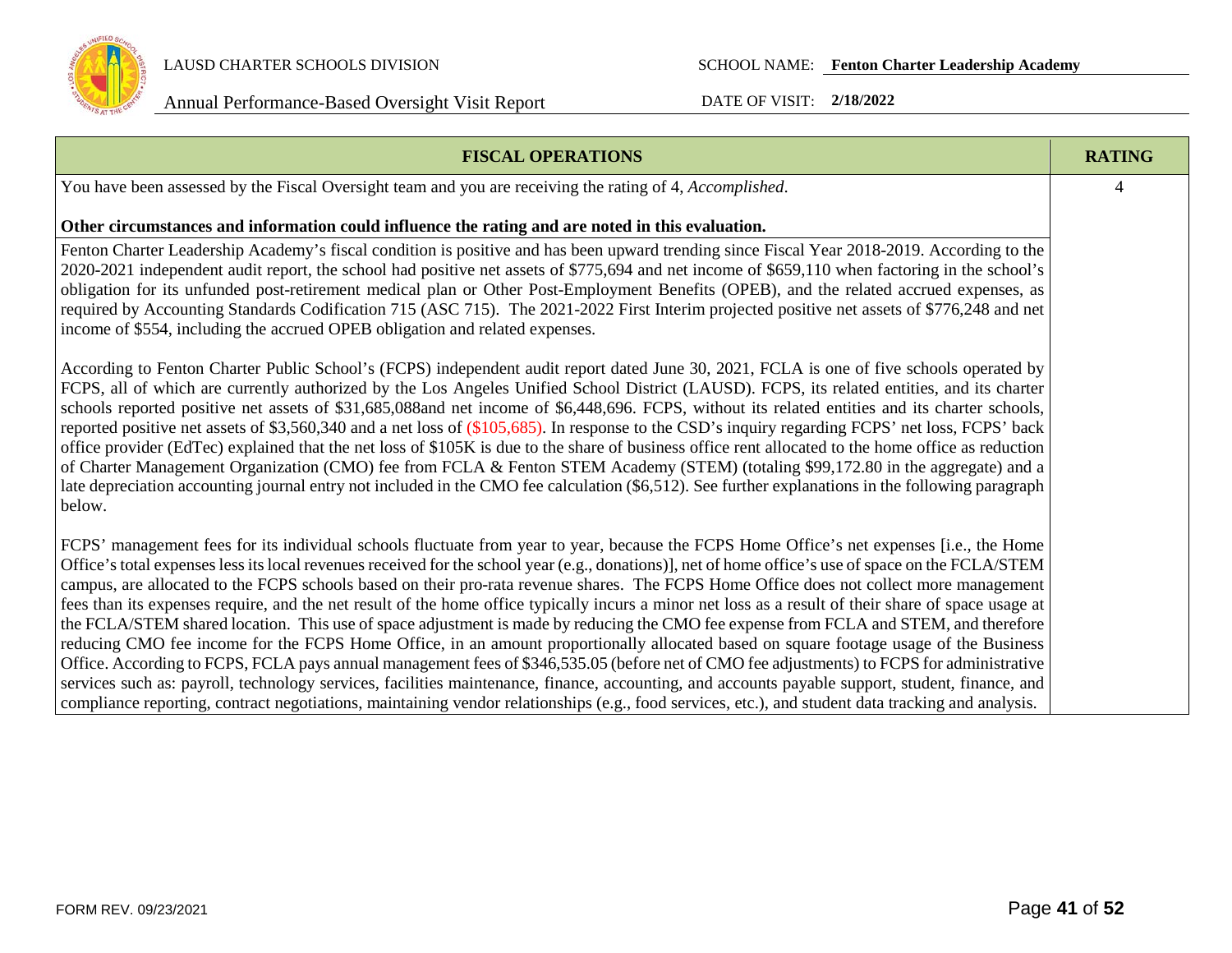| FISCAL OPERATIONS | RATING |
| --- | --- |
| You have been assessed by the Fiscal Oversight team and you are receiving the rating of 4, *Accomplished*.<br><br>**Other circumstances and information could influence the rating and are noted in this evaluation.** | 4 |
| Fenton Charter Leadership Academy's fiscal condition is positive and has been upward trending since Fiscal Year 2018-2019. According to the 2020-2021 independent audit report, the school had positive net assets of $775,694 and net income of $659,110 when factoring in the school's obligation for its unfunded post-retirement medical plan or Other Post-Employment Benefits (OPEB), and the related accrued expenses, as required by Accounting Standards Codification 715 (ASC 715). The 2021-2022 First Interim projected positive net assets of $776,248 and net income of $554, including the accrued OPEB obligation and related expenses.<br><br>According to Fenton Charter Public School's (FCPS) independent audit report dated June 30, 2021, FCLA is one of five schools operated by FCPS, all of which are currently authorized by the Los Angeles Unified School District (LAUSD). FCPS, its related entities, and its charter schools reported positive net assets of $31,685,088and net income of $6,448,696. FCPS, without its related entities and its charter schools, reported positive net assets of $3,560,340 and a net loss of ($105,685). In response to the CSD's inquiry regarding FCPS' net loss, FCPS' back office provider (EdTec) explained that the net loss of $105K is due to the share of business office rent allocated to the home office as reduction of Charter Management Organization (CMO) fee from FCLA & Fenton STEM Academy (STEM) (totaling $99,172.80 in the aggregate) and a late depreciation accounting journal entry not included in the CMO fee calculation ($6,512). See further explanations in the following paragraph below.<br><br>FCPS' management fees for its individual schools fluctuate from year to year, because the FCPS Home Office's net expenses [i.e., the Home Office's total expenses less its local revenues received for the school year (e.g., donations)], net of home office's use of space on the FCLA/STEM campus, are allocated to the FCPS schools based on their pro-rata revenue shares. The FCPS Home Office does not collect more management fees than its expenses require, and the net result of the home office typically incurs a minor net loss as a result of their share of space usage at the FCLA/STEM shared location. This use of space adjustment is made by reducing the CMO fee expense from FCLA and STEM, and therefore reducing CMO fee income for the FCPS Home Office, in an amount proportionally allocated based on square footage usage of the Business Office. According to FCPS, FCLA pays annual management fees of $346,535.05 (before net of CMO fee adjustments) to FCPS for administrative services such as: payroll, technology services, facilities maintenance, finance, accounting, and accounts payable support, student, finance, and compliance reporting, contract negotiations, maintaining vendor relationships (e.g., food services, etc.), and student data tracking and analysis. | |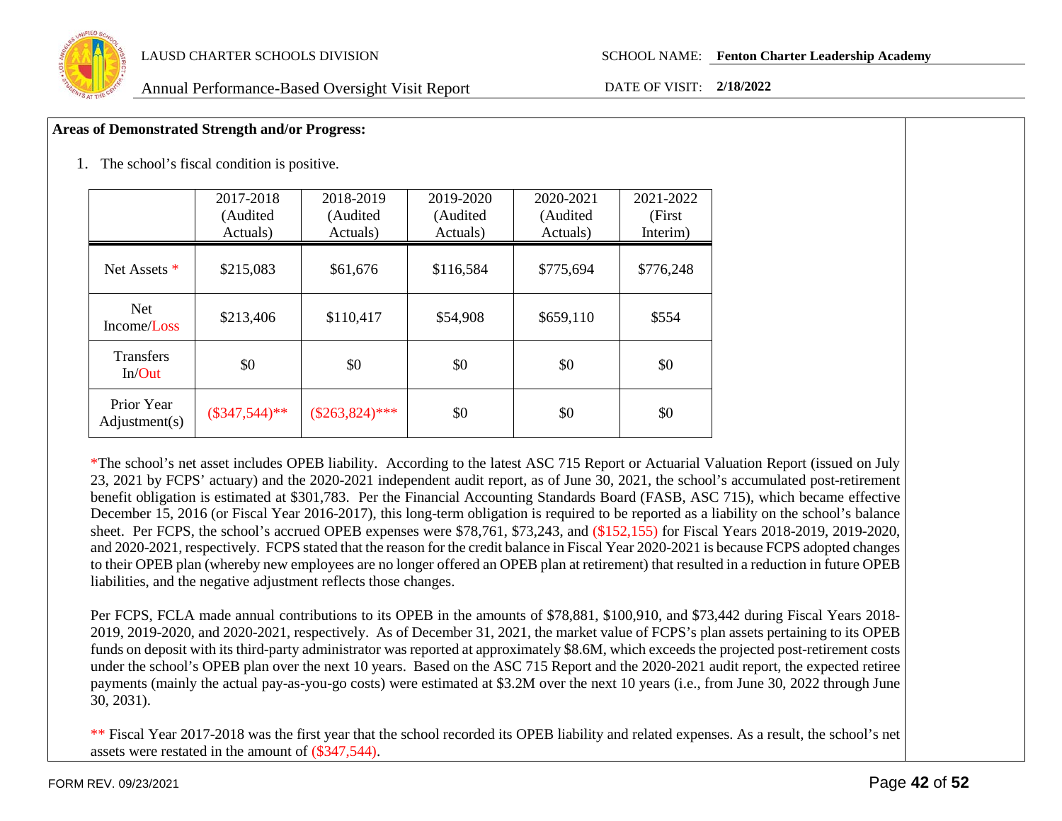**Areas of Demonstrated Strength and/or Progress:**

1. The school's fiscal condition is positive.

| | 2017-2018 (Audited Actuals) | 2018-2019 (Audited Actuals) | 2019-2020 (Audited Actuals) | 2020-2021 (Audited Actuals) | 2021-2022 (First Interim) |
|---|---|---|---|---|---|
| Net Assets * | $215,083 | $61,676 | $116,584 | $775,694 | $776,248 |
| Net Income/Loss | $213,406 | $110,417 | $54,908 | $659,110 | $554 |
| Transfers In/Out | $0 | $0 | $0 | $0 | $0 |
| Prior Year Adjustment(s) | ($347,544)** | ($263,824)*** | $0 | $0 | $0 |

*The school's net asset includes OPEB liability. According to the latest ASC 715 Report or Actuarial Valuation Report (issued on July 23, 2021 by FCPS' actuary) and the 2020-2021 independent audit report, as of June 30, 2021, the school's accumulated post-retirement benefit obligation is estimated at $301,783. Per the Financial Accounting Standards Board (FASB, ASC 715), which became effective December 15, 2016 (or Fiscal Year 2016-2017), this long-term obligation is required to be reported as a liability on the school's balance sheet. Per FCPS, the school's accrued OPEB expenses were $78,761, $73,243, and ($152,155) for Fiscal Years 2018-2019, 2019-2020, and 2020-2021, respectively. FCPS stated that the reason for the credit balance in Fiscal Year 2020-2021 is because FCPS adopted changes to their OPEB plan (whereby new employees are no longer offered an OPEB plan at retirement) that resulted in a reduction in future OPEB liabilities, and the negative adjustment reflects those changes.

Per FCPS, FCLA made annual contributions to its OPEB in the amounts of $78,881, $100,910, and $73,442 during Fiscal Years 2018-2019, 2019-2020, and 2020-2021, respectively. As of December 31, 2021, the market value of FCPS's plan assets pertaining to its OPEB funds on deposit with its third-party administrator was reported at approximately $8.6M, which exceeds the projected post-retirement costs under the school's OPEB plan over the next 10 years. Based on the ASC 715 Report and the 2020-2021 audit report, the expected retiree payments (mainly the actual pay-as-you-go costs) were estimated at $3.2M over the next 10 years (i.e., from June 30, 2022 through June 30, 2031).

** Fiscal Year 2017-2018 was the first year that the school recorded its OPEB liability and related expenses. As a result, the school's net assets were restated in the amount of ($347,544).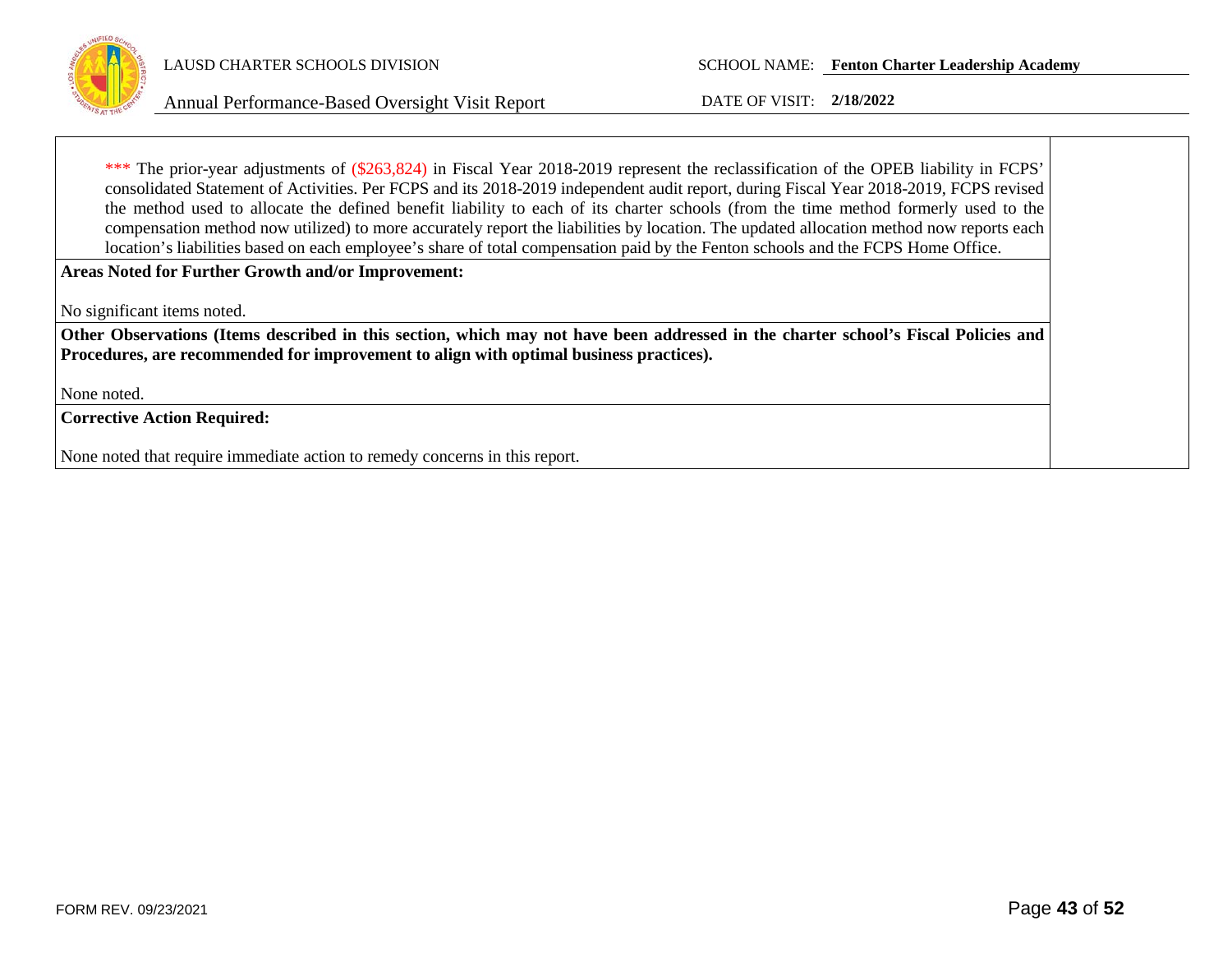*** The prior-year adjustments of ($263,824) in Fiscal Year 2018-2019 represent the reclassification of the OPEB liability in FCPS' consolidated Statement of Activities. Per FCPS and its 2018-2019 independent audit report, during Fiscal Year 2018-2019, FCPS revised the method used to allocate the defined benefit liability to each of its charter schools (from the time method formerly used to the compensation method now utilized) to more accurately report the liabilities by location. The updated allocation method now reports each location's liabilities based on each employee's share of total compensation paid by the Fenton schools and the FCPS Home Office.

**Areas Noted for Further Growth and/or Improvement:**

No significant items noted.

**Other Observations (Items described in this section, which may not have been addressed in the charter school's Fiscal Policies and Procedures, are recommended for improvement to align with optimal business practices).**

None noted.

**Corrective Action Required:**

None noted that require immediate action to remedy concerns in this report.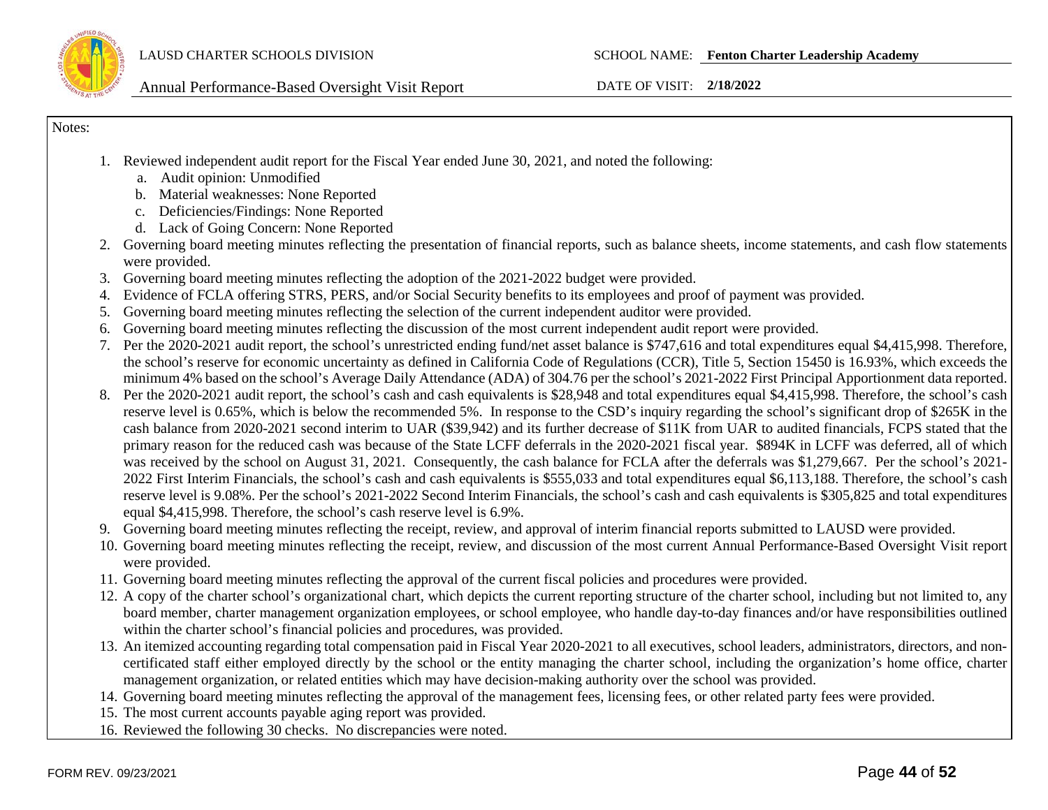Notes:

1. Reviewed independent audit report for the Fiscal Year ended June 30, 2021, and noted the following:
   a. Audit opinion: Unmodified
   b. Material weaknesses: None Reported
   c. Deficiencies/Findings: None Reported
   d. Lack of Going Concern: None Reported
2. Governing board meeting minutes reflecting the presentation of financial reports, such as balance sheets, income statements, and cash flow statements were provided.
3. Governing board meeting minutes reflecting the adoption of the 2021-2022 budget were provided.
4. Evidence of FCLA offering STRS, PERS, and/or Social Security benefits to its employees and proof of payment was provided.
5. Governing board meeting minutes reflecting the selection of the current independent auditor were provided.
6. Governing board meeting minutes reflecting the discussion of the most current independent audit report were provided.
7. Per the 2020-2021 audit report, the school's unrestricted ending fund/net asset balance is $747,616 and total expenditures equal $4,415,998. Therefore, the school's reserve for economic uncertainty as defined in California Code of Regulations (CCR), Title 5, Section 15450 is 16.93%, which exceeds the minimum 4% based on the school's Average Daily Attendance (ADA) of 304.76 per the school's 2021-2022 First Principal Apportionment data reported.
8. Per the 2020-2021 audit report, the school's cash and cash equivalents is $28,948 and total expenditures equal $4,415,998. Therefore, the school's cash reserve level is 0.65%, which is below the recommended 5%. In response to the CSD's inquiry regarding the school's significant drop of $265K in the cash balance from 2020-2021 second interim to UAR ($39,942) and its further decrease of $11K from UAR to audited financials, FCPS stated that the primary reason for the reduced cash was because of the State LCFF deferrals in the 2020-2021 fiscal year. $894K in LCFF was deferred, all of which was received by the school on August 31, 2021. Consequently, the cash balance for FCLA after the deferrals was $1,279,667. Per the school's 2021-2022 First Interim Financials, the school's cash and cash equivalents is $555,033 and total expenditures equal $6,113,188. Therefore, the school's cash reserve level is 9.08%. Per the school's 2021-2022 Second Interim Financials, the school's cash and cash equivalents is $305,825 and total expenditures equal $4,415,998. Therefore, the school's cash reserve level is 6.9%.
9. Governing board meeting minutes reflecting the receipt, review, and approval of interim financial reports submitted to LAUSD were provided.
10. Governing board meeting minutes reflecting the receipt, review, and discussion of the most current Annual Performance-Based Oversight Visit report were provided.
11. Governing board meeting minutes reflecting the approval of the current fiscal policies and procedures were provided.
12. A copy of the charter school's organizational chart, which depicts the current reporting structure of the charter school, including but not limited to, any board member, charter management organization employees, or school employee, who handle day-to-day finances and/or have responsibilities outlined within the charter school's financial policies and procedures, was provided.
13. An itemized accounting regarding total compensation paid in Fiscal Year 2020-2021 to all executives, school leaders, administrators, directors, and non-certificated staff either employed directly by the school or the entity managing the charter school, including the organization's home office, charter management organization, or related entities which may have decision-making authority over the school was provided.
14. Governing board meeting minutes reflecting the approval of the management fees, licensing fees, or other related party fees were provided.
15. The most current accounts payable aging report was provided.
16. Reviewed the following 30 checks. No discrepancies were noted.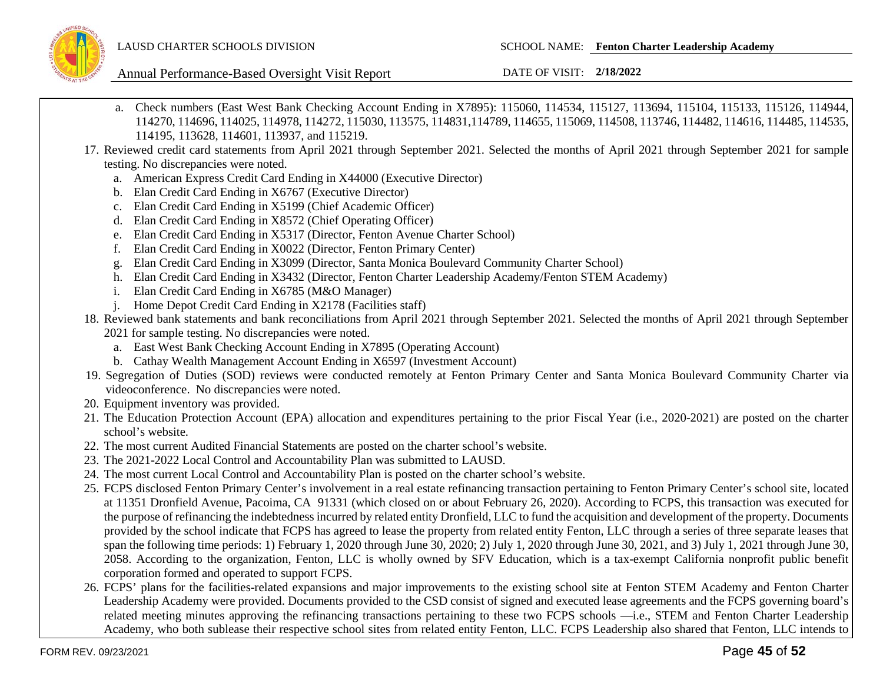a. Check numbers (East West Bank Checking Account Ending in X7895): 115060, 114534, 115127, 113694, 115104, 115133, 115126, 114944, 114270, 114696, 114025, 114978, 114272, 115030, 113575, 114831,114789, 114655, 115069, 114508, 113746, 114482, 114616, 114485, 114535, 114195, 113628, 114601, 113937, and 115219.

17. Reviewed credit card statements from April 2021 through September 2021. Selected the months of April 2021 through September 2021 for sample testing. No discrepancies were noted.
    a. American Express Credit Card Ending in X44000 (Executive Director)
    b. Elan Credit Card Ending in X6767 (Executive Director)
    c. Elan Credit Card Ending in X5199 (Chief Academic Officer)
    d. Elan Credit Card Ending in X8572 (Chief Operating Officer)
    e. Elan Credit Card Ending in X5317 (Director, Fenton Avenue Charter School)
    f. Elan Credit Card Ending in X0022 (Director, Fenton Primary Center)
    g. Elan Credit Card Ending in X3099 (Director, Santa Monica Boulevard Community Charter School)
    h. Elan Credit Card Ending in X3432 (Director, Fenton Charter Leadership Academy/Fenton STEM Academy)
    i. Elan Credit Card Ending in X6785 (M&O Manager)
    j. Home Depot Credit Card Ending in X2178 (Facilities staff)
18. Reviewed bank statements and bank reconciliations from April 2021 through September 2021. Selected the months of April 2021 through September 2021 for sample testing. No discrepancies were noted.
    a. East West Bank Checking Account Ending in X7895 (Operating Account)
    b. Cathay Wealth Management Account Ending in X6597 (Investment Account)
19. Segregation of Duties (SOD) reviews were conducted remotely at Fenton Primary Center and Santa Monica Boulevard Community Charter via videoconference. No discrepancies were noted.
20. Equipment inventory was provided.
21. The Education Protection Account (EPA) allocation and expenditures pertaining to the prior Fiscal Year (i.e., 2020-2021) are posted on the charter school's website.
22. The most current Audited Financial Statements are posted on the charter school's website.
23. The 2021-2022 Local Control and Accountability Plan was submitted to LAUSD.
24. The most current Local Control and Accountability Plan is posted on the charter school's website.
25. FCPS disclosed Fenton Primary Center's involvement in a real estate refinancing transaction pertaining to Fenton Primary Center's school site, located at 11351 Dronfield Avenue, Pacoima, CA 91331 (which closed on or about February 26, 2020). According to FCPS, this transaction was executed for the purpose of refinancing the indebtedness incurred by related entity Dronfield, LLC to fund the acquisition and development of the property. Documents provided by the school indicate that FCPS has agreed to lease the property from related entity Fenton, LLC through a series of three separate leases that span the following time periods: 1) February 1, 2020 through June 30, 2020; 2) July 1, 2020 through June 30, 2021, and 3) July 1, 2021 through June 30, 2058. According to the organization, Fenton, LLC is wholly owned by SFV Education, which is a tax-exempt California nonprofit public benefit corporation formed and operated to support FCPS.
26. FCPS' plans for the facilities-related expansions and major improvements to the existing school site at Fenton STEM Academy and Fenton Charter Leadership Academy were provided. Documents provided to the CSD consist of signed and executed lease agreements and the FCPS governing board's related meeting minutes approving the refinancing transactions pertaining to these two FCPS schools —i.e., STEM and Fenton Charter Leadership Academy, who both sublease their respective school sites from related entity Fenton, LLC. FCPS Leadership also shared that Fenton, LLC intends to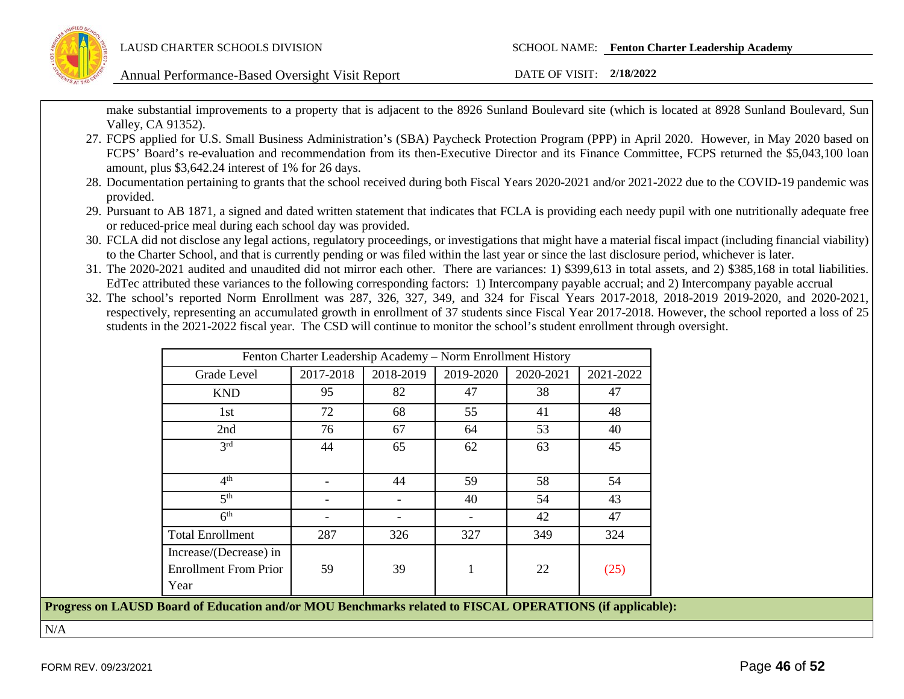make substantial improvements to a property that is adjacent to the 8926 Sunland Boulevard site (which is located at 8928 Sunland Boulevard, Sun Valley, CA 91352).

27. FCPS applied for U.S. Small Business Administration's (SBA) Paycheck Protection Program (PPP) in April 2020. However, in May 2020 based on FCPS' Board's re-evaluation and recommendation from its then-Executive Director and its Finance Committee, FCPS returned the $5,043,100 loan amount, plus $3,642.24 interest of 1% for 26 days.
28. Documentation pertaining to grants that the school received during both Fiscal Years 2020-2021 and/or 2021-2022 due to the COVID-19 pandemic was provided.
29. Pursuant to AB 1871, a signed and dated written statement that indicates that FCLA is providing each needy pupil with one nutritionally adequate free or reduced-price meal during each school day was provided.
30. FCLA did not disclose any legal actions, regulatory proceedings, or investigations that might have a material fiscal impact (including financial viability) to the Charter School, and that is currently pending or was filed within the last year or since the last disclosure period, whichever is later.
31. The 2020-2021 audited and unaudited did not mirror each other. There are variances: 1) $399,613 in total assets, and 2) $385,168 in total liabilities. EdTec attributed these variances to the following corresponding factors: 1) Intercompany payable accrual; and 2) Intercompany payable accrual
32. The school's reported Norm Enrollment was 287, 326, 327, 349, and 324 for Fiscal Years 2017-2018, 2018-2019 2019-2020, and 2020-2021, respectively, representing an accumulated growth in enrollment of 37 students since Fiscal Year 2017-2018. However, the school reported a loss of 25 students in the 2021-2022 fiscal year. The CSD will continue to monitor the school's student enrollment through oversight.

| Fenton Charter Leadership Academy – Norm Enrollment History | | | | | |
|---|---|---|---|---|---|
| Grade Level | 2017-2018 | 2018-2019 | 2019-2020 | 2020-2021 | 2021-2022 |
| KND | 95 | 82 | 47 | 38 | 47 |
| 1st | 72 | 68 | 55 | 41 | 48 |
| 2nd | 76 | 67 | 64 | 53 | 40 |
| 3rd | 44 | 65 | 62 | 63 | 45 |
| 4th | - | 44 | 59 | 58 | 54 |
| 5th | - | - | 40 | 54 | 43 |
| 6th | - | - | - | 42 | 47 |
| Total Enrollment | 287 | 326 | 327 | 349 | 324 |
| Increase/(Decrease) in Enrollment From Prior Year | 59 | 39 | 1 | 22 | (25) |

**Progress on LAUSD Board of Education and/or MOU Benchmarks related to FISCAL OPERATIONS (if applicable):**

N/A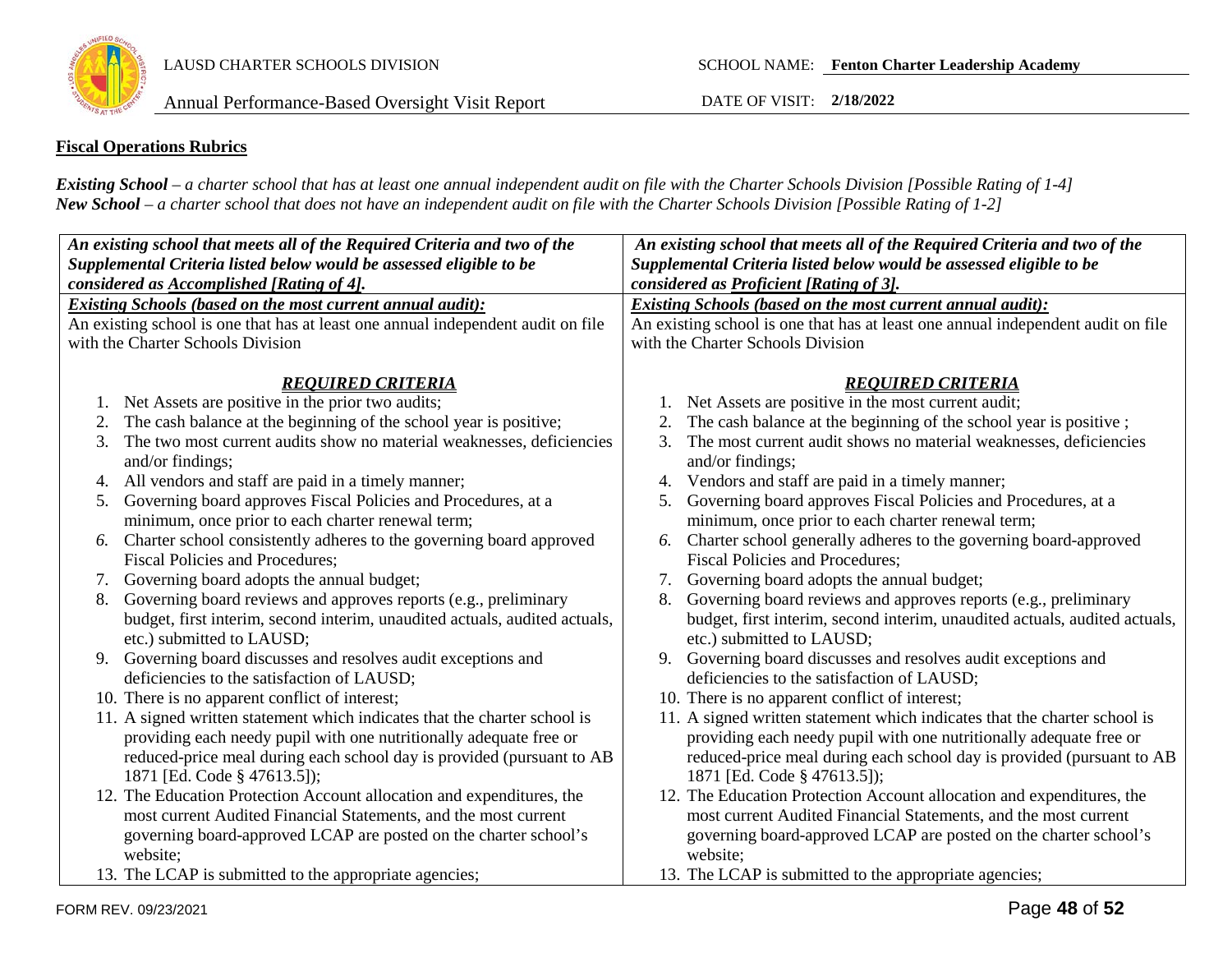**Fiscal Operations Rubrics**

***Existing School*** *– a charter school that has at least one annual independent audit on file with the Charter Schools Division [Possible Rating of 1-4]*
***New School*** *– a charter school that does not have an independent audit on file with the Charter Schools Division [Possible Rating of 1-2]*

| ***An existing school that meets all of the Required Criteria and two of the Supplemental Criteria listed below would be assessed eligible to be considered as Accomplished [Rating of 4].*** | ***An existing school that meets all of the Required Criteria and two of the Supplemental Criteria listed below would be assessed eligible to be considered as Proficient [Rating of 3].*** |
|---|---|
| ***Existing Schools (based on the most current annual audit):***<br>An existing school is one that has at least one annual independent audit on file with the Charter Schools Division<br><br>***REQUIRED CRITERIA***<br>1. Net Assets are positive in the prior two audits;<br>2. The cash balance at the beginning of the school year is positive;<br>3. The two most current audits show no material weaknesses, deficiencies and/or findings;<br>4. All vendors and staff are paid in a timely manner;<br>5. Governing board approves Fiscal Policies and Procedures, at a minimum, once prior to each charter renewal term;<br>6. Charter school consistently adheres to the governing board approved Fiscal Policies and Procedures;<br>7. Governing board adopts the annual budget;<br>8. Governing board reviews and approves reports (e.g., preliminary budget, first interim, second interim, unaudited actuals, audited actuals, etc.) submitted to LAUSD;<br>9. Governing board discusses and resolves audit exceptions and deficiencies to the satisfaction of LAUSD;<br>10. There is no apparent conflict of interest;<br>11. A signed written statement which indicates that the charter school is providing each needy pupil with one nutritionally adequate free or reduced-price meal during each school day is provided (pursuant to AB 1871 [Ed. Code § 47613.5]);<br>12. The Education Protection Account allocation and expenditures, the most current Audited Financial Statements, and the most current governing board-approved LCAP are posted on the charter school's website;<br>13. The LCAP is submitted to the appropriate agencies; | ***Existing Schools (based on the most current annual audit):***<br>An existing school is one that has at least one annual independent audit on file with the Charter Schools Division<br><br>***REQUIRED CRITERIA***<br>1. Net Assets are positive in the most current audit;<br>2. The cash balance at the beginning of the school year is positive ;<br>3. The most current audit shows no material weaknesses, deficiencies and/or findings;<br>4. Vendors and staff are paid in a timely manner;<br>5. Governing board approves Fiscal Policies and Procedures, at a minimum, once prior to each charter renewal term;<br>6. Charter school generally adheres to the governing board-approved Fiscal Policies and Procedures;<br>7. Governing board adopts the annual budget;<br>8. Governing board reviews and approves reports (e.g., preliminary budget, first interim, second interim, unaudited actuals, audited actuals, etc.) submitted to LAUSD;<br>9. Governing board discusses and resolves audit exceptions and deficiencies to the satisfaction of LAUSD;<br>10. There is no apparent conflict of interest;<br>11. A signed written statement which indicates that the charter school is providing each needy pupil with one nutritionally adequate free or reduced-price meal during each school day is provided (pursuant to AB 1871 [Ed. Code § 47613.5]);<br>12. The Education Protection Account allocation and expenditures, the most current Audited Financial Statements, and the most current governing board-approved LCAP are posted on the charter school's website;<br>13. The LCAP is submitted to the appropriate agencies; |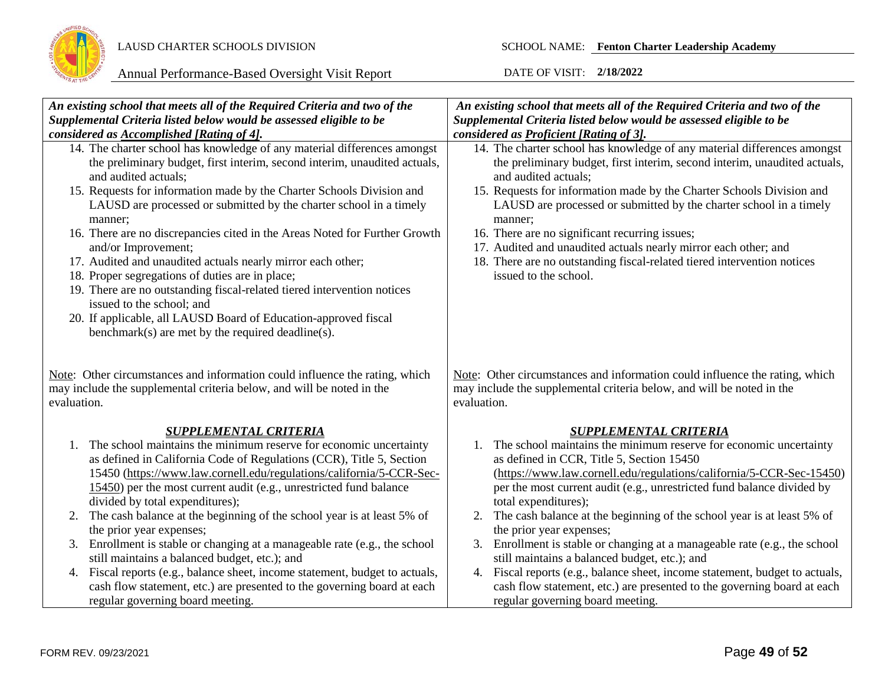| *An existing school that meets all of the Required Criteria and two of the Supplemental Criteria listed below would be assessed eligible to be considered as Accomplished [Rating of 4].* | *An existing school that meets all of the Required Criteria and two of the Supplemental Criteria listed below would be assessed eligible to be considered as Proficient [Rating of 3].* |
|---|---|
| 14. The charter school has knowledge of any material differences amongst the preliminary budget, first interim, second interim, unaudited actuals, and audited actuals;<br>15. Requests for information made by the Charter Schools Division and LAUSD are processed or submitted by the charter school in a timely manner;<br>16. There are no discrepancies cited in the Areas Noted for Further Growth and/or Improvement;<br>17. Audited and unaudited actuals nearly mirror each other;<br>18. Proper segregations of duties are in place;<br>19. There are no outstanding fiscal-related tiered intervention notices issued to the school; and<br>20. If applicable, all LAUSD Board of Education-approved fiscal benchmark(s) are met by the required deadline(s). | 14. The charter school has knowledge of any material differences amongst the preliminary budget, first interim, second interim, unaudited actuals, and audited actuals;<br>15. Requests for information made by the Charter Schools Division and LAUSD are processed or submitted by the charter school in a timely manner;<br>16. There are no significant recurring issues;<br>17. Audited and unaudited actuals nearly mirror each other; and<br>18. There are no outstanding fiscal-related tiered intervention notices issued to the school. |
| Note: Other circumstances and information could influence the rating, which may include the supplemental criteria below, and will be noted in the evaluation. | Note: Other circumstances and information could influence the rating, which may include the supplemental criteria below, and will be noted in the evaluation. |
| ***SUPPLEMENTAL CRITERIA***<br>1. The school maintains the minimum reserve for economic uncertainty as defined in California Code of Regulations (CCR), Title 5, Section 15450 (https://www.law.cornell.edu/regulations/california/5-CCR-Sec-15450) per the most current audit (e.g., unrestricted fund balance divided by total expenditures);<br>2. The cash balance at the beginning of the school year is at least 5% of the prior year expenses;<br>3. Enrollment is stable or changing at a manageable rate (e.g., the school still maintains a balanced budget, etc.); and<br>4. Fiscal reports (e.g., balance sheet, income statement, budget to actuals, cash flow statement, etc.) are presented to the governing board at each regular governing board meeting. | ***SUPPLEMENTAL CRITERIA***<br>1. The school maintains the minimum reserve for economic uncertainty as defined in CCR, Title 5, Section 15450 (https://www.law.cornell.edu/regulations/california/5-CCR-Sec-15450) per the most current audit (e.g., unrestricted fund balance divided by total expenditures);<br>2. The cash balance at the beginning of the school year is at least 5% of the prior year expenses;<br>3. Enrollment is stable or changing at a manageable rate (e.g., the school still maintains a balanced budget, etc.); and<br>4. Fiscal reports (e.g., balance sheet, income statement, budget to actuals, cash flow statement, etc.) are presented to the governing board at each regular governing board meeting. |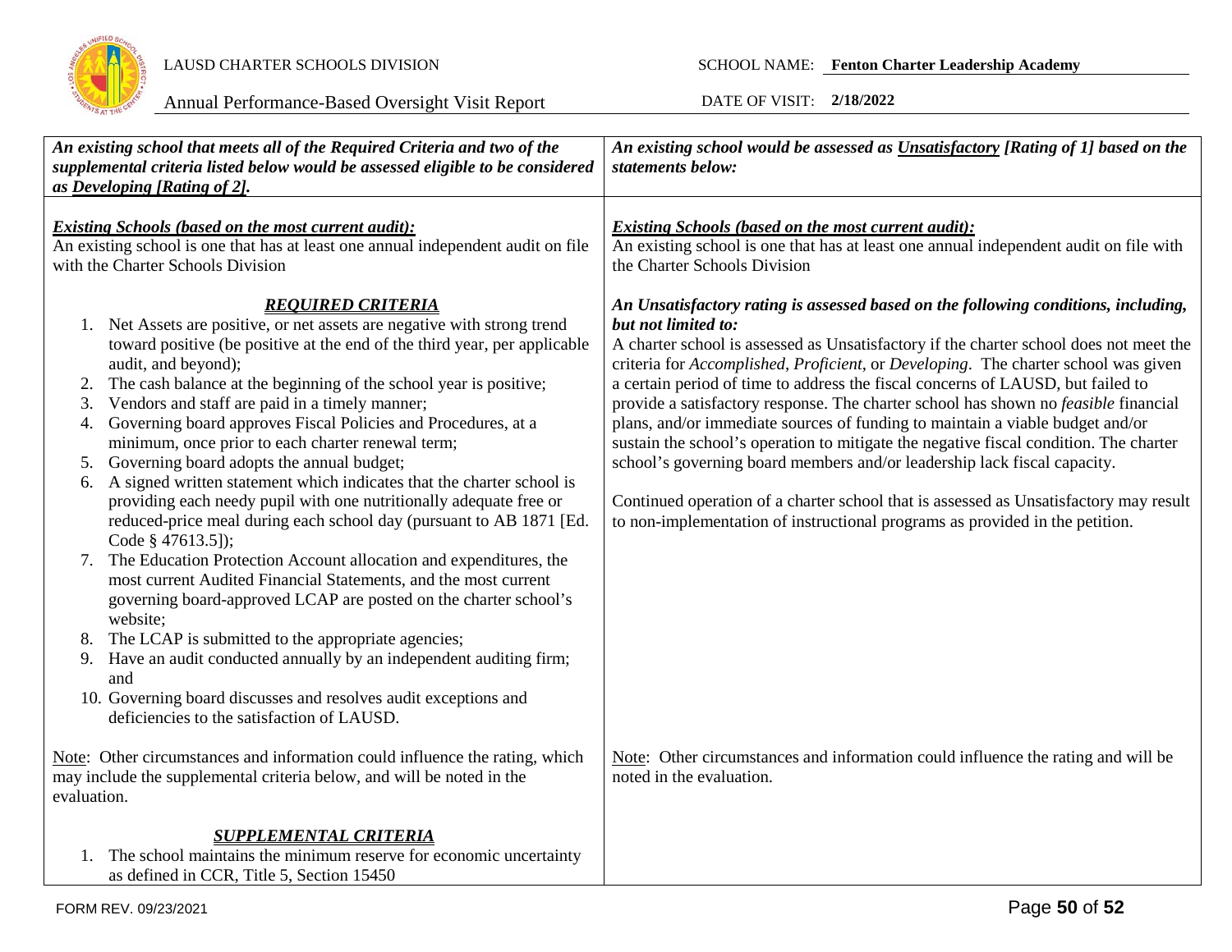| *An existing school that meets all of the Required Criteria and two of the supplemental criteria listed below would be assessed eligible to be considered as Developing [Rating of 2].* | *An existing school would be assessed as Unsatisfactory [Rating of 1] based on the statements below:* |
|---|---|
| ***Existing Schools (based on the most current audit):***<br>An existing school is one that has at least one annual independent audit on file with the Charter Schools Division<br><br>***REQUIRED CRITERIA***<br>1. Net Assets are positive, or net assets are negative with strong trend toward positive (be positive at the end of the third year, per applicable audit, and beyond);<br>2. The cash balance at the beginning of the school year is positive;<br>3. Vendors and staff are paid in a timely manner;<br>4. Governing board approves Fiscal Policies and Procedures, at a minimum, once prior to each charter renewal term;<br>5. Governing board adopts the annual budget;<br>6. A signed written statement which indicates that the charter school is providing each needy pupil with one nutritionally adequate free or reduced-price meal during each school day (pursuant to AB 1871 [Ed. Code § 47613.5]);<br>7. The Education Protection Account allocation and expenditures, the most current Audited Financial Statements, and the most current governing board-approved LCAP are posted on the charter school's website;<br>8. The LCAP is submitted to the appropriate agencies;<br>9. Have an audit conducted annually by an independent auditing firm; and<br>10. Governing board discusses and resolves audit exceptions and deficiencies to the satisfaction of LAUSD.<br><br>Note: Other circumstances and information could influence the rating, which may include the supplemental criteria below, and will be noted in the evaluation.<br><br>***SUPPLEMENTAL CRITERIA***<br>1. The school maintains the minimum reserve for economic uncertainty as defined in CCR, Title 5, Section 15450 | ***Existing Schools (based on the most current audit):***<br>An existing school is one that has at least one annual independent audit on file with the Charter Schools Division<br><br>***An Unsatisfactory rating is assessed based on the following conditions, including, but not limited to:***<br>A charter school is assessed as Unsatisfactory if the charter school does not meet the criteria for *Accomplished*, *Proficient*, or *Developing*. The charter school was given a certain period of time to address the fiscal concerns of LAUSD, but failed to provide a satisfactory response. The charter school has shown no *feasible* financial plans, and/or immediate sources of funding to maintain a viable budget and/or sustain the school's operation to mitigate the negative fiscal condition. The charter school's governing board members and/or leadership lack fiscal capacity.<br><br>Continued operation of a charter school that is assessed as Unsatisfactory may result to non-implementation of instructional programs as provided in the petition.<br><br>Note: Other circumstances and information could influence the rating and will be noted in the evaluation. |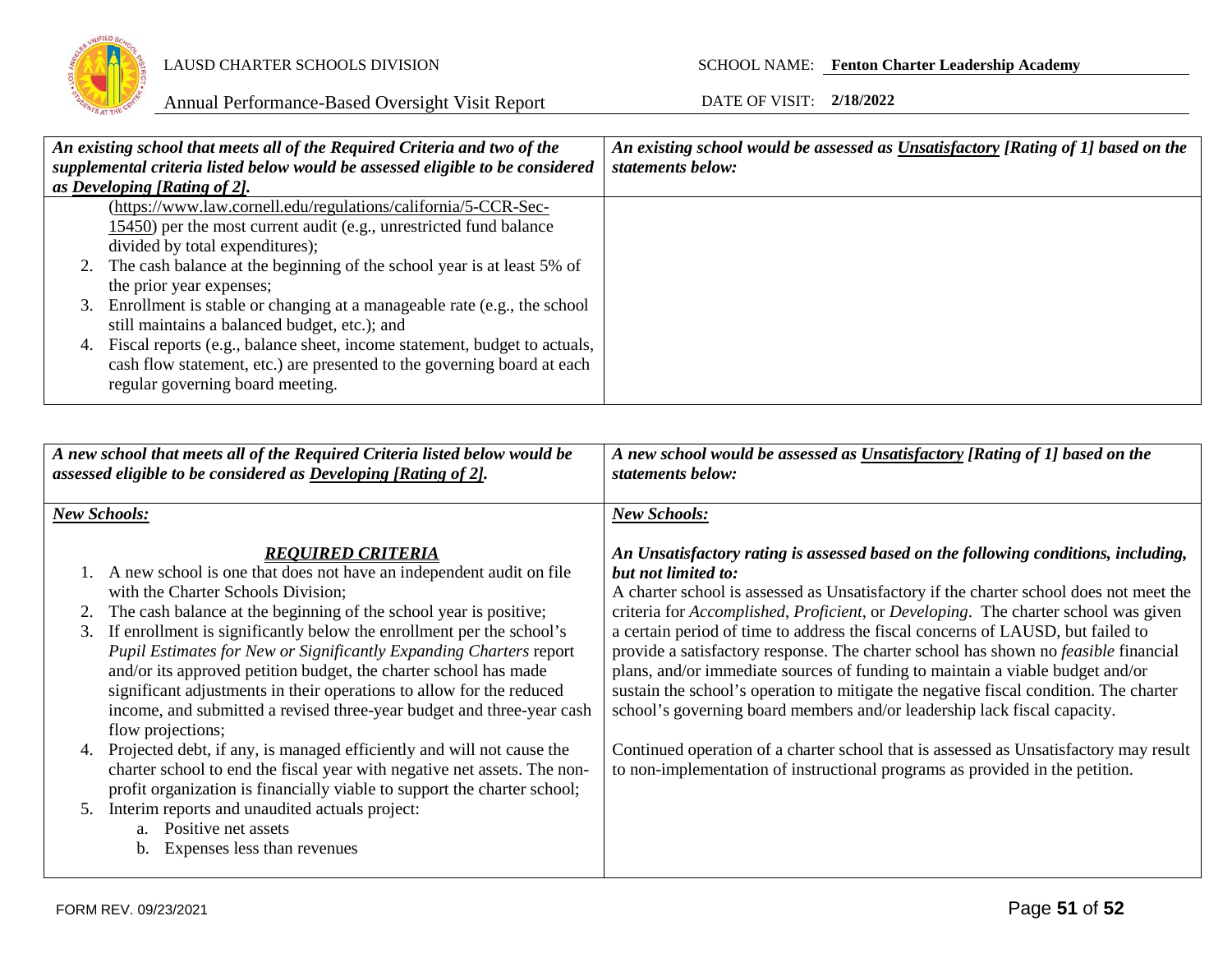| *An existing school that meets all of the Required Criteria and two of the supplemental criteria listed below would be assessed eligible to be considered as Developing [Rating of 2].* | *An existing school would be assessed as Unsatisfactory [Rating of 1] based on the statements below:* |
|---|---|
| (https://www.law.cornell.edu/regulations/california/5-CCR-Sec-15450) per the most current audit (e.g., unrestricted fund balance divided by total expenditures);<br>2. The cash balance at the beginning of the school year is at least 5% of the prior year expenses;<br>3. Enrollment is stable or changing at a manageable rate (e.g., the school still maintains a balanced budget, etc.); and<br>4. Fiscal reports (e.g., balance sheet, income statement, budget to actuals, cash flow statement, etc.) are presented to the governing board at each regular governing board meeting. | |

| *A new school that meets all of the Required Criteria listed below would be assessed eligible to be considered as Developing [Rating of 2].* | *A new school would be assessed as Unsatisfactory [Rating of 1] based on the statements below:* |
|---|---|
| ***New Schools:***<br><br>***REQUIRED CRITERIA***<br>1. A new school is one that does not have an independent audit on file with the Charter Schools Division;<br>2. The cash balance at the beginning of the school year is positive;<br>3. If enrollment is significantly below the enrollment per the school's *Pupil Estimates for New or Significantly Expanding Charters* report and/or its approved petition budget, the charter school has made significant adjustments in their operations to allow for the reduced income, and submitted a revised three-year budget and three-year cash flow projections;<br>4. Projected debt, if any, is managed efficiently and will not cause the charter school to end the fiscal year with negative net assets. The non-profit organization is financially viable to support the charter school;<br>5. Interim reports and unaudited actuals project:<br>&nbsp;&nbsp;&nbsp;&nbsp;a. Positive net assets<br>&nbsp;&nbsp;&nbsp;&nbsp;b. Expenses less than revenues | ***New Schools:***<br><br>***An Unsatisfactory rating is assessed based on the following conditions, including, but not limited to:***<br>A charter school is assessed as Unsatisfactory if the charter school does not meet the criteria for *Accomplished*, *Proficient*, or *Developing*. The charter school was given a certain period of time to address the fiscal concerns of LAUSD, but failed to provide a satisfactory response. The charter school has shown no *feasible* financial plans, and/or immediate sources of funding to maintain a viable budget and/or sustain the school's operation to mitigate the negative fiscal condition. The charter school's governing board members and/or leadership lack fiscal capacity.<br><br>Continued operation of a charter school that is assessed as Unsatisfactory may result to non-implementation of instructional programs as provided in the petition. |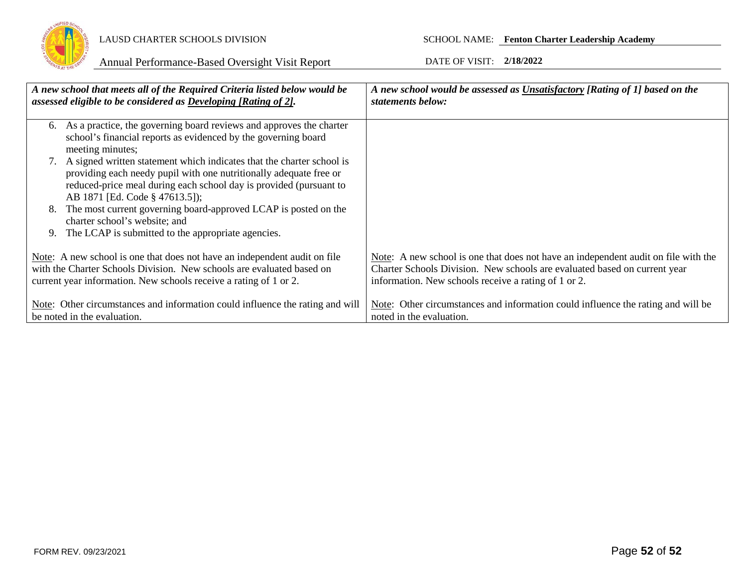| *A new school that meets all of the Required Criteria listed below would be assessed eligible to be considered as* ***Developing [Rating of 2]***. | *A new school would be assessed as* ***Unsatisfactory*** *[Rating of 1] based on the statements below:* |
|---|---|
| 6. As a practice, the governing board reviews and approves the charter school's financial reports as evidenced by the governing board meeting minutes;<br>7. A signed written statement which indicates that the charter school is providing each needy pupil with one nutritionally adequate free or reduced-price meal during each school day is provided (pursuant to AB 1871 [Ed. Code § 47613.5]);<br>8. The most current governing board-approved LCAP is posted on the charter school's website; and<br>9. The LCAP is submitted to the appropriate agencies.<br><br>Note: A new school is one that does not have an independent audit on file with the Charter Schools Division. New schools are evaluated based on current year information. New schools receive a rating of 1 or 2.<br><br>Note: Other circumstances and information could influence the rating and will be noted in the evaluation. | Note: A new school is one that does not have an independent audit on file with the Charter Schools Division. New schools are evaluated based on current year information. New schools receive a rating of 1 or 2.<br><br>Note: Other circumstances and information could influence the rating and will be noted in the evaluation. |